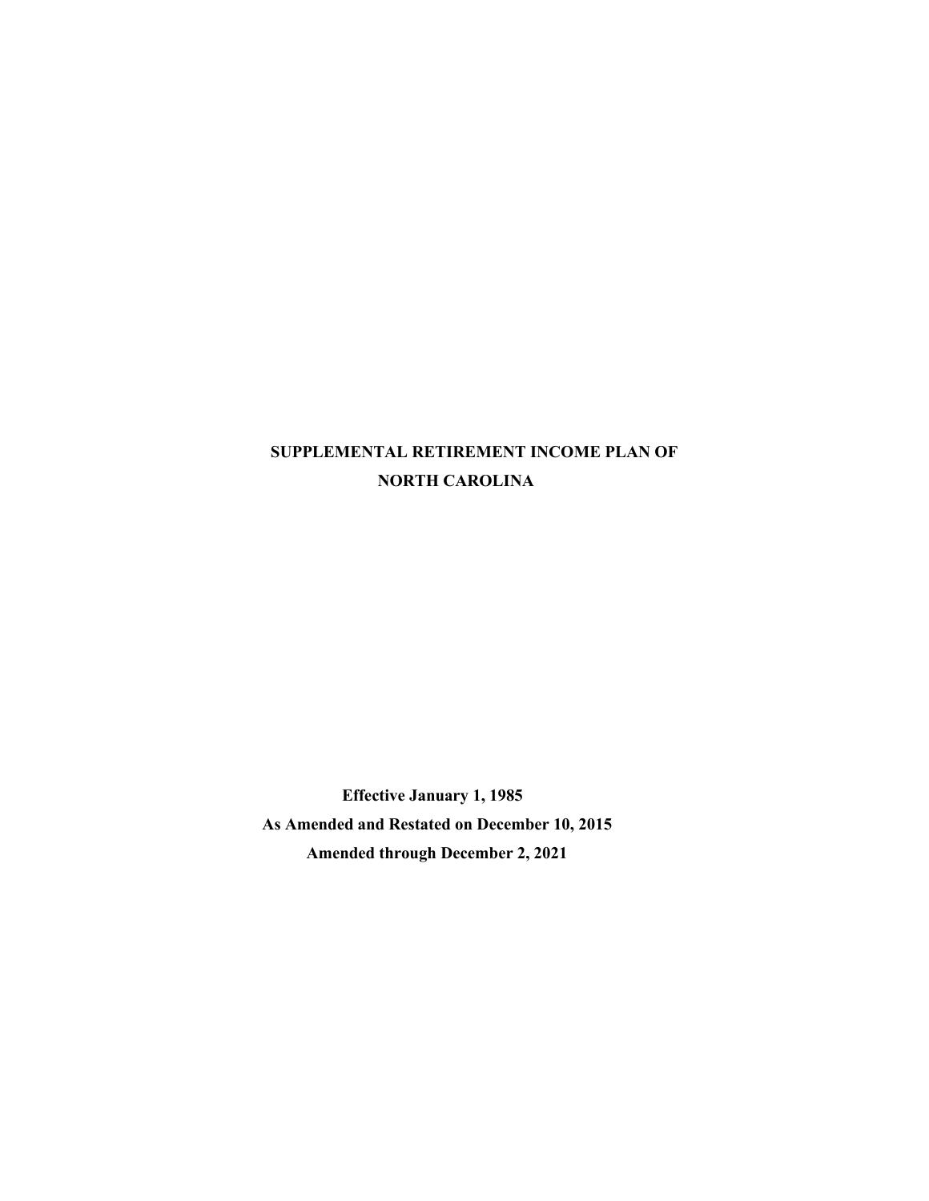# SUPPLEMENTAL RETIREMENT INCOME PLAN OF NORTH CAROLINA

**Effective January 1, 1985**

**As Amended and Restated on December 10, 2015**

**Amended through December 2, 2021**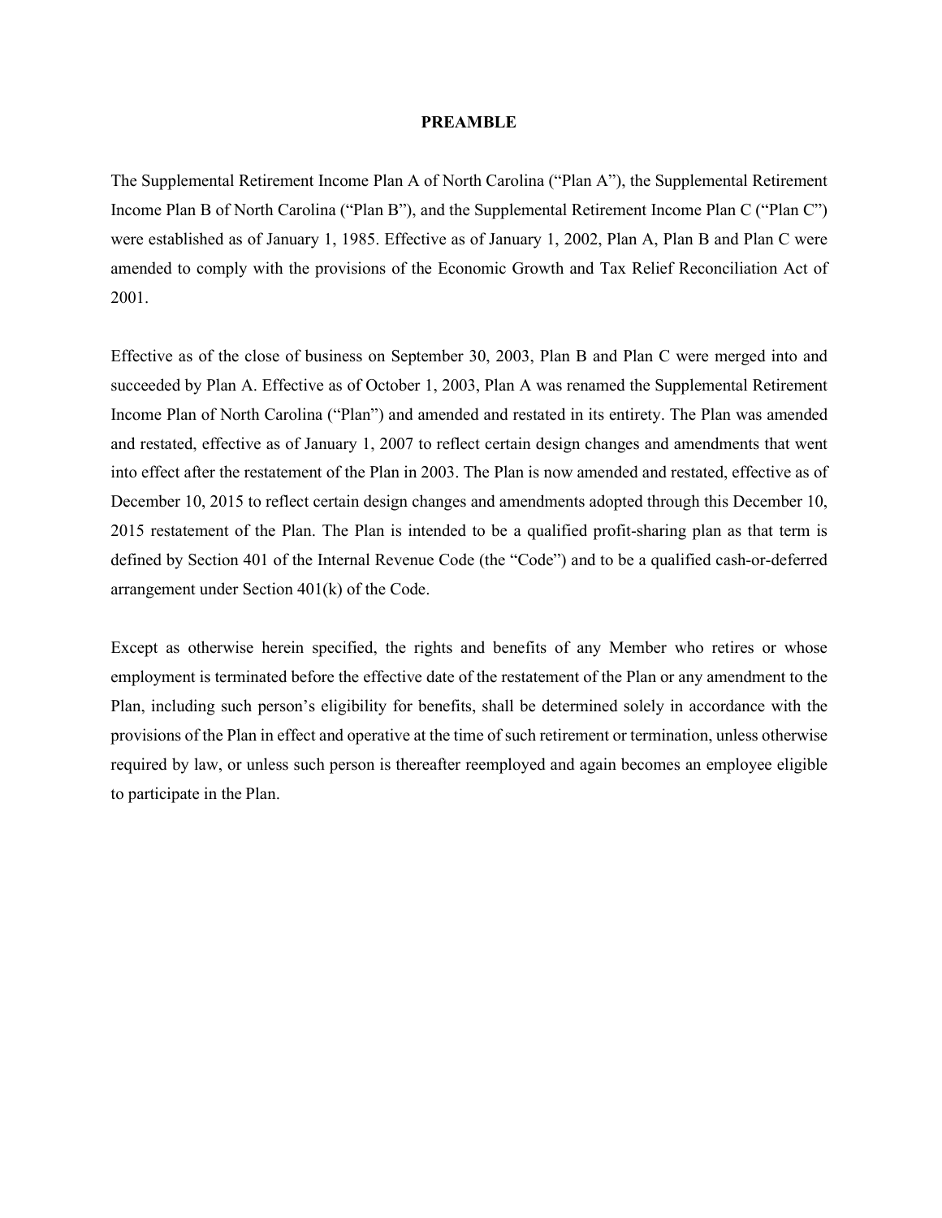# PREAMBLE

The Supplemental Retirement Income Plan A of North Carolina ("Plan A"), the Supplemental Retirement Income Plan B of North Carolina ("Plan B"), and the Supplemental Retirement Income Plan C ("Plan C") were established as of January 1, 1985. Effective as of January 1, 2002, Plan A, Plan B and Plan C were amended to comply with the provisions of the Economic Growth and Tax Relief Reconciliation Act of 2001.

Effective as of the close of business on September 30, 2003, Plan B and Plan C were merged into and succeeded by Plan A. Effective as of October 1, 2003, Plan A was renamed the Supplemental Retirement Income Plan of North Carolina ("Plan") and amended and restated in its entirety. The Plan was amended and restated, effective as of January 1, 2007 to reflect certain design changes and amendments that went into effect after the restatement of the Plan in 2003. The Plan is now amended and restated, effective as of December 10, 2015 to reflect certain design changes and amendments adopted through this December 10, 2015 restatement of the Plan. The Plan is intended to be a qualified profit-sharing plan as that term is defined by Section 401 of the Internal Revenue Code (the "Code") and to be a qualified cash-or-deferred arrangement under Section 401(k) of the Code.

Except as otherwise herein specified, the rights and benefits of any Member who retires or whose employment is terminated before the effective date of the restatement of the Plan or any amendment to the Plan, including such person's eligibility for benefits, shall be determined solely in accordance with the provisions of the Plan in effect and operative at the time of such retirement or termination, unless otherwise required by law, or unless such person is thereafter reemployed and again becomes an employee eligible to participate in the Plan.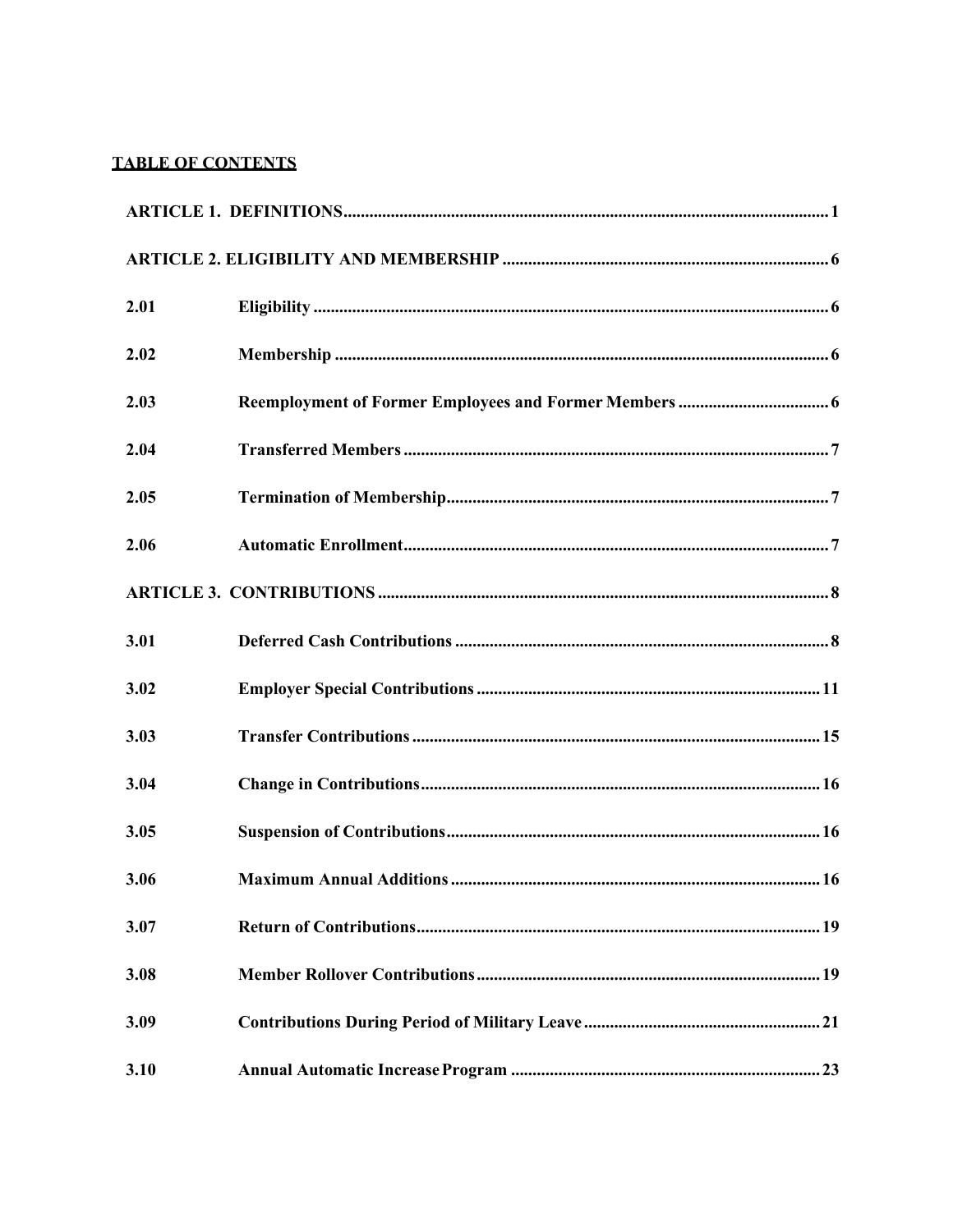**TABLE OF CONTENTS**

| | | |
|---|---|---|
| **ARTICLE 1. DEFINITIONS** | | **1** |
| **ARTICLE 2. ELIGIBILITY AND MEMBERSHIP** | | **6** |
| **2.01** | **Eligibility** | **6** |
| **2.02** | **Membership** | **6** |
| **2.03** | **Reemployment of Former Employees and Former Members** | **6** |
| **2.04** | **Transferred Members** | **7** |
| **2.05** | **Termination of Membership** | **7** |
| **2.06** | **Automatic Enrollment** | **7** |
| **ARTICLE 3. CONTRIBUTIONS** | | **8** |
| **3.01** | **Deferred Cash Contributions** | **8** |
| **3.02** | **Employer Special Contributions** | **11** |
| **3.03** | **Transfer Contributions** | **15** |
| **3.04** | **Change in Contributions** | **16** |
| **3.05** | **Suspension of Contributions** | **16** |
| **3.06** | **Maximum Annual Additions** | **16** |
| **3.07** | **Return of Contributions** | **19** |
| **3.08** | **Member Rollover Contributions** | **19** |
| **3.09** | **Contributions During Period of Military Leave** | **21** |
| **3.10** | **Annual Automatic Increase Program** | **23** |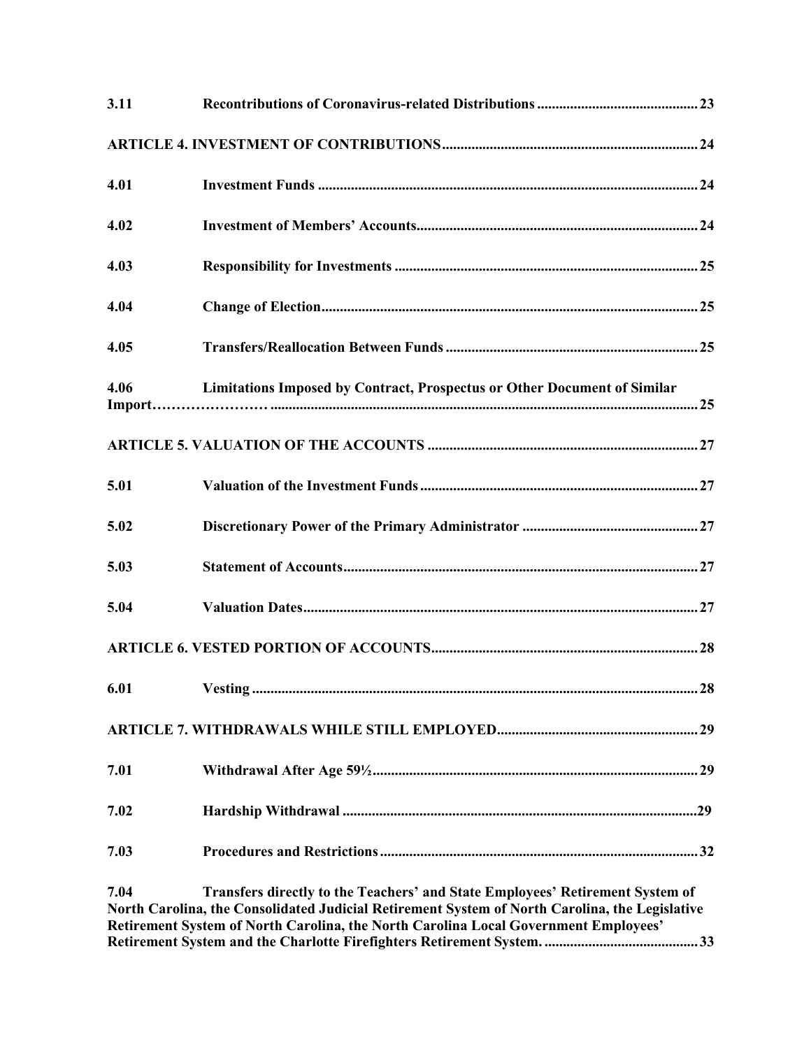| | | |
|---|---|---|
| **3.11** | **Recontributions of Coronavirus-related Distributions** | **23** |
| **ARTICLE 4. INVESTMENT OF CONTRIBUTIONS** | | **24** |
| **4.01** | **Investment Funds** | **24** |
| **4.02** | **Investment of Members' Accounts** | **24** |
| **4.03** | **Responsibility for Investments** | **25** |
| **4.04** | **Change of Election** | **25** |
| **4.05** | **Transfers/Reallocation Between Funds** | **25** |
| **4.06** | **Limitations Imposed by Contract, Prospectus or Other Document of Similar Import** | **25** |
| **ARTICLE 5. VALUATION OF THE ACCOUNTS** | | **27** |
| **5.01** | **Valuation of the Investment Funds** | **27** |
| **5.02** | **Discretionary Power of the Primary Administrator** | **27** |
| **5.03** | **Statement of Accounts** | **27** |
| **5.04** | **Valuation Dates** | **27** |
| **ARTICLE 6. VESTED PORTION OF ACCOUNTS** | | **28** |
| **6.01** | **Vesting** | **28** |
| **ARTICLE 7. WITHDRAWALS WHILE STILL EMPLOYED** | | **29** |
| **7.01** | **Withdrawal After Age 59½** | **29** |
| **7.02** | **Hardship Withdrawal** | **29** |
| **7.03** | **Procedures and Restrictions** | **32** |
| **7.04** | **Transfers directly to the Teachers' and State Employees' Retirement System of North Carolina, the Consolidated Judicial Retirement System of North Carolina, the Legislative Retirement System of North Carolina, the North Carolina Local Government Employees' Retirement System and the Charlotte Firefighters Retirement System.** | **33** |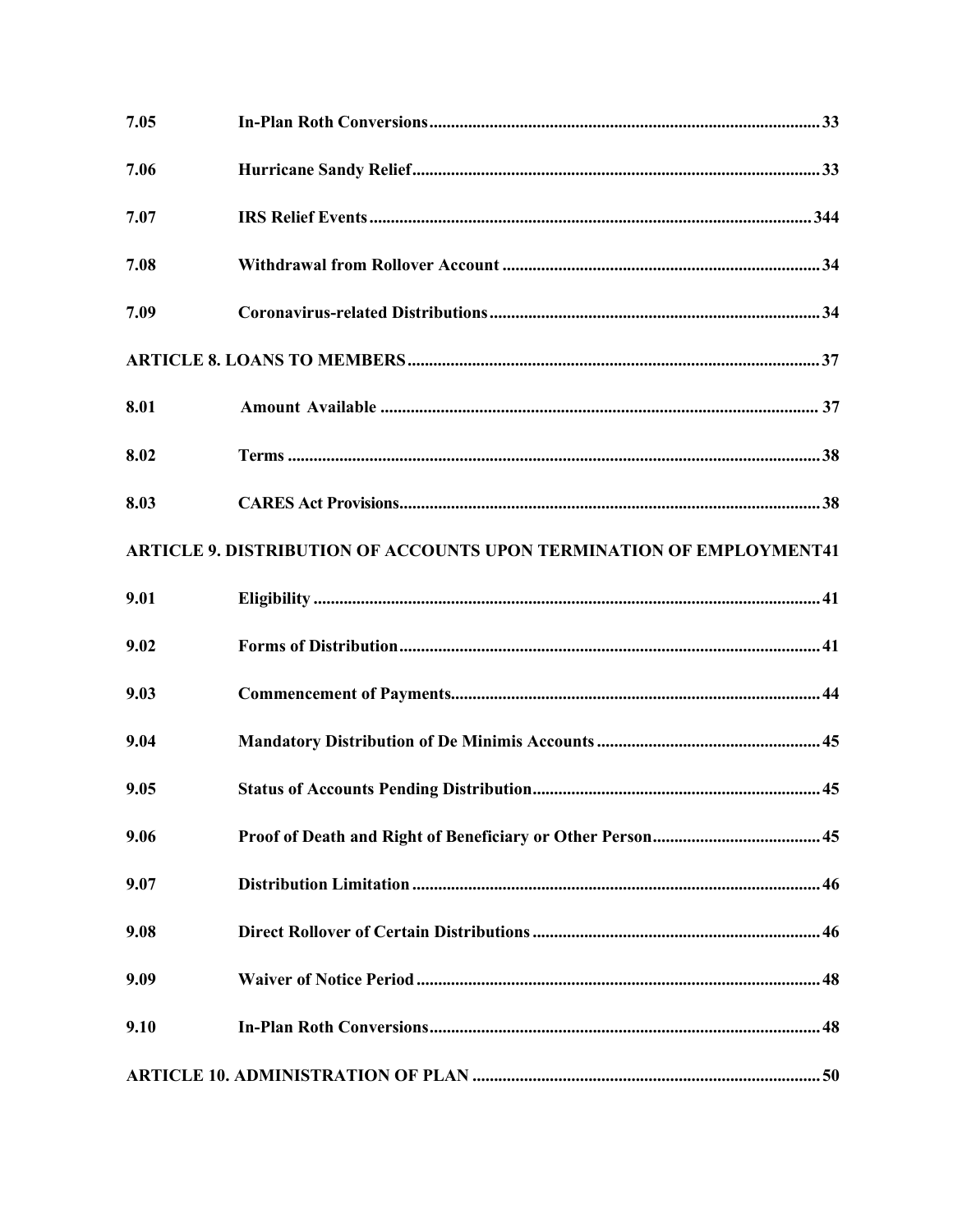| | | |
|---|---|---|
| **7.05** | **In-Plan Roth Conversions** | **33** |
| **7.06** | **Hurricane Sandy Relief** | **33** |
| **7.07** | **IRS Relief Events** | **344** |
| **7.08** | **Withdrawal from Rollover Account** | **34** |
| **7.09** | **Coronavirus-related Distributions** | **34** |

**ARTICLE 8. LOANS TO MEMBERS** ........ **37**

| | | |
|---|---|---|
| **8.01** | **Amount Available** | **37** |
| **8.02** | **Terms** | **38** |
| **8.03** | **CARES Act Provisions** | **38** |

**ARTICLE 9. DISTRIBUTION OF ACCOUNTS UPON TERMINATION OF EMPLOYMENT41**

| | | |
|---|---|---|
| **9.01** | **Eligibility** | **41** |
| **9.02** | **Forms of Distribution** | **41** |
| **9.03** | **Commencement of Payments** | **44** |
| **9.04** | **Mandatory Distribution of De Minimis Accounts** | **45** |
| **9.05** | **Status of Accounts Pending Distribution** | **45** |
| **9.06** | **Proof of Death and Right of Beneficiary or Other Person** | **45** |
| **9.07** | **Distribution Limitation** | **46** |
| **9.08** | **Direct Rollover of Certain Distributions** | **46** |
| **9.09** | **Waiver of Notice Period** | **48** |
| **9.10** | **In-Plan Roth Conversions** | **48** |

**ARTICLE 10. ADMINISTRATION OF PLAN** ........ **50**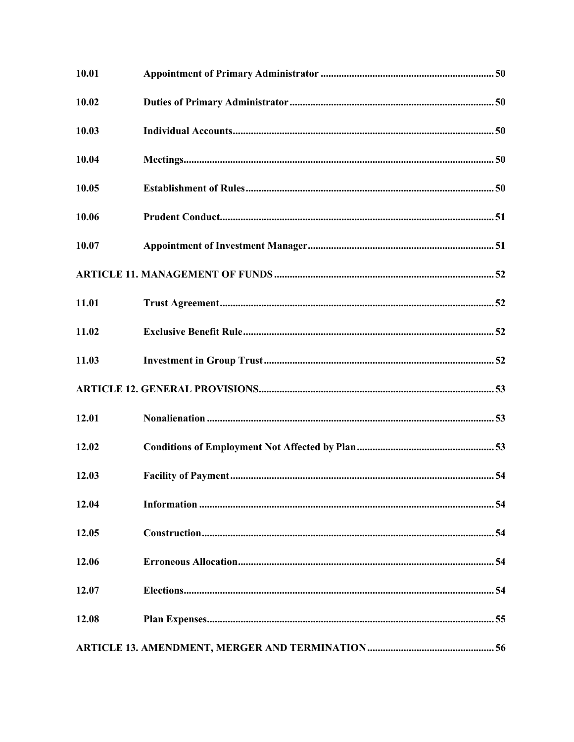| | | |
|---|---|---|
| **10.01** | **Appointment of Primary Administrator** | **50** |
| **10.02** | **Duties of Primary Administrator** | **50** |
| **10.03** | **Individual Accounts** | **50** |
| **10.04** | **Meetings** | **50** |
| **10.05** | **Establishment of Rules** | **50** |
| **10.06** | **Prudent Conduct** | **51** |
| **10.07** | **Appointment of Investment Manager** | **51** |
| **ARTICLE 11. MANAGEMENT OF FUNDS** | | **52** |
| **11.01** | **Trust Agreement** | **52** |
| **11.02** | **Exclusive Benefit Rule** | **52** |
| **11.03** | **Investment in Group Trust** | **52** |
| **ARTICLE 12. GENERAL PROVISIONS** | | **53** |
| **12.01** | **Nonalienation** | **53** |
| **12.02** | **Conditions of Employment Not Affected by Plan** | **53** |
| **12.03** | **Facility of Payment** | **54** |
| **12.04** | **Information** | **54** |
| **12.05** | **Construction** | **54** |
| **12.06** | **Erroneous Allocation** | **54** |
| **12.07** | **Elections** | **54** |
| **12.08** | **Plan Expenses** | **55** |
| **ARTICLE 13. AMENDMENT, MERGER AND TERMINATION** | | **56** |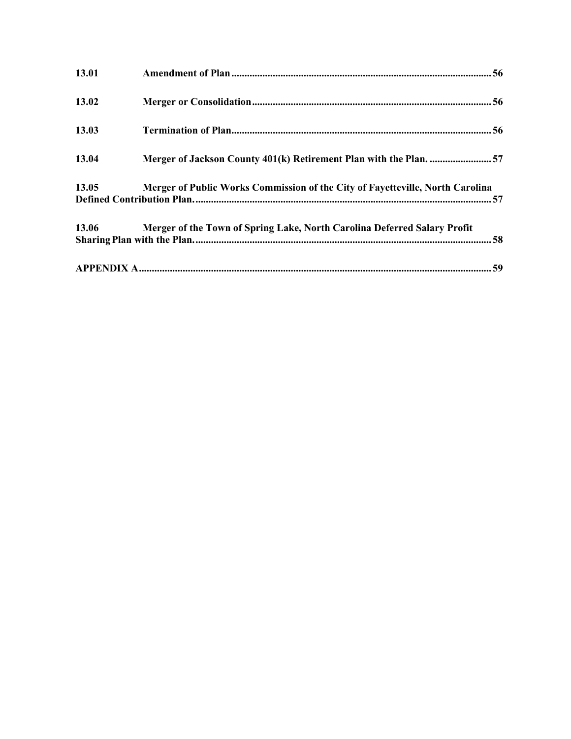**13.01 Amendment of Plan** .................................................................................................... 56

**13.02 Merger or Consolidation** ............................................................................................ 56

**13.03 Termination of Plan** .................................................................................................... 56

**13.04 Merger of Jackson County 401(k) Retirement Plan with the Plan.** ........................ 57

**13.05 Merger of Public Works Commission of the City of Fayetteville, North Carolina Defined Contribution Plan.** .................................................................................................................. 57

**13.06 Merger of the Town of Spring Lake, North Carolina Deferred Salary Profit Sharing Plan with the Plan.** .................................................................................................................. 58

**APPENDIX A** ....................................................................................................................... 59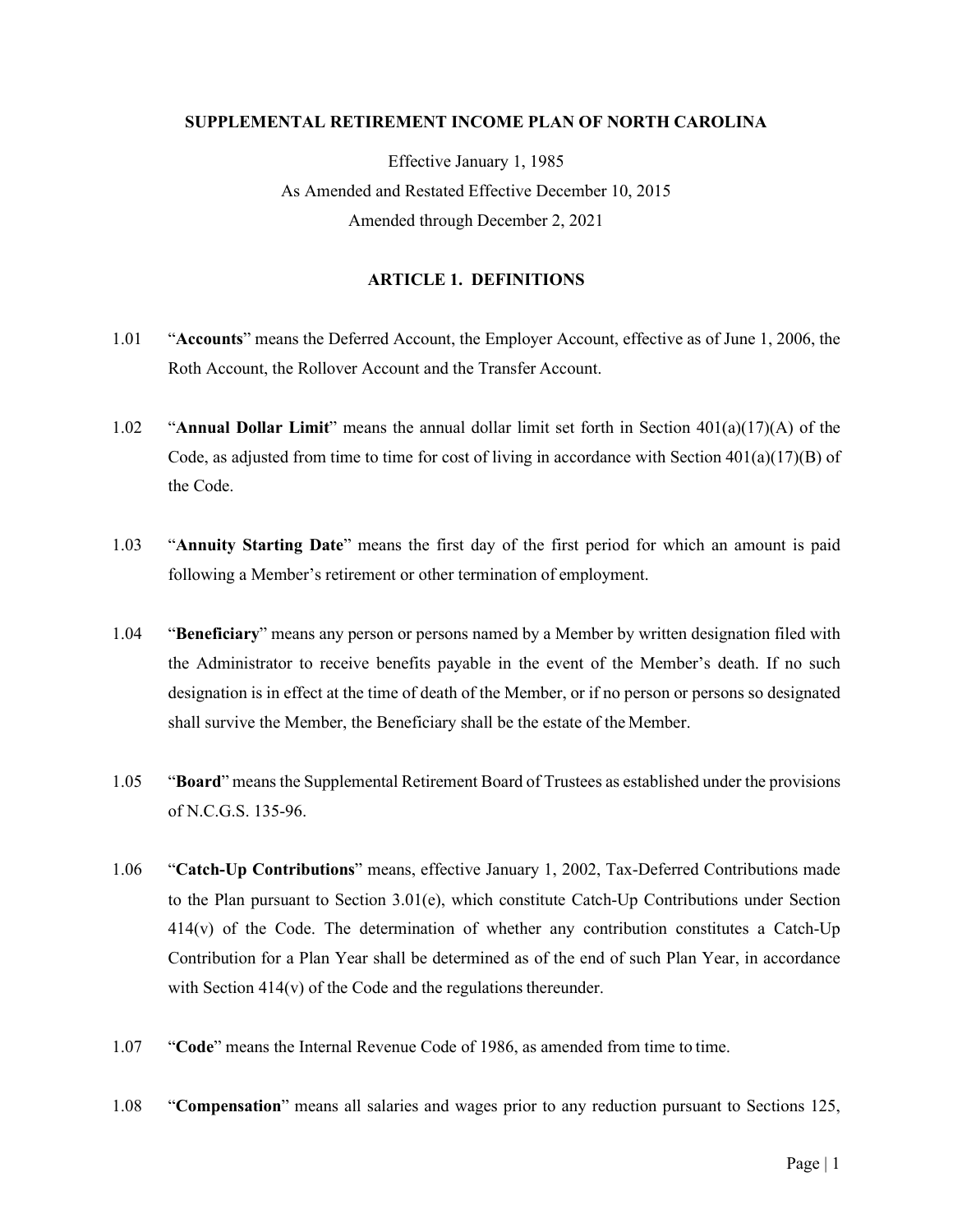**SUPPLEMENTAL RETIREMENT INCOME PLAN OF NORTH CAROLINA**

Effective January 1, 1985

As Amended and Restated Effective December 10, 2015

Amended through December 2, 2021

## ARTICLE 1. DEFINITIONS

1.01 "**Accounts**" means the Deferred Account, the Employer Account, effective as of June 1, 2006, the Roth Account, the Rollover Account and the Transfer Account.

1.02 "**Annual Dollar Limit**" means the annual dollar limit set forth in Section 401(a)(17)(A) of the Code, as adjusted from time to time for cost of living in accordance with Section 401(a)(17)(B) of the Code.

1.03 "**Annuity Starting Date**" means the first day of the first period for which an amount is paid following a Member's retirement or other termination of employment.

1.04 "**Beneficiary**" means any person or persons named by a Member by written designation filed with the Administrator to receive benefits payable in the event of the Member's death. If no such designation is in effect at the time of death of the Member, or if no person or persons so designated shall survive the Member, the Beneficiary shall be the estate of the Member.

1.05 "**Board**" means the Supplemental Retirement Board of Trustees as established under the provisions of N.C.G.S. 135-96.

1.06 "**Catch-Up Contributions**" means, effective January 1, 2002, Tax-Deferred Contributions made to the Plan pursuant to Section 3.01(e), which constitute Catch-Up Contributions under Section 414(v) of the Code. The determination of whether any contribution constitutes a Catch-Up Contribution for a Plan Year shall be determined as of the end of such Plan Year, in accordance with Section 414(v) of the Code and the regulations thereunder.

1.07 "**Code**" means the Internal Revenue Code of 1986, as amended from time to time.

1.08 "**Compensation**" means all salaries and wages prior to any reduction pursuant to Sections 125,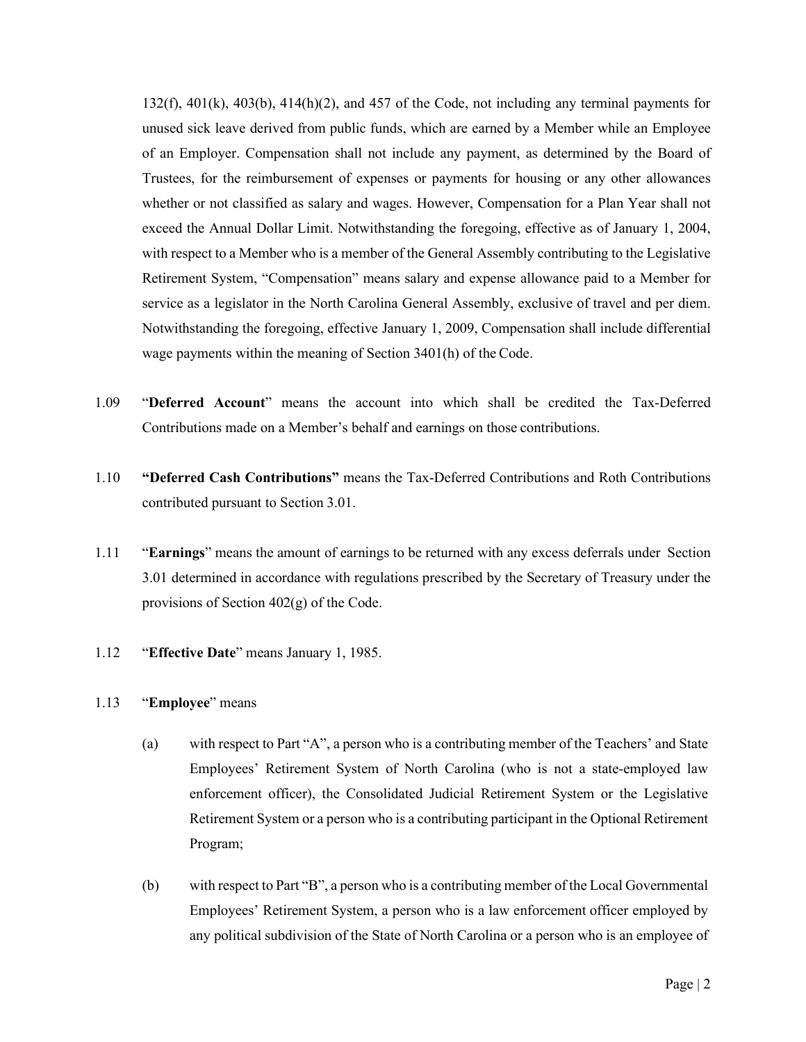132(f), 401(k), 403(b), 414(h)(2), and 457 of the Code, not including any terminal payments for unused sick leave derived from public funds, which are earned by a Member while an Employee of an Employer. Compensation shall not include any payment, as determined by the Board of Trustees, for the reimbursement of expenses or payments for housing or any other allowances whether or not classified as salary and wages. However, Compensation for a Plan Year shall not exceed the Annual Dollar Limit. Notwithstanding the foregoing, effective as of January 1, 2004, with respect to a Member who is a member of the General Assembly contributing to the Legislative Retirement System, "Compensation" means salary and expense allowance paid to a Member for service as a legislator in the North Carolina General Assembly, exclusive of travel and per diem. Notwithstanding the foregoing, effective January 1, 2009, Compensation shall include differential wage payments within the meaning of Section 3401(h) of the Code.

1.09 "**Deferred Account**" means the account into which shall be credited the Tax-Deferred Contributions made on a Member's behalf and earnings on those contributions.

1.10 **"Deferred Cash Contributions"** means the Tax-Deferred Contributions and Roth Contributions contributed pursuant to Section 3.01.

1.11 "**Earnings**" means the amount of earnings to be returned with any excess deferrals under Section 3.01 determined in accordance with regulations prescribed by the Secretary of Treasury under the provisions of Section 402(g) of the Code.

1.12 "**Effective Date**" means January 1, 1985.

1.13 "**Employee**" means

(a) with respect to Part "A", a person who is a contributing member of the Teachers' and State Employees' Retirement System of North Carolina (who is not a state-employed law enforcement officer), the Consolidated Judicial Retirement System or the Legislative Retirement System or a person who is a contributing participant in the Optional Retirement Program;

(b) with respect to Part "B", a person who is a contributing member of the Local Governmental Employees' Retirement System, a person who is a law enforcement officer employed by any political subdivision of the State of North Carolina or a person who is an employee of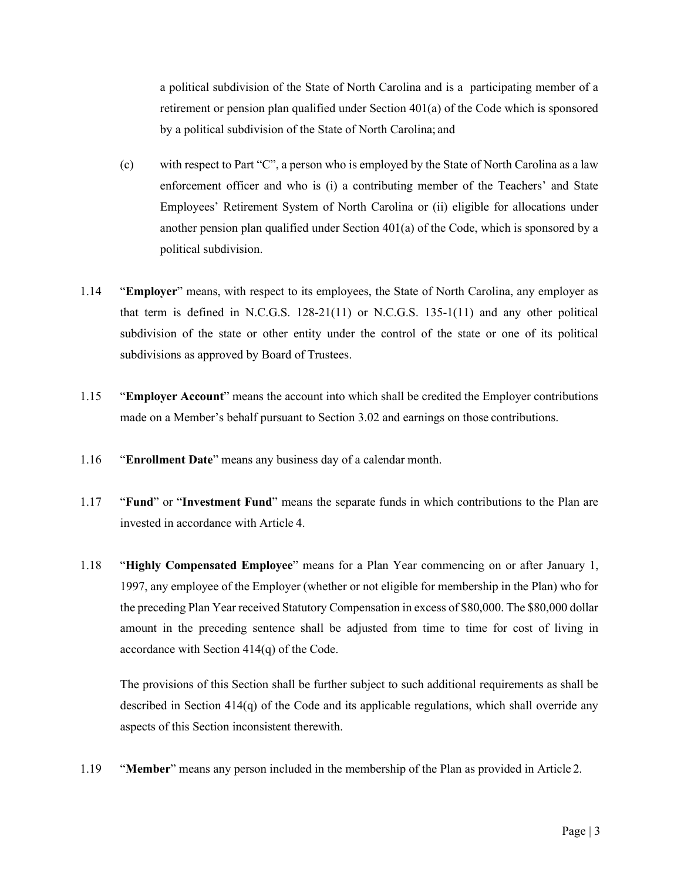a political subdivision of the State of North Carolina and is a participating member of a retirement or pension plan qualified under Section 401(a) of the Code which is sponsored by a political subdivision of the State of North Carolina; and

(c) with respect to Part "C", a person who is employed by the State of North Carolina as a law enforcement officer and who is (i) a contributing member of the Teachers' and State Employees' Retirement System of North Carolina or (ii) eligible for allocations under another pension plan qualified under Section 401(a) of the Code, which is sponsored by a political subdivision.

1.14 "**Employer**" means, with respect to its employees, the State of North Carolina, any employer as that term is defined in N.C.G.S. 128-21(11) or N.C.G.S. 135-1(11) and any other political subdivision of the state or other entity under the control of the state or one of its political subdivisions as approved by Board of Trustees.

1.15 "**Employer Account**" means the account into which shall be credited the Employer contributions made on a Member's behalf pursuant to Section 3.02 and earnings on those contributions.

1.16 "**Enrollment Date**" means any business day of a calendar month.

1.17 "**Fund**" or "**Investment Fund**" means the separate funds in which contributions to the Plan are invested in accordance with Article 4.

1.18 "**Highly Compensated Employee**" means for a Plan Year commencing on or after January 1, 1997, any employee of the Employer (whether or not eligible for membership in the Plan) who for the preceding Plan Year received Statutory Compensation in excess of $80,000. The $80,000 dollar amount in the preceding sentence shall be adjusted from time to time for cost of living in accordance with Section 414(q) of the Code.

The provisions of this Section shall be further subject to such additional requirements as shall be described in Section 414(q) of the Code and its applicable regulations, which shall override any aspects of this Section inconsistent therewith.

1.19 "**Member**" means any person included in the membership of the Plan as provided in Article 2.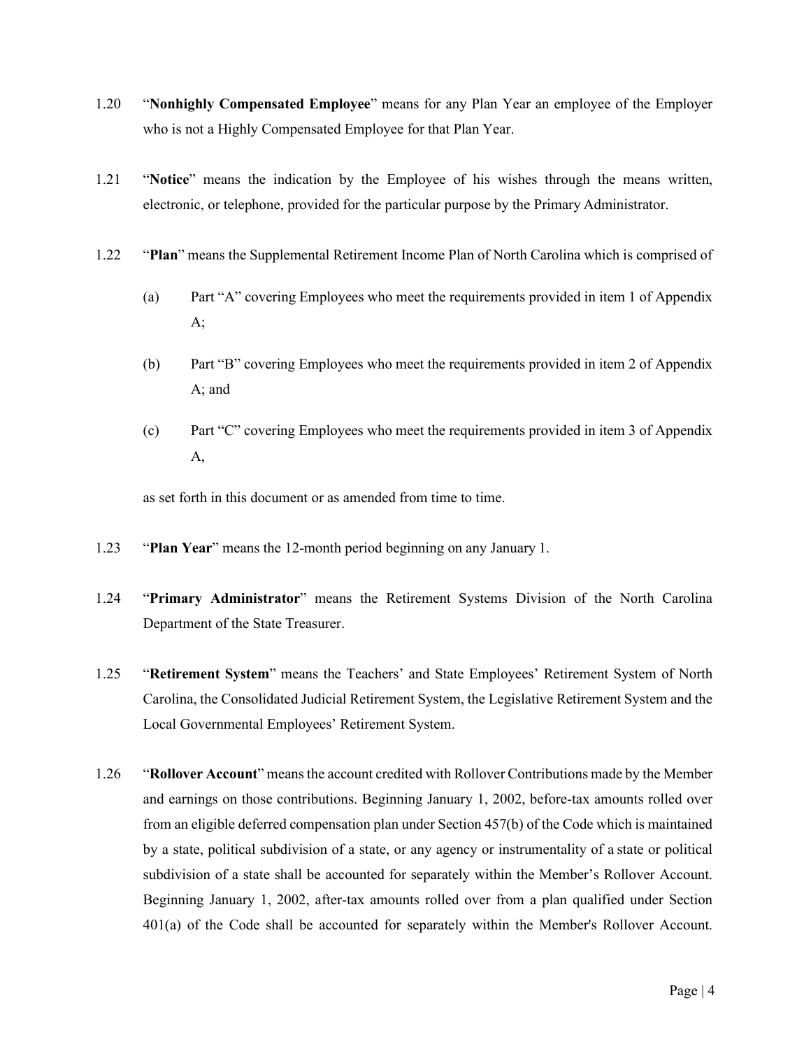1.20 "**Nonhighly Compensated Employee**" means for any Plan Year an employee of the Employer who is not a Highly Compensated Employee for that Plan Year.

1.21 "**Notice**" means the indication by the Employee of his wishes through the means written, electronic, or telephone, provided for the particular purpose by the Primary Administrator.

1.22 "**Plan**" means the Supplemental Retirement Income Plan of North Carolina which is comprised of

(a) Part "A" covering Employees who meet the requirements provided in item 1 of Appendix A;

(b) Part "B" covering Employees who meet the requirements provided in item 2 of Appendix A; and

(c) Part "C" covering Employees who meet the requirements provided in item 3 of Appendix A,

as set forth in this document or as amended from time to time.

1.23 "**Plan Year**" means the 12-month period beginning on any January 1.

1.24 "**Primary Administrator**" means the Retirement Systems Division of the North Carolina Department of the State Treasurer.

1.25 "**Retirement System**" means the Teachers' and State Employees' Retirement System of North Carolina, the Consolidated Judicial Retirement System, the Legislative Retirement System and the Local Governmental Employees' Retirement System.

1.26 "**Rollover Account**" means the account credited with Rollover Contributions made by the Member and earnings on those contributions. Beginning January 1, 2002, before-tax amounts rolled over from an eligible deferred compensation plan under Section 457(b) of the Code which is maintained by a state, political subdivision of a state, or any agency or instrumentality of a state or political subdivision of a state shall be accounted for separately within the Member's Rollover Account. Beginning January 1, 2002, after-tax amounts rolled over from a plan qualified under Section 401(a) of the Code shall be accounted for separately within the Member's Rollover Account.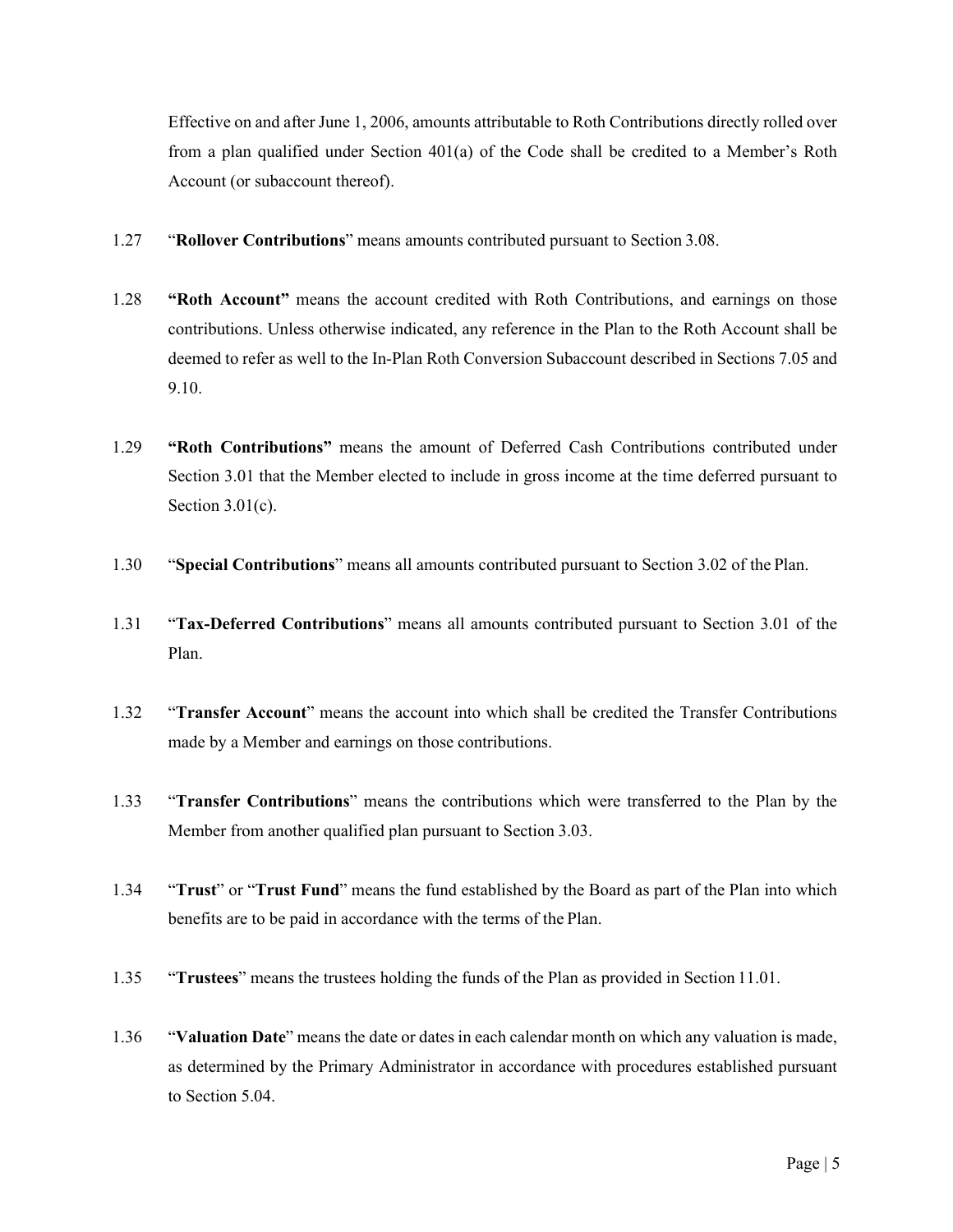Effective on and after June 1, 2006, amounts attributable to Roth Contributions directly rolled over from a plan qualified under Section 401(a) of the Code shall be credited to a Member's Roth Account (or subaccount thereof).

1.27 "**Rollover Contributions**" means amounts contributed pursuant to Section 3.08.

1.28 **"Roth Account"** means the account credited with Roth Contributions, and earnings on those contributions. Unless otherwise indicated, any reference in the Plan to the Roth Account shall be deemed to refer as well to the In-Plan Roth Conversion Subaccount described in Sections 7.05 and 9.10.

1.29 **"Roth Contributions"** means the amount of Deferred Cash Contributions contributed under Section 3.01 that the Member elected to include in gross income at the time deferred pursuant to Section 3.01(c).

1.30 "**Special Contributions**" means all amounts contributed pursuant to Section 3.02 of the Plan.

1.31 "**Tax-Deferred Contributions**" means all amounts contributed pursuant to Section 3.01 of the Plan.

1.32 "**Transfer Account**" means the account into which shall be credited the Transfer Contributions made by a Member and earnings on those contributions.

1.33 "**Transfer Contributions**" means the contributions which were transferred to the Plan by the Member from another qualified plan pursuant to Section 3.03.

1.34 "**Trust**" or "**Trust Fund**" means the fund established by the Board as part of the Plan into which benefits are to be paid in accordance with the terms of the Plan.

1.35 "**Trustees**" means the trustees holding the funds of the Plan as provided in Section 11.01.

1.36 "**Valuation Date**" means the date or dates in each calendar month on which any valuation is made, as determined by the Primary Administrator in accordance with procedures established pursuant to Section 5.04.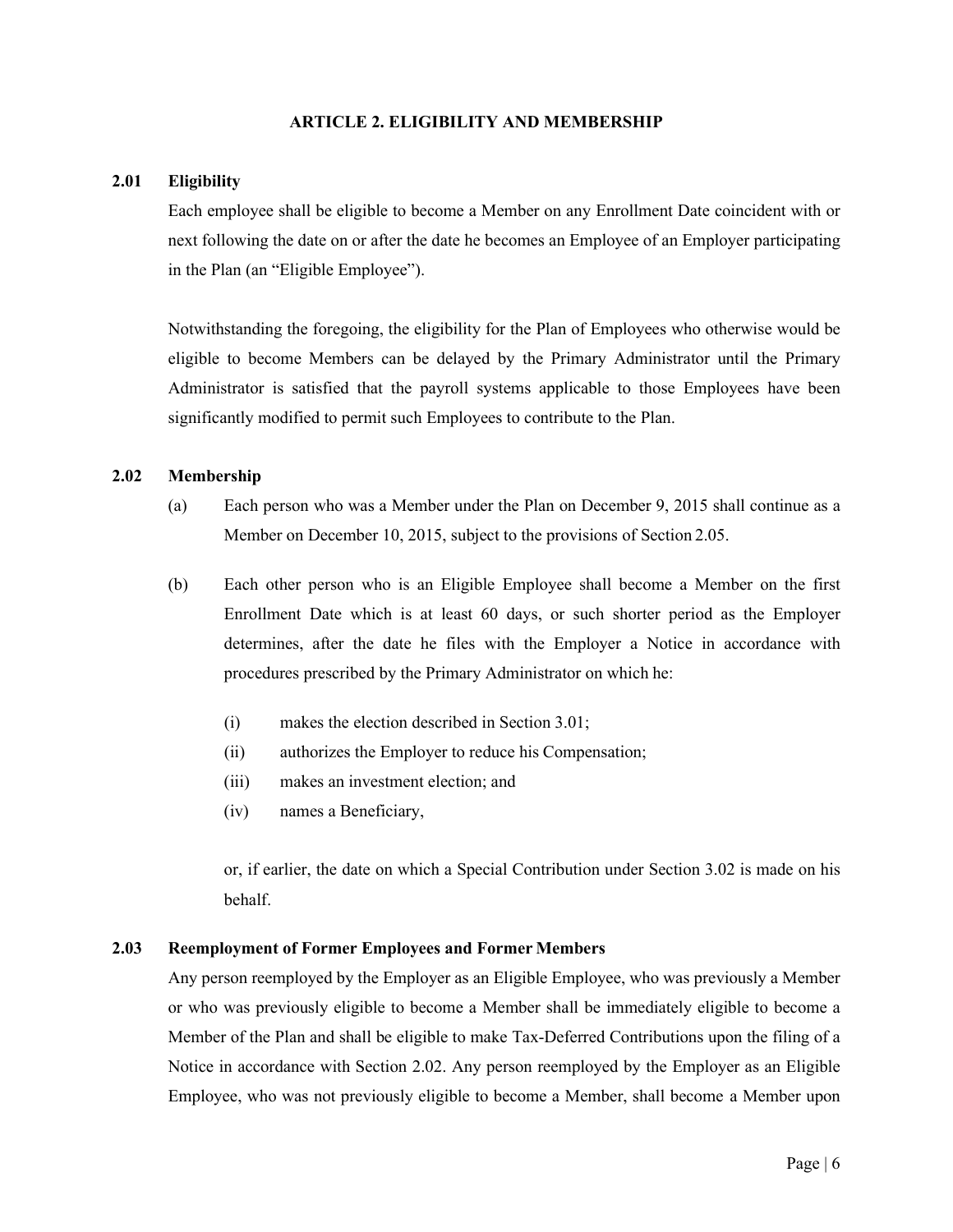# ARTICLE 2. ELIGIBILITY AND MEMBERSHIP

## 2.01 Eligibility

Each employee shall be eligible to become a Member on any Enrollment Date coincident with or next following the date on or after the date he becomes an Employee of an Employer participating in the Plan (an "Eligible Employee").

Notwithstanding the foregoing, the eligibility for the Plan of Employees who otherwise would be eligible to become Members can be delayed by the Primary Administrator until the Primary Administrator is satisfied that the payroll systems applicable to those Employees have been significantly modified to permit such Employees to contribute to the Plan.

## 2.02 Membership

(a) Each person who was a Member under the Plan on December 9, 2015 shall continue as a Member on December 10, 2015, subject to the provisions of Section 2.05.

(b) Each other person who is an Eligible Employee shall become a Member on the first Enrollment Date which is at least 60 days, or such shorter period as the Employer determines, after the date he files with the Employer a Notice in accordance with procedures prescribed by the Primary Administrator on which he:

- (i) makes the election described in Section 3.01;
- (ii) authorizes the Employer to reduce his Compensation;
- (iii) makes an investment election; and
- (iv) names a Beneficiary,

or, if earlier, the date on which a Special Contribution under Section 3.02 is made on his behalf.

## 2.03 Reemployment of Former Employees and Former Members

Any person reemployed by the Employer as an Eligible Employee, who was previously a Member or who was previously eligible to become a Member shall be immediately eligible to become a Member of the Plan and shall be eligible to make Tax-Deferred Contributions upon the filing of a Notice in accordance with Section 2.02. Any person reemployed by the Employer as an Eligible Employee, who was not previously eligible to become a Member, shall become a Member upon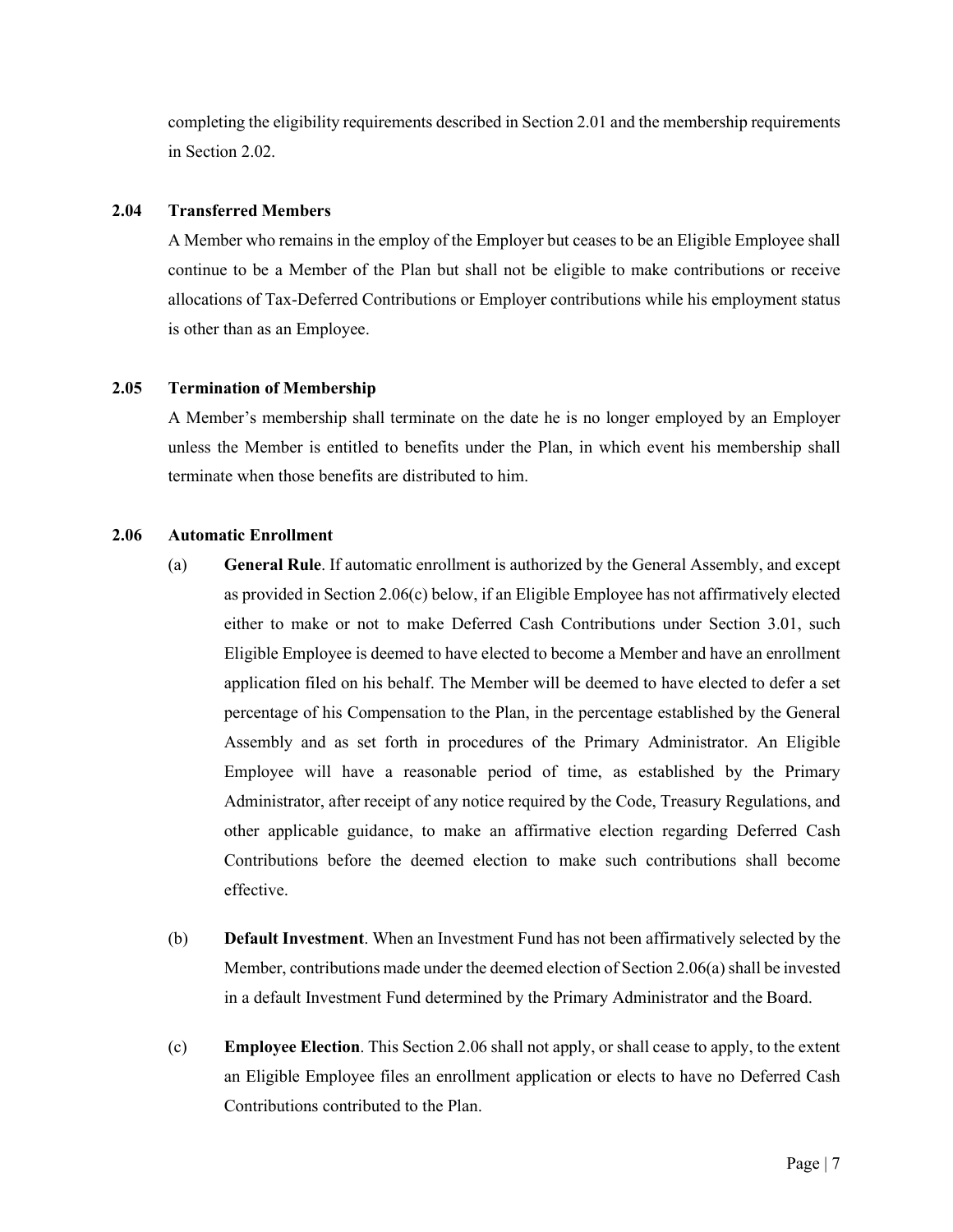completing the eligibility requirements described in Section 2.01 and the membership requirements in Section 2.02.

### 2.04 Transferred Members

A Member who remains in the employ of the Employer but ceases to be an Eligible Employee shall continue to be a Member of the Plan but shall not be eligible to make contributions or receive allocations of Tax-Deferred Contributions or Employer contributions while his employment status is other than as an Employee.

### 2.05 Termination of Membership

A Member's membership shall terminate on the date he is no longer employed by an Employer unless the Member is entitled to benefits under the Plan, in which event his membership shall terminate when those benefits are distributed to him.

### 2.06 Automatic Enrollment

(a) **General Rule**. If automatic enrollment is authorized by the General Assembly, and except as provided in Section 2.06(c) below, if an Eligible Employee has not affirmatively elected either to make or not to make Deferred Cash Contributions under Section 3.01, such Eligible Employee is deemed to have elected to become a Member and have an enrollment application filed on his behalf. The Member will be deemed to have elected to defer a set percentage of his Compensation to the Plan, in the percentage established by the General Assembly and as set forth in procedures of the Primary Administrator. An Eligible Employee will have a reasonable period of time, as established by the Primary Administrator, after receipt of any notice required by the Code, Treasury Regulations, and other applicable guidance, to make an affirmative election regarding Deferred Cash Contributions before the deemed election to make such contributions shall become effective.

(b) **Default Investment**. When an Investment Fund has not been affirmatively selected by the Member, contributions made under the deemed election of Section 2.06(a) shall be invested in a default Investment Fund determined by the Primary Administrator and the Board.

(c) **Employee Election**. This Section 2.06 shall not apply, or shall cease to apply, to the extent an Eligible Employee files an enrollment application or elects to have no Deferred Cash Contributions contributed to the Plan.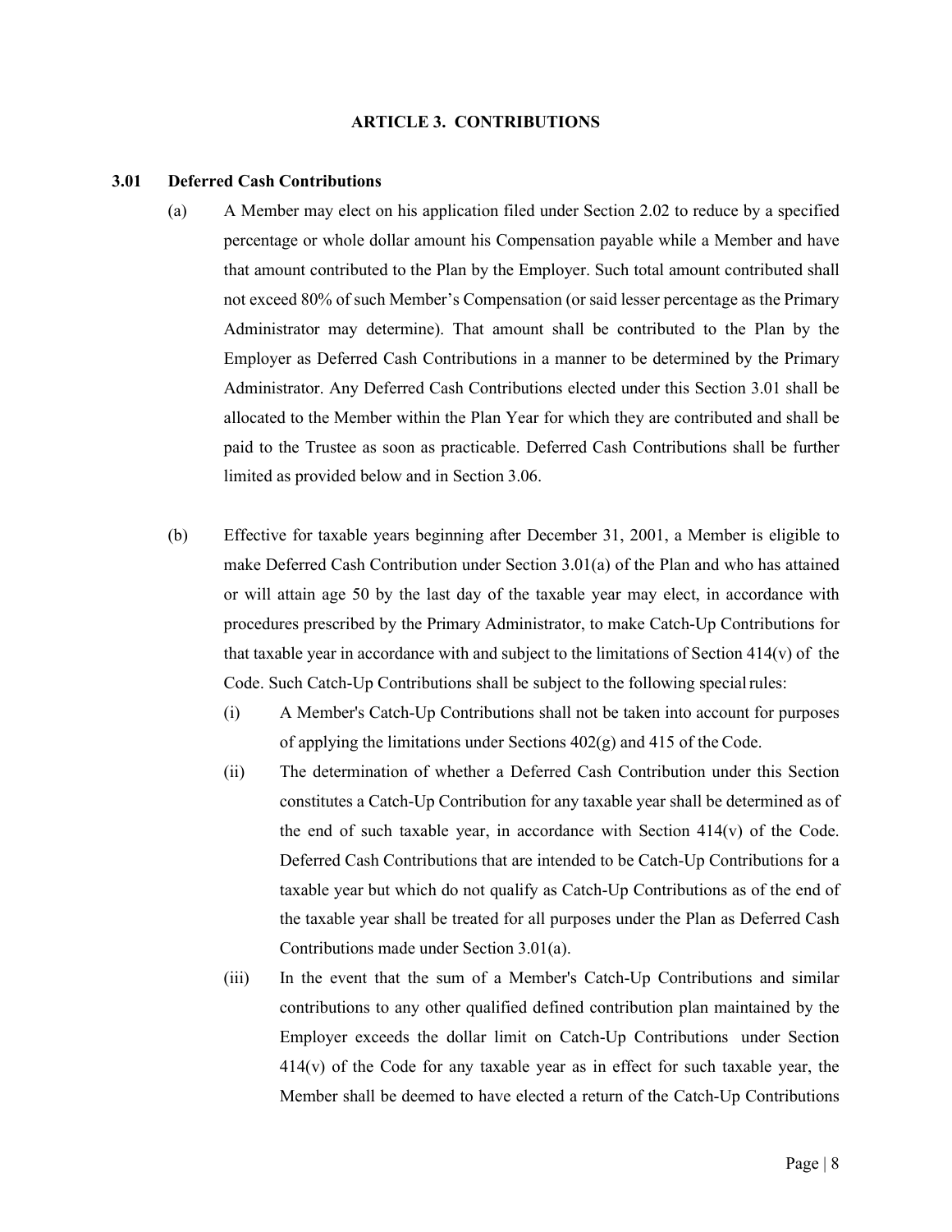## ARTICLE 3. CONTRIBUTIONS

### 3.01 Deferred Cash Contributions

(a) A Member may elect on his application filed under Section 2.02 to reduce by a specified percentage or whole dollar amount his Compensation payable while a Member and have that amount contributed to the Plan by the Employer. Such total amount contributed shall not exceed 80% of such Member's Compensation (or said lesser percentage as the Primary Administrator may determine). That amount shall be contributed to the Plan by the Employer as Deferred Cash Contributions in a manner to be determined by the Primary Administrator. Any Deferred Cash Contributions elected under this Section 3.01 shall be allocated to the Member within the Plan Year for which they are contributed and shall be paid to the Trustee as soon as practicable. Deferred Cash Contributions shall be further limited as provided below and in Section 3.06.

(b) Effective for taxable years beginning after December 31, 2001, a Member is eligible to make Deferred Cash Contribution under Section 3.01(a) of the Plan and who has attained or will attain age 50 by the last day of the taxable year may elect, in accordance with procedures prescribed by the Primary Administrator, to make Catch-Up Contributions for that taxable year in accordance with and subject to the limitations of Section 414(v) of the Code. Such Catch-Up Contributions shall be subject to the following special rules:

(i) A Member's Catch-Up Contributions shall not be taken into account for purposes of applying the limitations under Sections 402(g) and 415 of the Code.

(ii) The determination of whether a Deferred Cash Contribution under this Section constitutes a Catch-Up Contribution for any taxable year shall be determined as of the end of such taxable year, in accordance with Section 414(v) of the Code. Deferred Cash Contributions that are intended to be Catch-Up Contributions for a taxable year but which do not qualify as Catch-Up Contributions as of the end of the taxable year shall be treated for all purposes under the Plan as Deferred Cash Contributions made under Section 3.01(a).

(iii) In the event that the sum of a Member's Catch-Up Contributions and similar contributions to any other qualified defined contribution plan maintained by the Employer exceeds the dollar limit on Catch-Up Contributions under Section 414(v) of the Code for any taxable year as in effect for such taxable year, the Member shall be deemed to have elected a return of the Catch-Up Contributions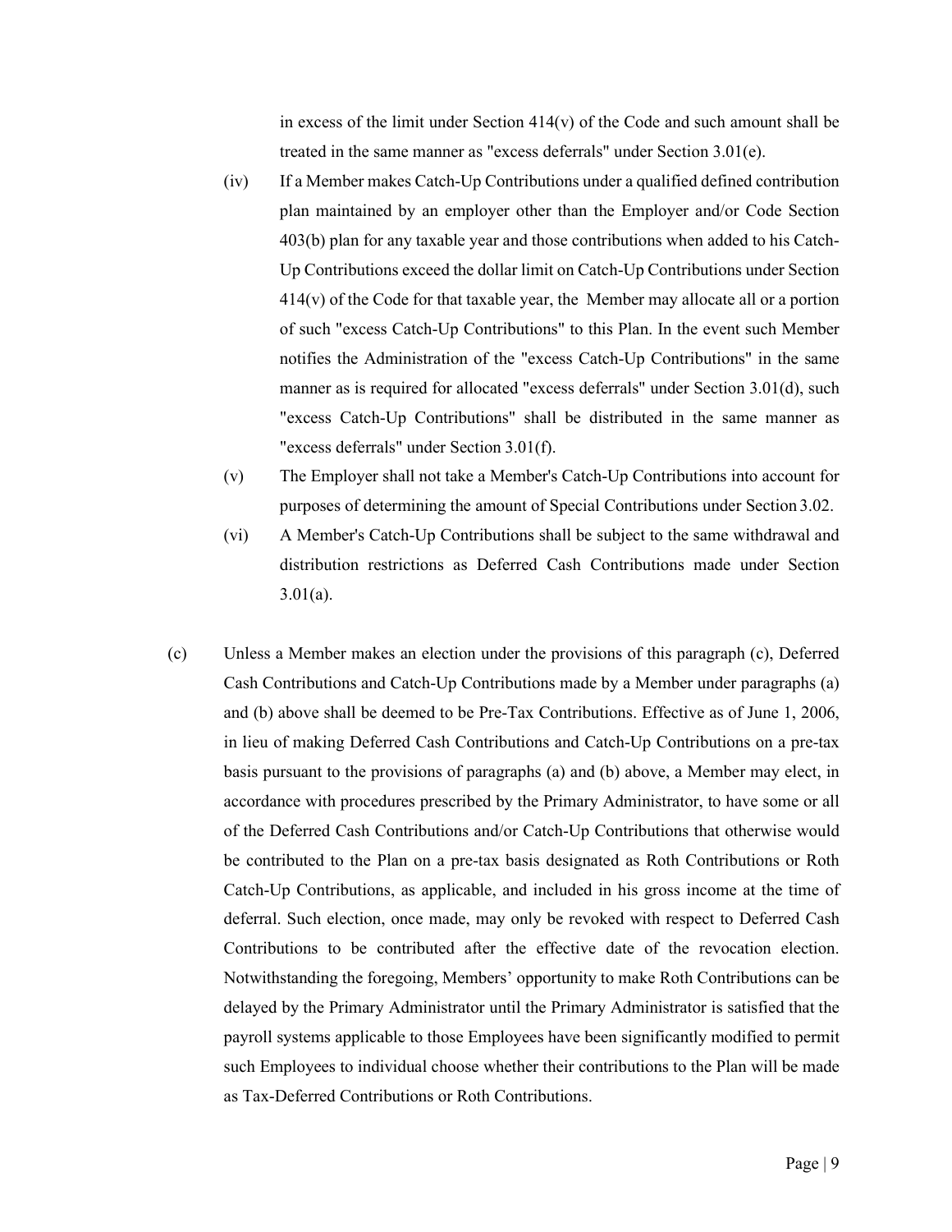in excess of the limit under Section 414(v) of the Code and such amount shall be treated in the same manner as "excess deferrals" under Section 3.01(e).

(iv) If a Member makes Catch-Up Contributions under a qualified defined contribution plan maintained by an employer other than the Employer and/or Code Section 403(b) plan for any taxable year and those contributions when added to his Catch-Up Contributions exceed the dollar limit on Catch-Up Contributions under Section 414(v) of the Code for that taxable year, the Member may allocate all or a portion of such "excess Catch-Up Contributions" to this Plan. In the event such Member notifies the Administration of the "excess Catch-Up Contributions" in the same manner as is required for allocated "excess deferrals" under Section 3.01(d), such "excess Catch-Up Contributions" shall be distributed in the same manner as "excess deferrals" under Section 3.01(f).

(v) The Employer shall not take a Member's Catch-Up Contributions into account for purposes of determining the amount of Special Contributions under Section 3.02.

(vi) A Member's Catch-Up Contributions shall be subject to the same withdrawal and distribution restrictions as Deferred Cash Contributions made under Section 3.01(a).

(c) Unless a Member makes an election under the provisions of this paragraph (c), Deferred Cash Contributions and Catch-Up Contributions made by a Member under paragraphs (a) and (b) above shall be deemed to be Pre-Tax Contributions. Effective as of June 1, 2006, in lieu of making Deferred Cash Contributions and Catch-Up Contributions on a pre-tax basis pursuant to the provisions of paragraphs (a) and (b) above, a Member may elect, in accordance with procedures prescribed by the Primary Administrator, to have some or all of the Deferred Cash Contributions and/or Catch-Up Contributions that otherwise would be contributed to the Plan on a pre-tax basis designated as Roth Contributions or Roth Catch-Up Contributions, as applicable, and included in his gross income at the time of deferral. Such election, once made, may only be revoked with respect to Deferred Cash Contributions to be contributed after the effective date of the revocation election. Notwithstanding the foregoing, Members' opportunity to make Roth Contributions can be delayed by the Primary Administrator until the Primary Administrator is satisfied that the payroll systems applicable to those Employees have been significantly modified to permit such Employees to individual choose whether their contributions to the Plan will be made as Tax-Deferred Contributions or Roth Contributions.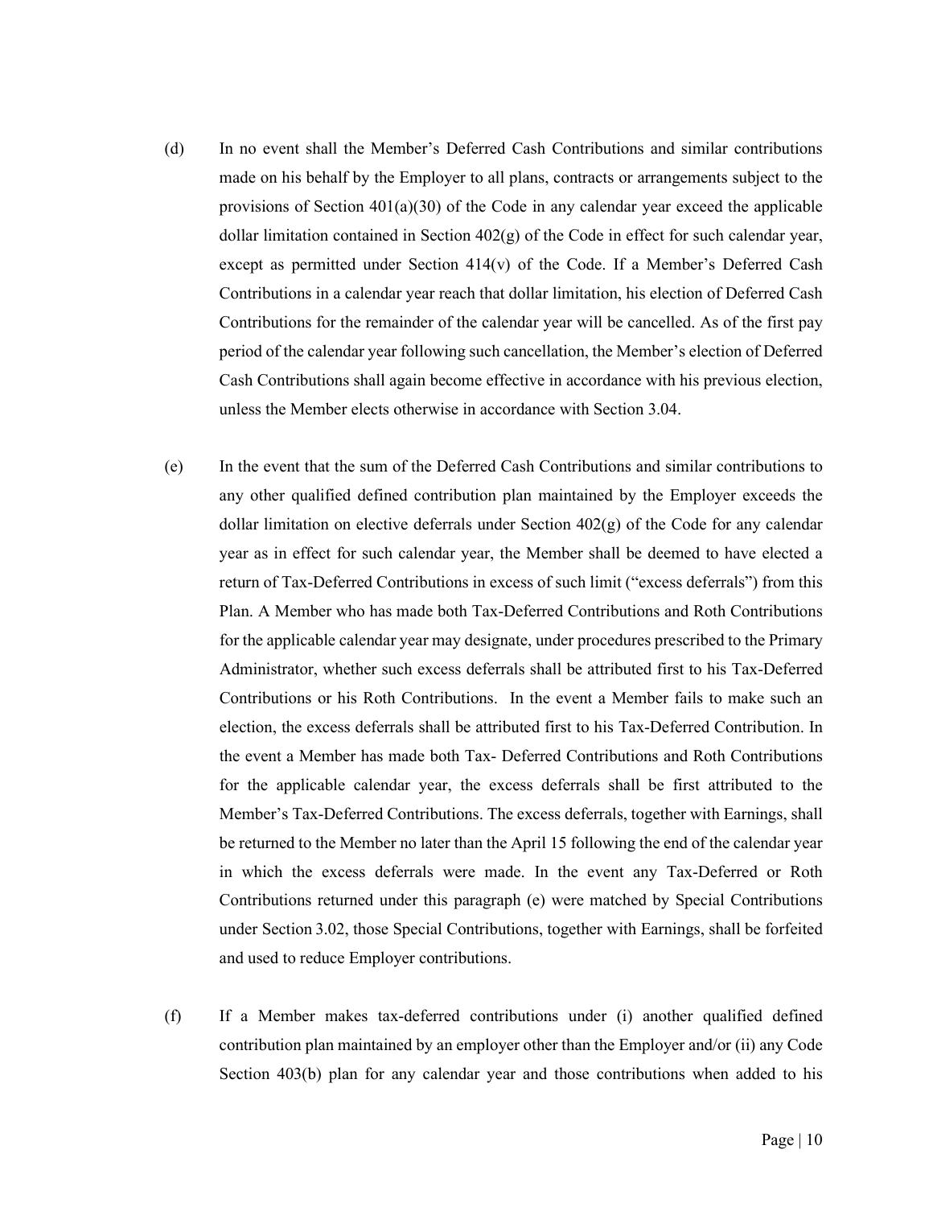(d) In no event shall the Member's Deferred Cash Contributions and similar contributions made on his behalf by the Employer to all plans, contracts or arrangements subject to the provisions of Section 401(a)(30) of the Code in any calendar year exceed the applicable dollar limitation contained in Section 402(g) of the Code in effect for such calendar year, except as permitted under Section 414(v) of the Code. If a Member's Deferred Cash Contributions in a calendar year reach that dollar limitation, his election of Deferred Cash Contributions for the remainder of the calendar year will be cancelled. As of the first pay period of the calendar year following such cancellation, the Member's election of Deferred Cash Contributions shall again become effective in accordance with his previous election, unless the Member elects otherwise in accordance with Section 3.04.

(e) In the event that the sum of the Deferred Cash Contributions and similar contributions to any other qualified defined contribution plan maintained by the Employer exceeds the dollar limitation on elective deferrals under Section 402(g) of the Code for any calendar year as in effect for such calendar year, the Member shall be deemed to have elected a return of Tax-Deferred Contributions in excess of such limit ("excess deferrals") from this Plan. A Member who has made both Tax-Deferred Contributions and Roth Contributions for the applicable calendar year may designate, under procedures prescribed to the Primary Administrator, whether such excess deferrals shall be attributed first to his Tax-Deferred Contributions or his Roth Contributions. In the event a Member fails to make such an election, the excess deferrals shall be attributed first to his Tax-Deferred Contribution. In the event a Member has made both Tax- Deferred Contributions and Roth Contributions for the applicable calendar year, the excess deferrals shall be first attributed to the Member's Tax-Deferred Contributions. The excess deferrals, together with Earnings, shall be returned to the Member no later than the April 15 following the end of the calendar year in which the excess deferrals were made. In the event any Tax-Deferred or Roth Contributions returned under this paragraph (e) were matched by Special Contributions under Section 3.02, those Special Contributions, together with Earnings, shall be forfeited and used to reduce Employer contributions.

(f) If a Member makes tax-deferred contributions under (i) another qualified defined contribution plan maintained by an employer other than the Employer and/or (ii) any Code Section 403(b) plan for any calendar year and those contributions when added to his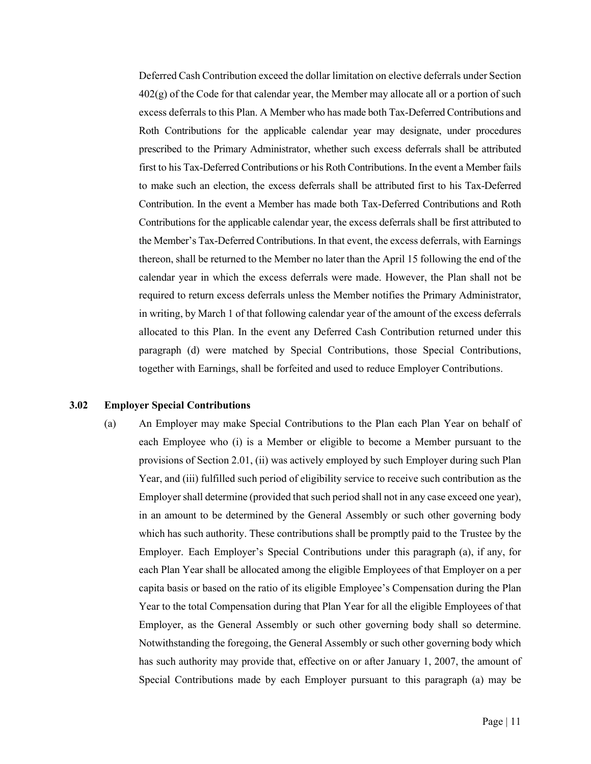Deferred Cash Contribution exceed the dollar limitation on elective deferrals under Section 402(g) of the Code for that calendar year, the Member may allocate all or a portion of such excess deferrals to this Plan. A Member who has made both Tax-Deferred Contributions and Roth Contributions for the applicable calendar year may designate, under procedures prescribed to the Primary Administrator, whether such excess deferrals shall be attributed first to his Tax-Deferred Contributions or his Roth Contributions. In the event a Member fails to make such an election, the excess deferrals shall be attributed first to his Tax-Deferred Contribution. In the event a Member has made both Tax-Deferred Contributions and Roth Contributions for the applicable calendar year, the excess deferrals shall be first attributed to the Member's Tax-Deferred Contributions. In that event, the excess deferrals, with Earnings thereon, shall be returned to the Member no later than the April 15 following the end of the calendar year in which the excess deferrals were made. However, the Plan shall not be required to return excess deferrals unless the Member notifies the Primary Administrator, in writing, by March 1 of that following calendar year of the amount of the excess deferrals allocated to this Plan. In the event any Deferred Cash Contribution returned under this paragraph (d) were matched by Special Contributions, those Special Contributions, together with Earnings, shall be forfeited and used to reduce Employer Contributions.

### 3.02 Employer Special Contributions

(a) An Employer may make Special Contributions to the Plan each Plan Year on behalf of each Employee who (i) is a Member or eligible to become a Member pursuant to the provisions of Section 2.01, (ii) was actively employed by such Employer during such Plan Year, and (iii) fulfilled such period of eligibility service to receive such contribution as the Employer shall determine (provided that such period shall not in any case exceed one year), in an amount to be determined by the General Assembly or such other governing body which has such authority. These contributions shall be promptly paid to the Trustee by the Employer. Each Employer's Special Contributions under this paragraph (a), if any, for each Plan Year shall be allocated among the eligible Employees of that Employer on a per capita basis or based on the ratio of its eligible Employee's Compensation during the Plan Year to the total Compensation during that Plan Year for all the eligible Employees of that Employer, as the General Assembly or such other governing body shall so determine. Notwithstanding the foregoing, the General Assembly or such other governing body which has such authority may provide that, effective on or after January 1, 2007, the amount of Special Contributions made by each Employer pursuant to this paragraph (a) may be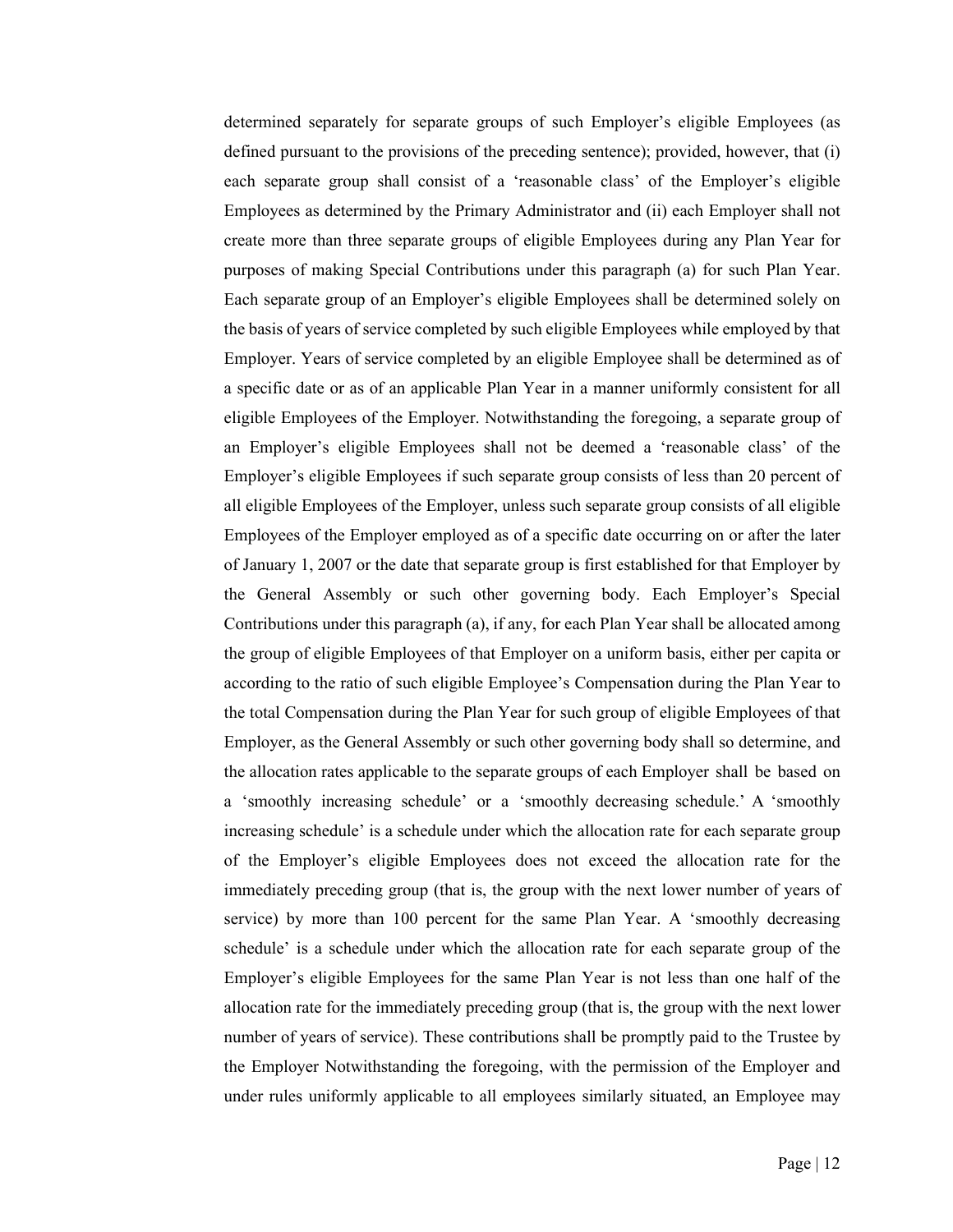determined separately for separate groups of such Employer’s eligible Employees (as defined pursuant to the provisions of the preceding sentence); provided, however, that (i) each separate group shall consist of a ‘reasonable class’ of the Employer’s eligible Employees as determined by the Primary Administrator and (ii) each Employer shall not create more than three separate groups of eligible Employees during any Plan Year for purposes of making Special Contributions under this paragraph (a) for such Plan Year. Each separate group of an Employer’s eligible Employees shall be determined solely on the basis of years of service completed by such eligible Employees while employed by that Employer. Years of service completed by an eligible Employee shall be determined as of a specific date or as of an applicable Plan Year in a manner uniformly consistent for all eligible Employees of the Employer. Notwithstanding the foregoing, a separate group of an Employer’s eligible Employees shall not be deemed a ‘reasonable class’ of the Employer’s eligible Employees if such separate group consists of less than 20 percent of all eligible Employees of the Employer, unless such separate group consists of all eligible Employees of the Employer employed as of a specific date occurring on or after the later of January 1, 2007 or the date that separate group is first established for that Employer by the General Assembly or such other governing body. Each Employer’s Special Contributions under this paragraph (a), if any, for each Plan Year shall be allocated among the group of eligible Employees of that Employer on a uniform basis, either per capita or according to the ratio of such eligible Employee’s Compensation during the Plan Year to the total Compensation during the Plan Year for such group of eligible Employees of that Employer, as the General Assembly or such other governing body shall so determine, and the allocation rates applicable to the separate groups of each Employer shall be based on a ‘smoothly increasing schedule’ or a ‘smoothly decreasing schedule.’ A ‘smoothly increasing schedule’ is a schedule under which the allocation rate for each separate group of the Employer’s eligible Employees does not exceed the allocation rate for the immediately preceding group (that is, the group with the next lower number of years of service) by more than 100 percent for the same Plan Year. A ‘smoothly decreasing schedule’ is a schedule under which the allocation rate for each separate group of the Employer’s eligible Employees for the same Plan Year is not less than one half of the allocation rate for the immediately preceding group (that is, the group with the next lower number of years of service). These contributions shall be promptly paid to the Trustee by the Employer Notwithstanding the foregoing, with the permission of the Employer and under rules uniformly applicable to all employees similarly situated, an Employee may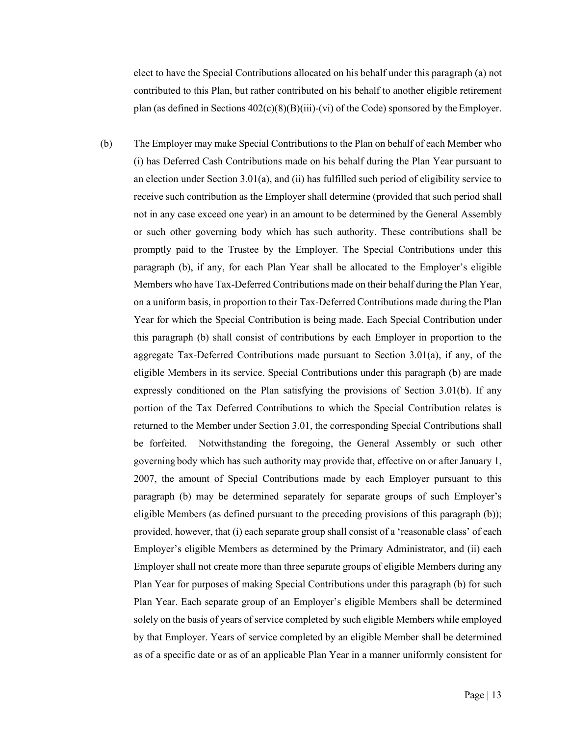elect to have the Special Contributions allocated on his behalf under this paragraph (a) not contributed to this Plan, but rather contributed on his behalf to another eligible retirement plan (as defined in Sections 402(c)(8)(B)(iii)-(vi) of the Code) sponsored by the Employer.

(b) The Employer may make Special Contributions to the Plan on behalf of each Member who (i) has Deferred Cash Contributions made on his behalf during the Plan Year pursuant to an election under Section 3.01(a), and (ii) has fulfilled such period of eligibility service to receive such contribution as the Employer shall determine (provided that such period shall not in any case exceed one year) in an amount to be determined by the General Assembly or such other governing body which has such authority. These contributions shall be promptly paid to the Trustee by the Employer. The Special Contributions under this paragraph (b), if any, for each Plan Year shall be allocated to the Employer's eligible Members who have Tax-Deferred Contributions made on their behalf during the Plan Year, on a uniform basis, in proportion to their Tax-Deferred Contributions made during the Plan Year for which the Special Contribution is being made. Each Special Contribution under this paragraph (b) shall consist of contributions by each Employer in proportion to the aggregate Tax-Deferred Contributions made pursuant to Section 3.01(a), if any, of the eligible Members in its service. Special Contributions under this paragraph (b) are made expressly conditioned on the Plan satisfying the provisions of Section 3.01(b). If any portion of the Tax Deferred Contributions to which the Special Contribution relates is returned to the Member under Section 3.01, the corresponding Special Contributions shall be forfeited. Notwithstanding the foregoing, the General Assembly or such other governing body which has such authority may provide that, effective on or after January 1, 2007, the amount of Special Contributions made by each Employer pursuant to this paragraph (b) may be determined separately for separate groups of such Employer's eligible Members (as defined pursuant to the preceding provisions of this paragraph (b)); provided, however, that (i) each separate group shall consist of a 'reasonable class' of each Employer's eligible Members as determined by the Primary Administrator, and (ii) each Employer shall not create more than three separate groups of eligible Members during any Plan Year for purposes of making Special Contributions under this paragraph (b) for such Plan Year. Each separate group of an Employer's eligible Members shall be determined solely on the basis of years of service completed by such eligible Members while employed by that Employer. Years of service completed by an eligible Member shall be determined as of a specific date or as of an applicable Plan Year in a manner uniformly consistent for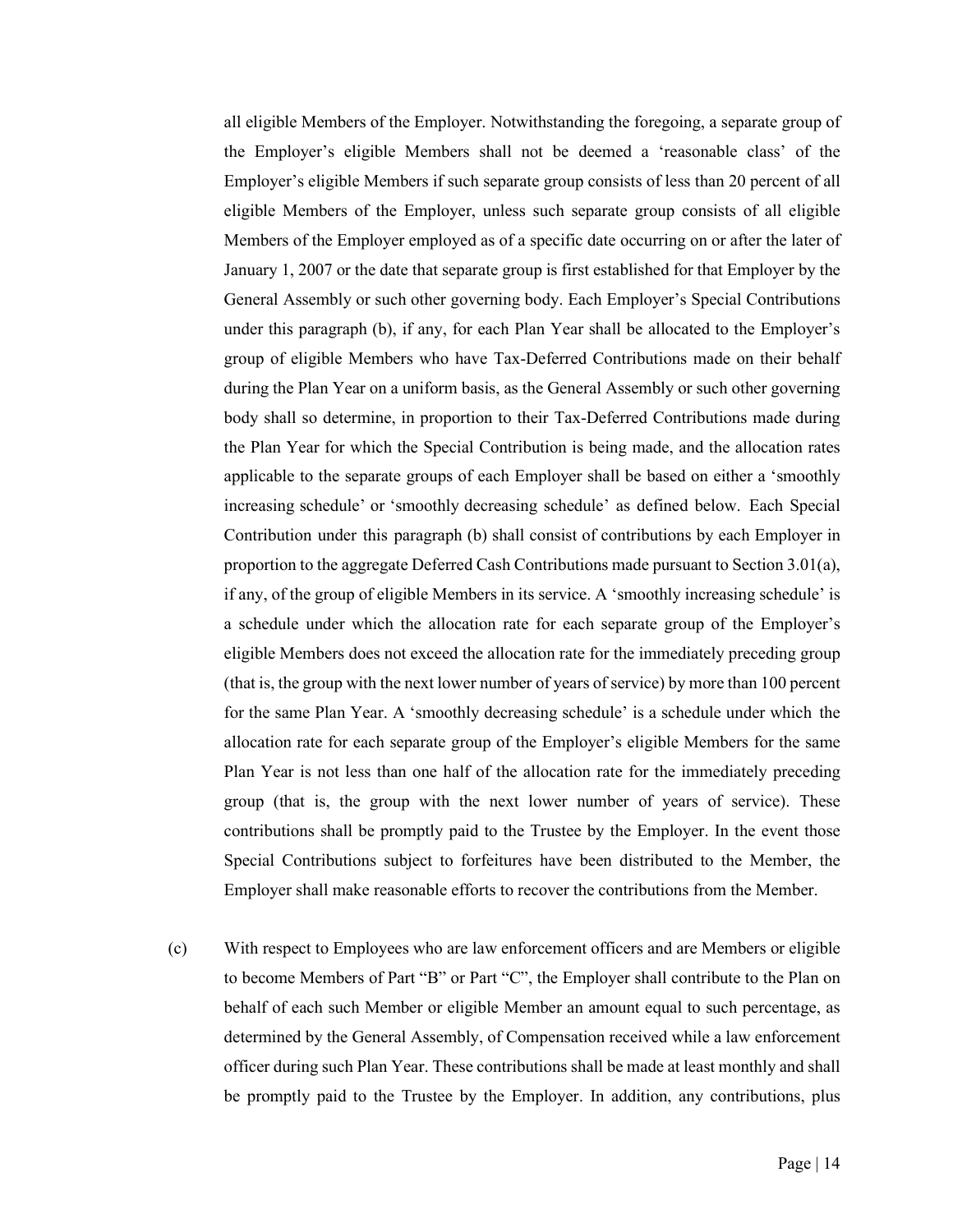all eligible Members of the Employer. Notwithstanding the foregoing, a separate group of the Employer's eligible Members shall not be deemed a 'reasonable class' of the Employer's eligible Members if such separate group consists of less than 20 percent of all eligible Members of the Employer, unless such separate group consists of all eligible Members of the Employer employed as of a specific date occurring on or after the later of January 1, 2007 or the date that separate group is first established for that Employer by the General Assembly or such other governing body. Each Employer's Special Contributions under this paragraph (b), if any, for each Plan Year shall be allocated to the Employer's group of eligible Members who have Tax-Deferred Contributions made on their behalf during the Plan Year on a uniform basis, as the General Assembly or such other governing body shall so determine, in proportion to their Tax-Deferred Contributions made during the Plan Year for which the Special Contribution is being made, and the allocation rates applicable to the separate groups of each Employer shall be based on either a 'smoothly increasing schedule' or 'smoothly decreasing schedule' as defined below. Each Special Contribution under this paragraph (b) shall consist of contributions by each Employer in proportion to the aggregate Deferred Cash Contributions made pursuant to Section 3.01(a), if any, of the group of eligible Members in its service. A 'smoothly increasing schedule' is a schedule under which the allocation rate for each separate group of the Employer's eligible Members does not exceed the allocation rate for the immediately preceding group (that is, the group with the next lower number of years of service) by more than 100 percent for the same Plan Year. A 'smoothly decreasing schedule' is a schedule under which the allocation rate for each separate group of the Employer's eligible Members for the same Plan Year is not less than one half of the allocation rate for the immediately preceding group (that is, the group with the next lower number of years of service). These contributions shall be promptly paid to the Trustee by the Employer. In the event those Special Contributions subject to forfeitures have been distributed to the Member, the Employer shall make reasonable efforts to recover the contributions from the Member.

(c) With respect to Employees who are law enforcement officers and are Members or eligible to become Members of Part "B" or Part "C", the Employer shall contribute to the Plan on behalf of each such Member or eligible Member an amount equal to such percentage, as determined by the General Assembly, of Compensation received while a law enforcement officer during such Plan Year. These contributions shall be made at least monthly and shall be promptly paid to the Trustee by the Employer. In addition, any contributions, plus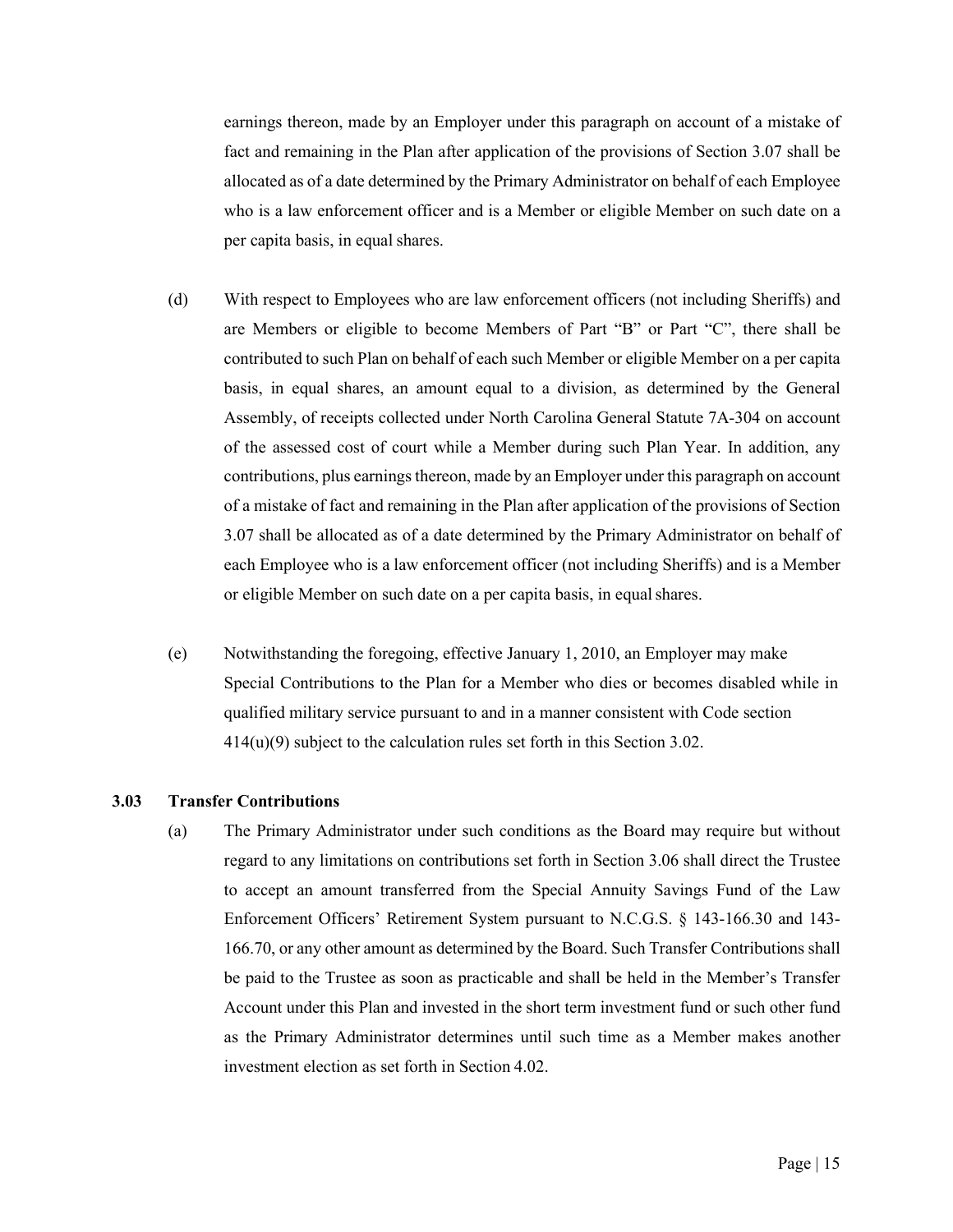earnings thereon, made by an Employer under this paragraph on account of a mistake of fact and remaining in the Plan after application of the provisions of Section 3.07 shall be allocated as of a date determined by the Primary Administrator on behalf of each Employee who is a law enforcement officer and is a Member or eligible Member on such date on a per capita basis, in equal shares.

(d) With respect to Employees who are law enforcement officers (not including Sheriffs) and are Members or eligible to become Members of Part "B" or Part "C", there shall be contributed to such Plan on behalf of each such Member or eligible Member on a per capita basis, in equal shares, an amount equal to a division, as determined by the General Assembly, of receipts collected under North Carolina General Statute 7A-304 on account of the assessed cost of court while a Member during such Plan Year. In addition, any contributions, plus earnings thereon, made by an Employer under this paragraph on account of a mistake of fact and remaining in the Plan after application of the provisions of Section 3.07 shall be allocated as of a date determined by the Primary Administrator on behalf of each Employee who is a law enforcement officer (not including Sheriffs) and is a Member or eligible Member on such date on a per capita basis, in equal shares.

(e) Notwithstanding the foregoing, effective January 1, 2010, an Employer may make Special Contributions to the Plan for a Member who dies or becomes disabled while in qualified military service pursuant to and in a manner consistent with Code section 414(u)(9) subject to the calculation rules set forth in this Section 3.02.

**3.03 Transfer Contributions**

(a) The Primary Administrator under such conditions as the Board may require but without regard to any limitations on contributions set forth in Section 3.06 shall direct the Trustee to accept an amount transferred from the Special Annuity Savings Fund of the Law Enforcement Officers' Retirement System pursuant to N.C.G.S. § 143-166.30 and 143-166.70, or any other amount as determined by the Board. Such Transfer Contributions shall be paid to the Trustee as soon as practicable and shall be held in the Member's Transfer Account under this Plan and invested in the short term investment fund or such other fund as the Primary Administrator determines until such time as a Member makes another investment election as set forth in Section 4.02.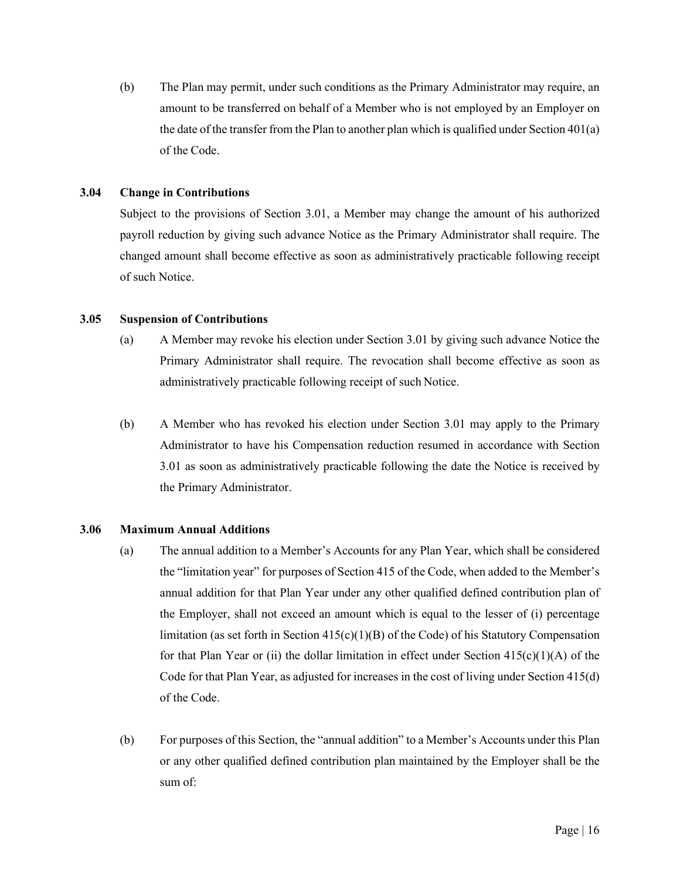(b) The Plan may permit, under such conditions as the Primary Administrator may require, an amount to be transferred on behalf of a Member who is not employed by an Employer on the date of the transfer from the Plan to another plan which is qualified under Section 401(a) of the Code.

### 3.04 Change in Contributions

Subject to the provisions of Section 3.01, a Member may change the amount of his authorized payroll reduction by giving such advance Notice as the Primary Administrator shall require. The changed amount shall become effective as soon as administratively practicable following receipt of such Notice.

### 3.05 Suspension of Contributions

(a) A Member may revoke his election under Section 3.01 by giving such advance Notice the Primary Administrator shall require. The revocation shall become effective as soon as administratively practicable following receipt of such Notice.

(b) A Member who has revoked his election under Section 3.01 may apply to the Primary Administrator to have his Compensation reduction resumed in accordance with Section 3.01 as soon as administratively practicable following the date the Notice is received by the Primary Administrator.

### 3.06 Maximum Annual Additions

(a) The annual addition to a Member's Accounts for any Plan Year, which shall be considered the "limitation year" for purposes of Section 415 of the Code, when added to the Member's annual addition for that Plan Year under any other qualified defined contribution plan of the Employer, shall not exceed an amount which is equal to the lesser of (i) percentage limitation (as set forth in Section 415(c)(1)(B) of the Code) of his Statutory Compensation for that Plan Year or (ii) the dollar limitation in effect under Section 415(c)(1)(A) of the Code for that Plan Year, as adjusted for increases in the cost of living under Section 415(d) of the Code.

(b) For purposes of this Section, the "annual addition" to a Member's Accounts under this Plan or any other qualified defined contribution plan maintained by the Employer shall be the sum of: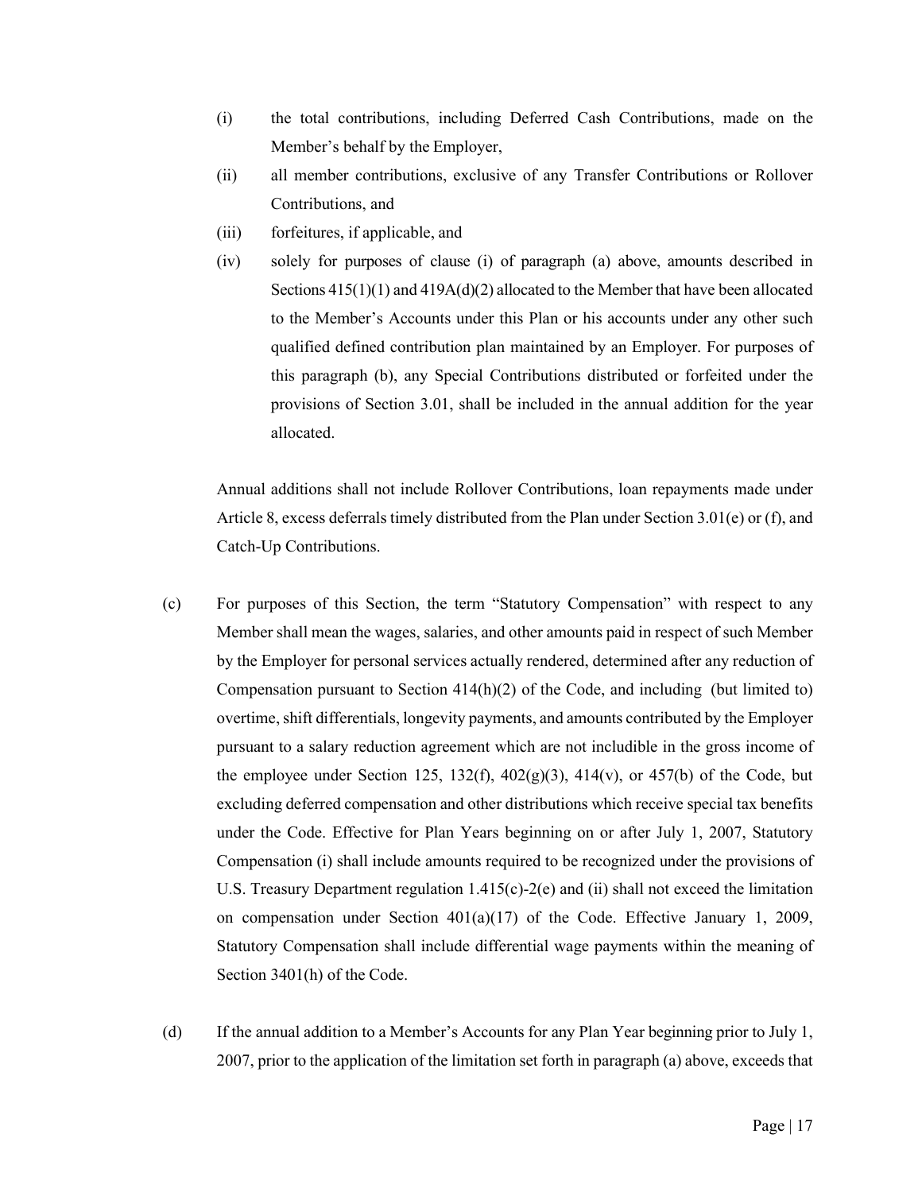(i) the total contributions, including Deferred Cash Contributions, made on the Member's behalf by the Employer,

(ii) all member contributions, exclusive of any Transfer Contributions or Rollover Contributions, and

(iii) forfeitures, if applicable, and

(iv) solely for purposes of clause (i) of paragraph (a) above, amounts described in Sections 415(1)(1) and 419A(d)(2) allocated to the Member that have been allocated to the Member's Accounts under this Plan or his accounts under any other such qualified defined contribution plan maintained by an Employer. For purposes of this paragraph (b), any Special Contributions distributed or forfeited under the provisions of Section 3.01, shall be included in the annual addition for the year allocated.

Annual additions shall not include Rollover Contributions, loan repayments made under Article 8, excess deferrals timely distributed from the Plan under Section 3.01(e) or (f), and Catch-Up Contributions.

(c) For purposes of this Section, the term "Statutory Compensation" with respect to any Member shall mean the wages, salaries, and other amounts paid in respect of such Member by the Employer for personal services actually rendered, determined after any reduction of Compensation pursuant to Section 414(h)(2) of the Code, and including (but limited to) overtime, shift differentials, longevity payments, and amounts contributed by the Employer pursuant to a salary reduction agreement which are not includible in the gross income of the employee under Section 125, 132(f), 402(g)(3), 414(v), or 457(b) of the Code, but excluding deferred compensation and other distributions which receive special tax benefits under the Code. Effective for Plan Years beginning on or after July 1, 2007, Statutory Compensation (i) shall include amounts required to be recognized under the provisions of U.S. Treasury Department regulation 1.415(c)-2(e) and (ii) shall not exceed the limitation on compensation under Section 401(a)(17) of the Code. Effective January 1, 2009, Statutory Compensation shall include differential wage payments within the meaning of Section 3401(h) of the Code.

(d) If the annual addition to a Member's Accounts for any Plan Year beginning prior to July 1, 2007, prior to the application of the limitation set forth in paragraph (a) above, exceeds that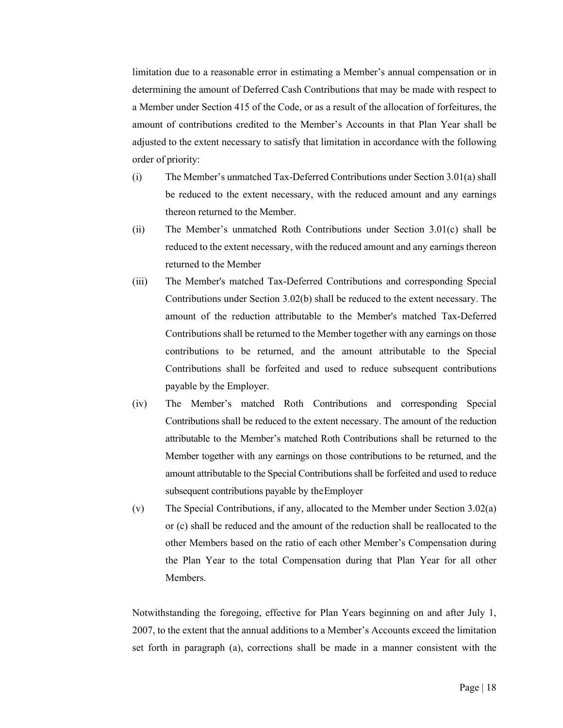limitation due to a reasonable error in estimating a Member's annual compensation or in determining the amount of Deferred Cash Contributions that may be made with respect to a Member under Section 415 of the Code, or as a result of the allocation of forfeitures, the amount of contributions credited to the Member's Accounts in that Plan Year shall be adjusted to the extent necessary to satisfy that limitation in accordance with the following order of priority:

(i) The Member's unmatched Tax-Deferred Contributions under Section 3.01(a) shall be reduced to the extent necessary, with the reduced amount and any earnings thereon returned to the Member.

(ii) The Member's unmatched Roth Contributions under Section 3.01(c) shall be reduced to the extent necessary, with the reduced amount and any earnings thereon returned to the Member

(iii) The Member's matched Tax-Deferred Contributions and corresponding Special Contributions under Section 3.02(b) shall be reduced to the extent necessary. The amount of the reduction attributable to the Member's matched Tax-Deferred Contributions shall be returned to the Member together with any earnings on those contributions to be returned, and the amount attributable to the Special Contributions shall be forfeited and used to reduce subsequent contributions payable by the Employer.

(iv) The Member's matched Roth Contributions and corresponding Special Contributions shall be reduced to the extent necessary. The amount of the reduction attributable to the Member's matched Roth Contributions shall be returned to the Member together with any earnings on those contributions to be returned, and the amount attributable to the Special Contributions shall be forfeited and used to reduce subsequent contributions payable by the Employer

(v) The Special Contributions, if any, allocated to the Member under Section 3.02(a) or (c) shall be reduced and the amount of the reduction shall be reallocated to the other Members based on the ratio of each other Member's Compensation during the Plan Year to the total Compensation during that Plan Year for all other Members.

Notwithstanding the foregoing, effective for Plan Years beginning on and after July 1, 2007, to the extent that the annual additions to a Member's Accounts exceed the limitation set forth in paragraph (a), corrections shall be made in a manner consistent with the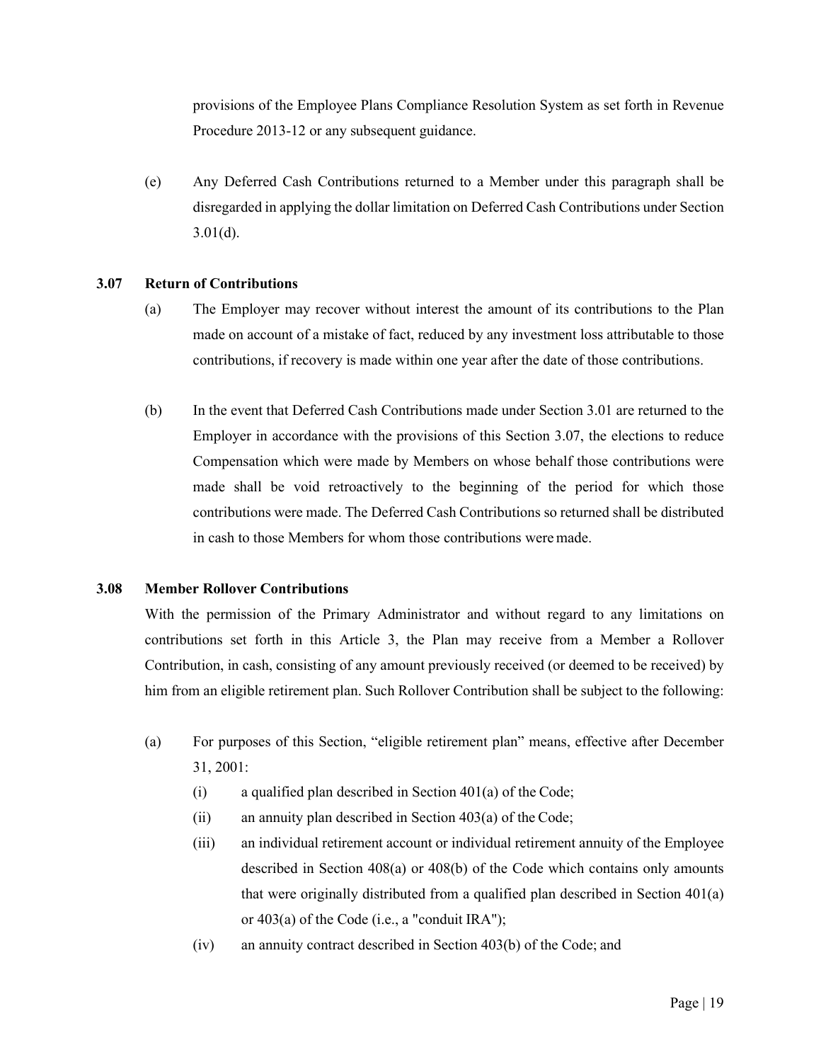provisions of the Employee Plans Compliance Resolution System as set forth in Revenue Procedure 2013-12 or any subsequent guidance.

(e) Any Deferred Cash Contributions returned to a Member under this paragraph shall be disregarded in applying the dollar limitation on Deferred Cash Contributions under Section 3.01(d).

### 3.07 Return of Contributions

(a) The Employer may recover without interest the amount of its contributions to the Plan made on account of a mistake of fact, reduced by any investment loss attributable to those contributions, if recovery is made within one year after the date of those contributions.

(b) In the event that Deferred Cash Contributions made under Section 3.01 are returned to the Employer in accordance with the provisions of this Section 3.07, the elections to reduce Compensation which were made by Members on whose behalf those contributions were made shall be void retroactively to the beginning of the period for which those contributions were made. The Deferred Cash Contributions so returned shall be distributed in cash to those Members for whom those contributions were made.

### 3.08 Member Rollover Contributions

With the permission of the Primary Administrator and without regard to any limitations on contributions set forth in this Article 3, the Plan may receive from a Member a Rollover Contribution, in cash, consisting of any amount previously received (or deemed to be received) by him from an eligible retirement plan. Such Rollover Contribution shall be subject to the following:

(a) For purposes of this Section, "eligible retirement plan" means, effective after December 31, 2001:

   (i) a qualified plan described in Section 401(a) of the Code;

   (ii) an annuity plan described in Section 403(a) of the Code;

   (iii) an individual retirement account or individual retirement annuity of the Employee described in Section 408(a) or 408(b) of the Code which contains only amounts that were originally distributed from a qualified plan described in Section 401(a) or 403(a) of the Code (i.e., a "conduit IRA");

   (iv) an annuity contract described in Section 403(b) of the Code; and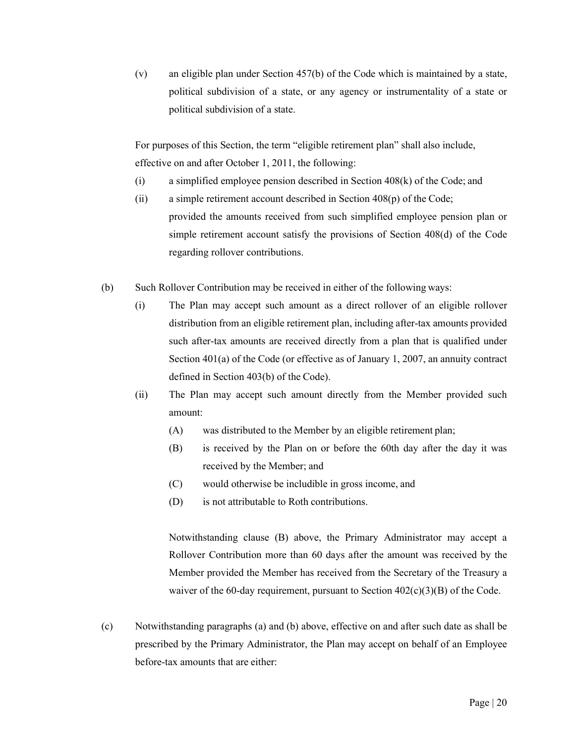(v) an eligible plan under Section 457(b) of the Code which is maintained by a state, political subdivision of a state, or any agency or instrumentality of a state or political subdivision of a state.

For purposes of this Section, the term "eligible retirement plan" shall also include, effective on and after October 1, 2011, the following:

(i) a simplified employee pension described in Section 408(k) of the Code; and

(ii) a simple retirement account described in Section 408(p) of the Code; provided the amounts received from such simplified employee pension plan or simple retirement account satisfy the provisions of Section 408(d) of the Code regarding rollover contributions.

(b) Such Rollover Contribution may be received in either of the following ways:

(i) The Plan may accept such amount as a direct rollover of an eligible rollover distribution from an eligible retirement plan, including after-tax amounts provided such after-tax amounts are received directly from a plan that is qualified under Section 401(a) of the Code (or effective as of January 1, 2007, an annuity contract defined in Section 403(b) of the Code).

(ii) The Plan may accept such amount directly from the Member provided such amount:

(A) was distributed to the Member by an eligible retirement plan;

(B) is received by the Plan on or before the 60th day after the day it was received by the Member; and

(C) would otherwise be includible in gross income, and

(D) is not attributable to Roth contributions.

Notwithstanding clause (B) above, the Primary Administrator may accept a Rollover Contribution more than 60 days after the amount was received by the Member provided the Member has received from the Secretary of the Treasury a waiver of the 60-day requirement, pursuant to Section 402(c)(3)(B) of the Code.

(c) Notwithstanding paragraphs (a) and (b) above, effective on and after such date as shall be prescribed by the Primary Administrator, the Plan may accept on behalf of an Employee before-tax amounts that are either: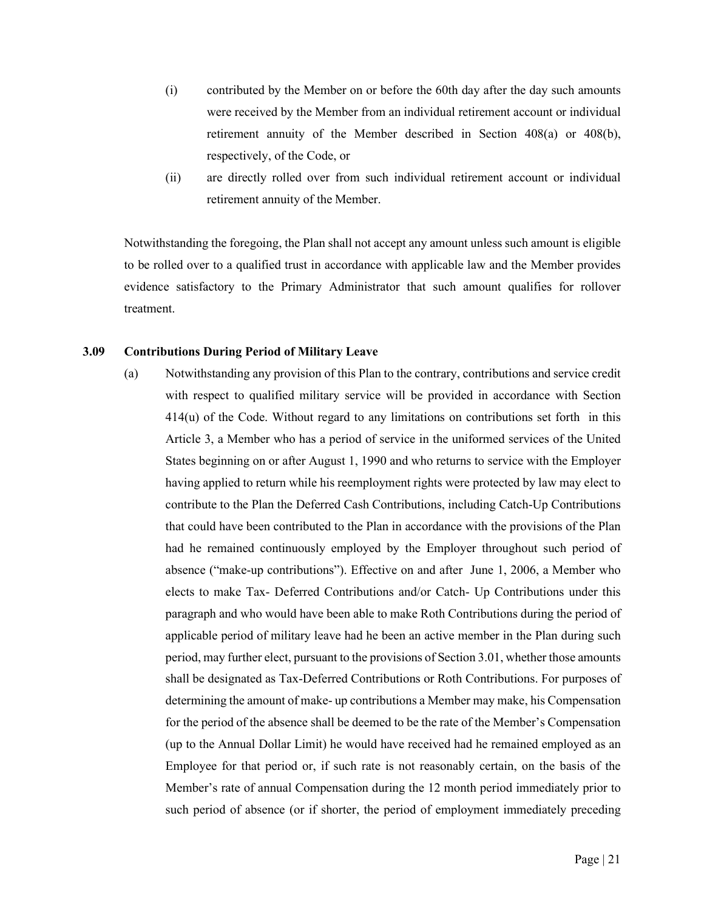(i) contributed by the Member on or before the 60th day after the day such amounts were received by the Member from an individual retirement account or individual retirement annuity of the Member described in Section 408(a) or 408(b), respectively, of the Code, or

(ii) are directly rolled over from such individual retirement account or individual retirement annuity of the Member.

Notwithstanding the foregoing, the Plan shall not accept any amount unless such amount is eligible to be rolled over to a qualified trust in accordance with applicable law and the Member provides evidence satisfactory to the Primary Administrator that such amount qualifies for rollover treatment.

### 3.09 Contributions During Period of Military Leave

(a) Notwithstanding any provision of this Plan to the contrary, contributions and service credit with respect to qualified military service will be provided in accordance with Section 414(u) of the Code. Without regard to any limitations on contributions set forth in this Article 3, a Member who has a period of service in the uniformed services of the United States beginning on or after August 1, 1990 and who returns to service with the Employer having applied to return while his reemployment rights were protected by law may elect to contribute to the Plan the Deferred Cash Contributions, including Catch-Up Contributions that could have been contributed to the Plan in accordance with the provisions of the Plan had he remained continuously employed by the Employer throughout such period of absence ("make-up contributions"). Effective on and after June 1, 2006, a Member who elects to make Tax- Deferred Contributions and/or Catch- Up Contributions under this paragraph and who would have been able to make Roth Contributions during the period of applicable period of military leave had he been an active member in the Plan during such period, may further elect, pursuant to the provisions of Section 3.01, whether those amounts shall be designated as Tax-Deferred Contributions or Roth Contributions. For purposes of determining the amount of make- up contributions a Member may make, his Compensation for the period of the absence shall be deemed to be the rate of the Member's Compensation (up to the Annual Dollar Limit) he would have received had he remained employed as an Employee for that period or, if such rate is not reasonably certain, on the basis of the Member's rate of annual Compensation during the 12 month period immediately prior to such period of absence (or if shorter, the period of employment immediately preceding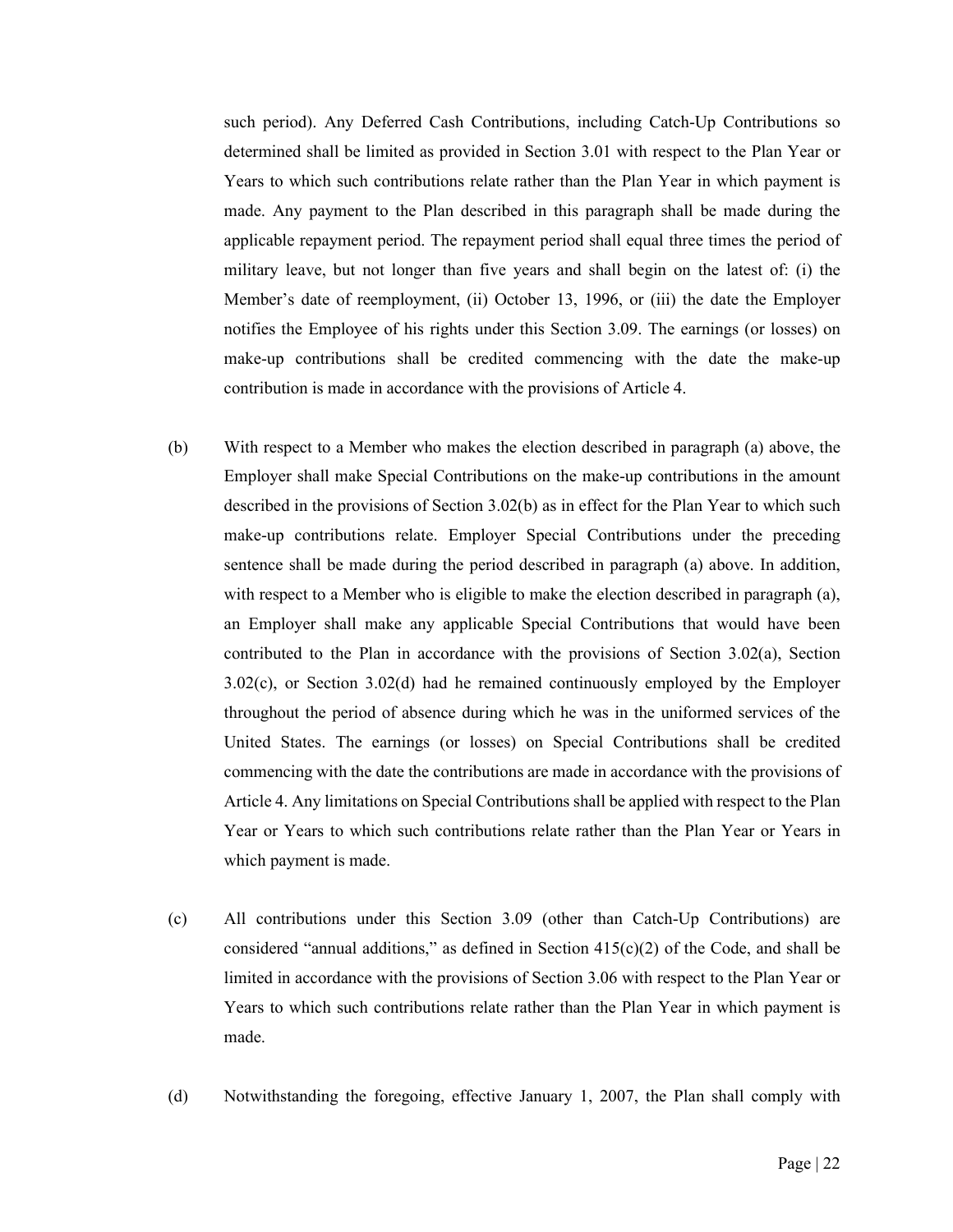such period). Any Deferred Cash Contributions, including Catch-Up Contributions so determined shall be limited as provided in Section 3.01 with respect to the Plan Year or Years to which such contributions relate rather than the Plan Year in which payment is made. Any payment to the Plan described in this paragraph shall be made during the applicable repayment period. The repayment period shall equal three times the period of military leave, but not longer than five years and shall begin on the latest of: (i) the Member's date of reemployment, (ii) October 13, 1996, or (iii) the date the Employer notifies the Employee of his rights under this Section 3.09. The earnings (or losses) on make-up contributions shall be credited commencing with the date the make-up contribution is made in accordance with the provisions of Article 4.

(b) With respect to a Member who makes the election described in paragraph (a) above, the Employer shall make Special Contributions on the make-up contributions in the amount described in the provisions of Section 3.02(b) as in effect for the Plan Year to which such make-up contributions relate. Employer Special Contributions under the preceding sentence shall be made during the period described in paragraph (a) above. In addition, with respect to a Member who is eligible to make the election described in paragraph (a), an Employer shall make any applicable Special Contributions that would have been contributed to the Plan in accordance with the provisions of Section 3.02(a), Section 3.02(c), or Section 3.02(d) had he remained continuously employed by the Employer throughout the period of absence during which he was in the uniformed services of the United States. The earnings (or losses) on Special Contributions shall be credited commencing with the date the contributions are made in accordance with the provisions of Article 4. Any limitations on Special Contributions shall be applied with respect to the Plan Year or Years to which such contributions relate rather than the Plan Year or Years in which payment is made.

(c) All contributions under this Section 3.09 (other than Catch-Up Contributions) are considered "annual additions," as defined in Section 415(c)(2) of the Code, and shall be limited in accordance with the provisions of Section 3.06 with respect to the Plan Year or Years to which such contributions relate rather than the Plan Year in which payment is made.

(d) Notwithstanding the foregoing, effective January 1, 2007, the Plan shall comply with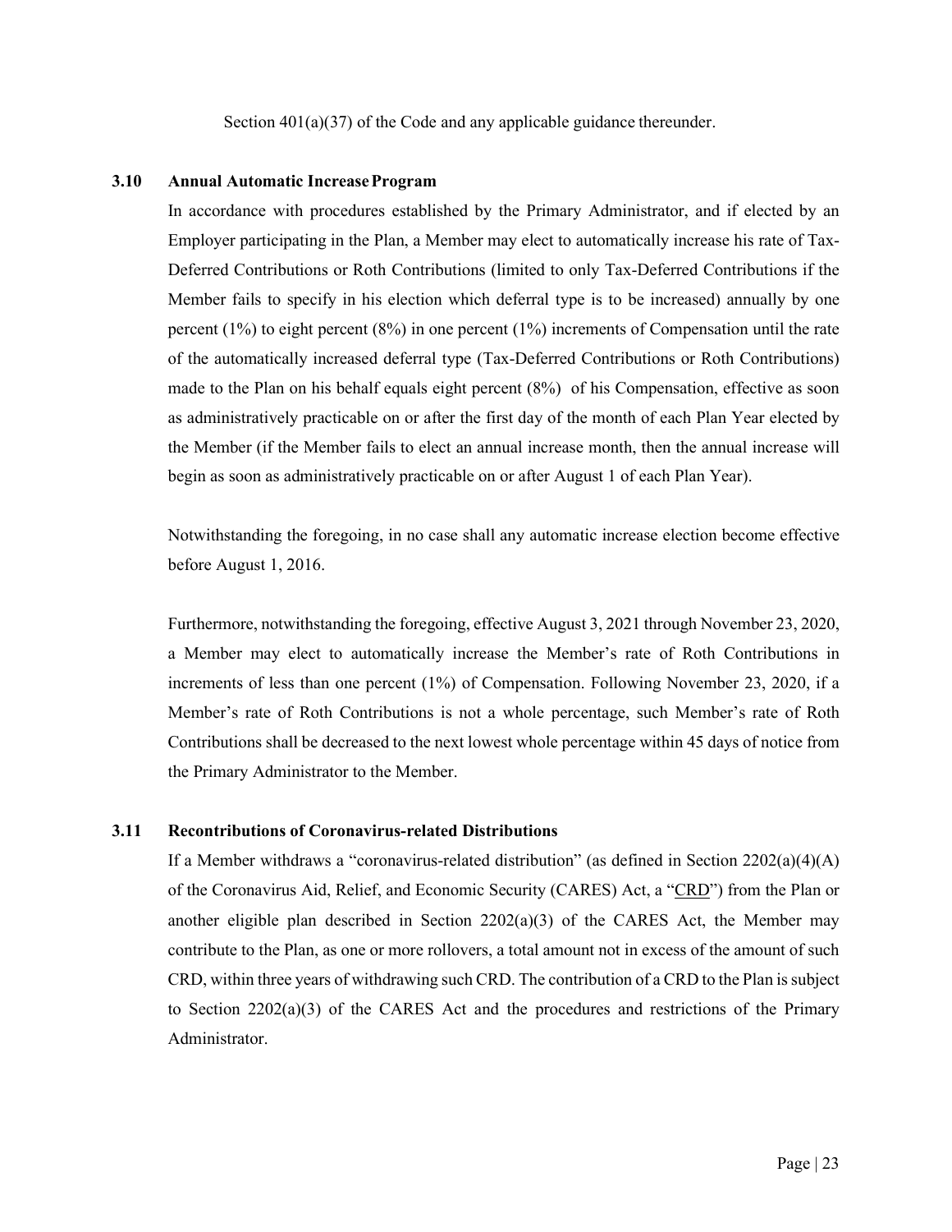Section 401(a)(37) of the Code and any applicable guidance thereunder.

### 3.10 Annual Automatic Increase Program

In accordance with procedures established by the Primary Administrator, and if elected by an Employer participating in the Plan, a Member may elect to automatically increase his rate of Tax-Deferred Contributions or Roth Contributions (limited to only Tax-Deferred Contributions if the Member fails to specify in his election which deferral type is to be increased) annually by one percent (1%) to eight percent (8%) in one percent (1%) increments of Compensation until the rate of the automatically increased deferral type (Tax-Deferred Contributions or Roth Contributions) made to the Plan on his behalf equals eight percent (8%) of his Compensation, effective as soon as administratively practicable on or after the first day of the month of each Plan Year elected by the Member (if the Member fails to elect an annual increase month, then the annual increase will begin as soon as administratively practicable on or after August 1 of each Plan Year).

Notwithstanding the foregoing, in no case shall any automatic increase election become effective before August 1, 2016.

Furthermore, notwithstanding the foregoing, effective August 3, 2021 through November 23, 2020, a Member may elect to automatically increase the Member's rate of Roth Contributions in increments of less than one percent (1%) of Compensation. Following November 23, 2020, if a Member's rate of Roth Contributions is not a whole percentage, such Member's rate of Roth Contributions shall be decreased to the next lowest whole percentage within 45 days of notice from the Primary Administrator to the Member.

### 3.11 Recontributions of Coronavirus-related Distributions

If a Member withdraws a "coronavirus-related distribution" (as defined in Section 2202(a)(4)(A) of the Coronavirus Aid, Relief, and Economic Security (CARES) Act, a "CRD") from the Plan or another eligible plan described in Section 2202(a)(3) of the CARES Act, the Member may contribute to the Plan, as one or more rollovers, a total amount not in excess of the amount of such CRD, within three years of withdrawing such CRD. The contribution of a CRD to the Plan is subject to Section 2202(a)(3) of the CARES Act and the procedures and restrictions of the Primary Administrator.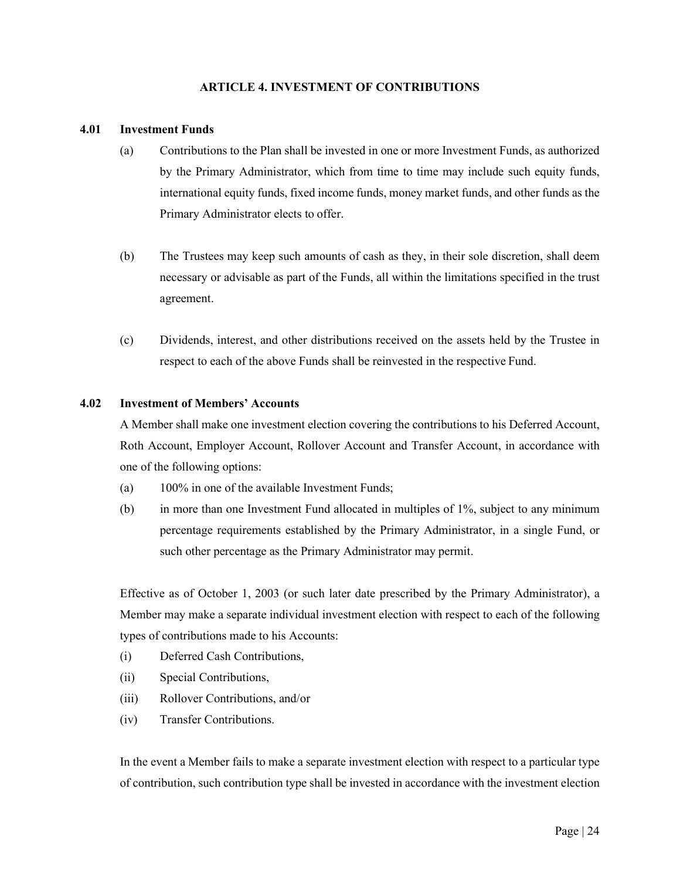# ARTICLE 4. INVESTMENT OF CONTRIBUTIONS

## 4.01 Investment Funds

(a) Contributions to the Plan shall be invested in one or more Investment Funds, as authorized by the Primary Administrator, which from time to time may include such equity funds, international equity funds, fixed income funds, money market funds, and other funds as the Primary Administrator elects to offer.

(b) The Trustees may keep such amounts of cash as they, in their sole discretion, shall deem necessary or advisable as part of the Funds, all within the limitations specified in the trust agreement.

(c) Dividends, interest, and other distributions received on the assets held by the Trustee in respect to each of the above Funds shall be reinvested in the respective Fund.

## 4.02 Investment of Members' Accounts

A Member shall make one investment election covering the contributions to his Deferred Account, Roth Account, Employer Account, Rollover Account and Transfer Account, in accordance with one of the following options:

(a) 100% in one of the available Investment Funds;

(b) in more than one Investment Fund allocated in multiples of 1%, subject to any minimum percentage requirements established by the Primary Administrator, in a single Fund, or such other percentage as the Primary Administrator may permit.

Effective as of October 1, 2003 (or such later date prescribed by the Primary Administrator), a Member may make a separate individual investment election with respect to each of the following types of contributions made to his Accounts:

(i) Deferred Cash Contributions,

(ii) Special Contributions,

(iii) Rollover Contributions, and/or

(iv) Transfer Contributions.

In the event a Member fails to make a separate investment election with respect to a particular type of contribution, such contribution type shall be invested in accordance with the investment election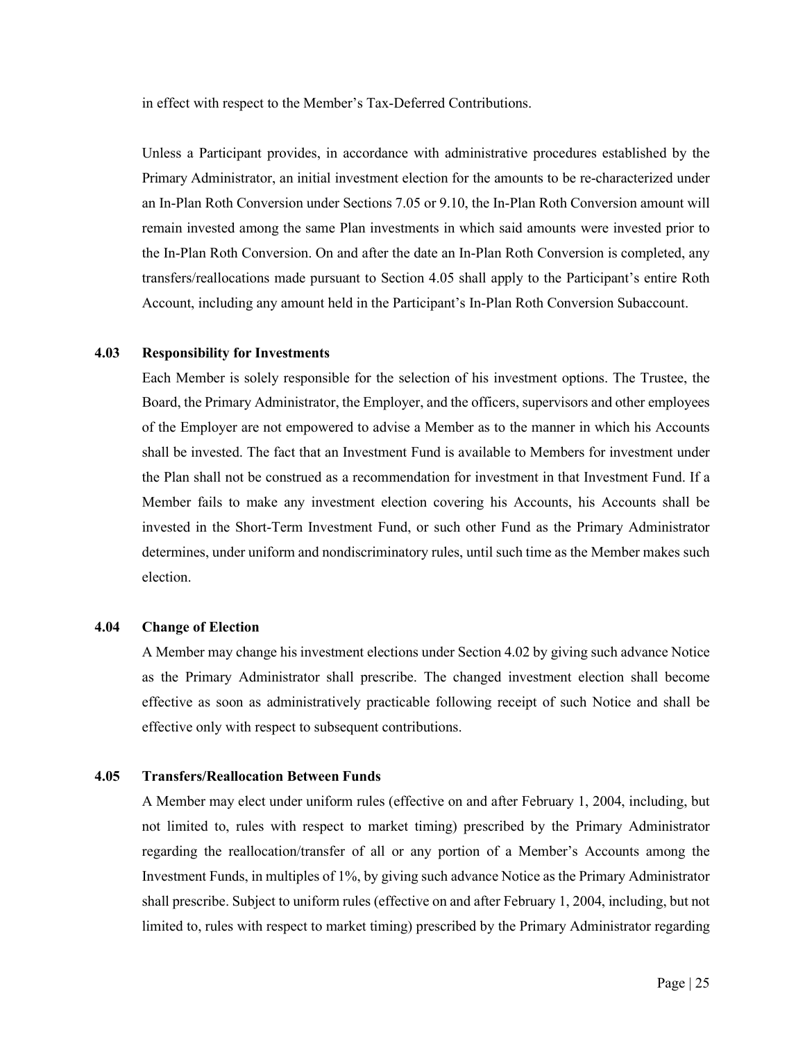in effect with respect to the Member's Tax-Deferred Contributions.

Unless a Participant provides, in accordance with administrative procedures established by the Primary Administrator, an initial investment election for the amounts to be re-characterized under an In-Plan Roth Conversion under Sections 7.05 or 9.10, the In-Plan Roth Conversion amount will remain invested among the same Plan investments in which said amounts were invested prior to the In-Plan Roth Conversion. On and after the date an In-Plan Roth Conversion is completed, any transfers/reallocations made pursuant to Section 4.05 shall apply to the Participant's entire Roth Account, including any amount held in the Participant's In-Plan Roth Conversion Subaccount.

**4.03 Responsibility for Investments**

Each Member is solely responsible for the selection of his investment options. The Trustee, the Board, the Primary Administrator, the Employer, and the officers, supervisors and other employees of the Employer are not empowered to advise a Member as to the manner in which his Accounts shall be invested. The fact that an Investment Fund is available to Members for investment under the Plan shall not be construed as a recommendation for investment in that Investment Fund. If a Member fails to make any investment election covering his Accounts, his Accounts shall be invested in the Short-Term Investment Fund, or such other Fund as the Primary Administrator determines, under uniform and nondiscriminatory rules, until such time as the Member makes such election.

**4.04 Change of Election**

A Member may change his investment elections under Section 4.02 by giving such advance Notice as the Primary Administrator shall prescribe. The changed investment election shall become effective as soon as administratively practicable following receipt of such Notice and shall be effective only with respect to subsequent contributions.

**4.05 Transfers/Reallocation Between Funds**

A Member may elect under uniform rules (effective on and after February 1, 2004, including, but not limited to, rules with respect to market timing) prescribed by the Primary Administrator regarding the reallocation/transfer of all or any portion of a Member's Accounts among the Investment Funds, in multiples of 1%, by giving such advance Notice as the Primary Administrator shall prescribe. Subject to uniform rules (effective on and after February 1, 2004, including, but not limited to, rules with respect to market timing) prescribed by the Primary Administrator regarding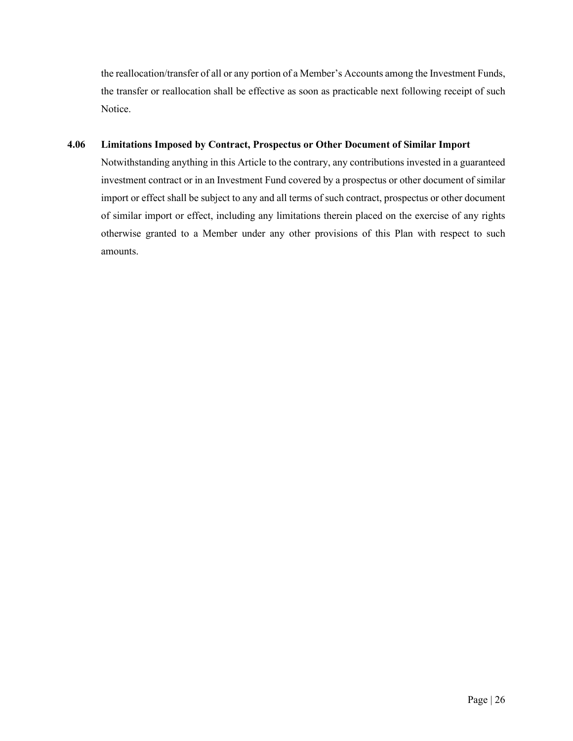the reallocation/transfer of all or any portion of a Member's Accounts among the Investment Funds, the transfer or reallocation shall be effective as soon as practicable next following receipt of such Notice.

### 4.06 Limitations Imposed by Contract, Prospectus or Other Document of Similar Import

Notwithstanding anything in this Article to the contrary, any contributions invested in a guaranteed investment contract or in an Investment Fund covered by a prospectus or other document of similar import or effect shall be subject to any and all terms of such contract, prospectus or other document of similar import or effect, including any limitations therein placed on the exercise of any rights otherwise granted to a Member under any other provisions of this Plan with respect to such amounts.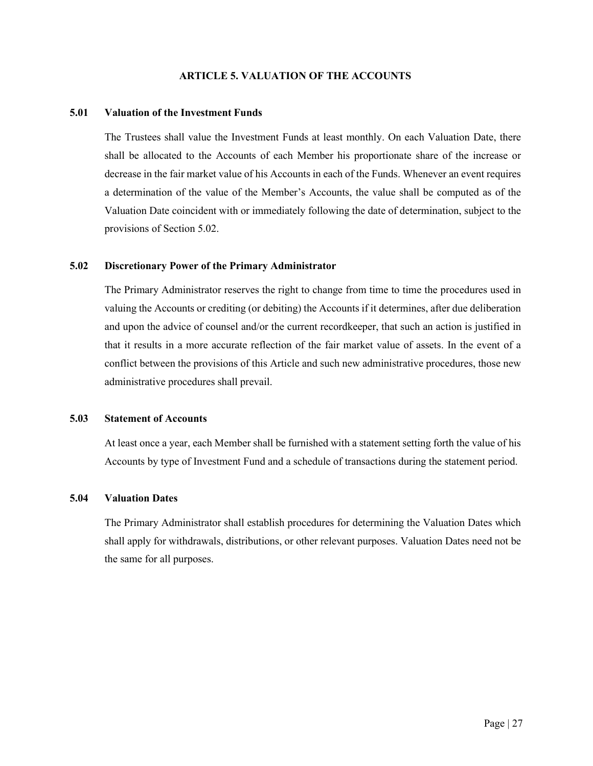## ARTICLE 5. VALUATION OF THE ACCOUNTS

### 5.01 Valuation of the Investment Funds

The Trustees shall value the Investment Funds at least monthly. On each Valuation Date, there shall be allocated to the Accounts of each Member his proportionate share of the increase or decrease in the fair market value of his Accounts in each of the Funds. Whenever an event requires a determination of the value of the Member's Accounts, the value shall be computed as of the Valuation Date coincident with or immediately following the date of determination, subject to the provisions of Section 5.02.

### 5.02 Discretionary Power of the Primary Administrator

The Primary Administrator reserves the right to change from time to time the procedures used in valuing the Accounts or crediting (or debiting) the Accounts if it determines, after due deliberation and upon the advice of counsel and/or the current recordkeeper, that such an action is justified in that it results in a more accurate reflection of the fair market value of assets. In the event of a conflict between the provisions of this Article and such new administrative procedures, those new administrative procedures shall prevail.

### 5.03 Statement of Accounts

At least once a year, each Member shall be furnished with a statement setting forth the value of his Accounts by type of Investment Fund and a schedule of transactions during the statement period.

### 5.04 Valuation Dates

The Primary Administrator shall establish procedures for determining the Valuation Dates which shall apply for withdrawals, distributions, or other relevant purposes. Valuation Dates need not be the same for all purposes.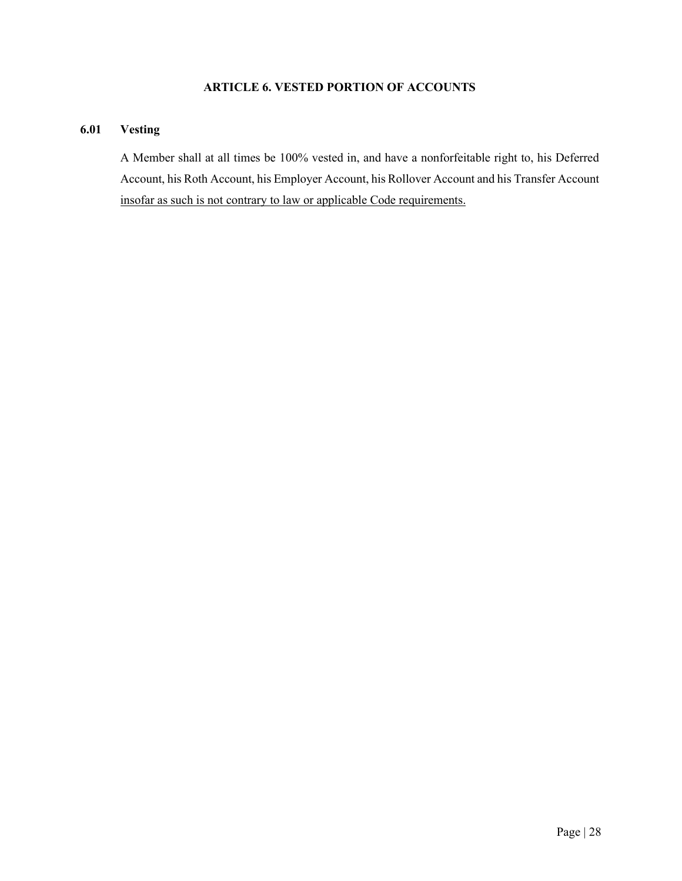## ARTICLE 6. VESTED PORTION OF ACCOUNTS

### 6.01 Vesting

A Member shall at all times be 100% vested in, and have a nonforfeitable right to, his Deferred Account, his Roth Account, his Employer Account, his Rollover Account and his Transfer Account <u>insofar as such is not contrary to law or applicable Code requirements.</u>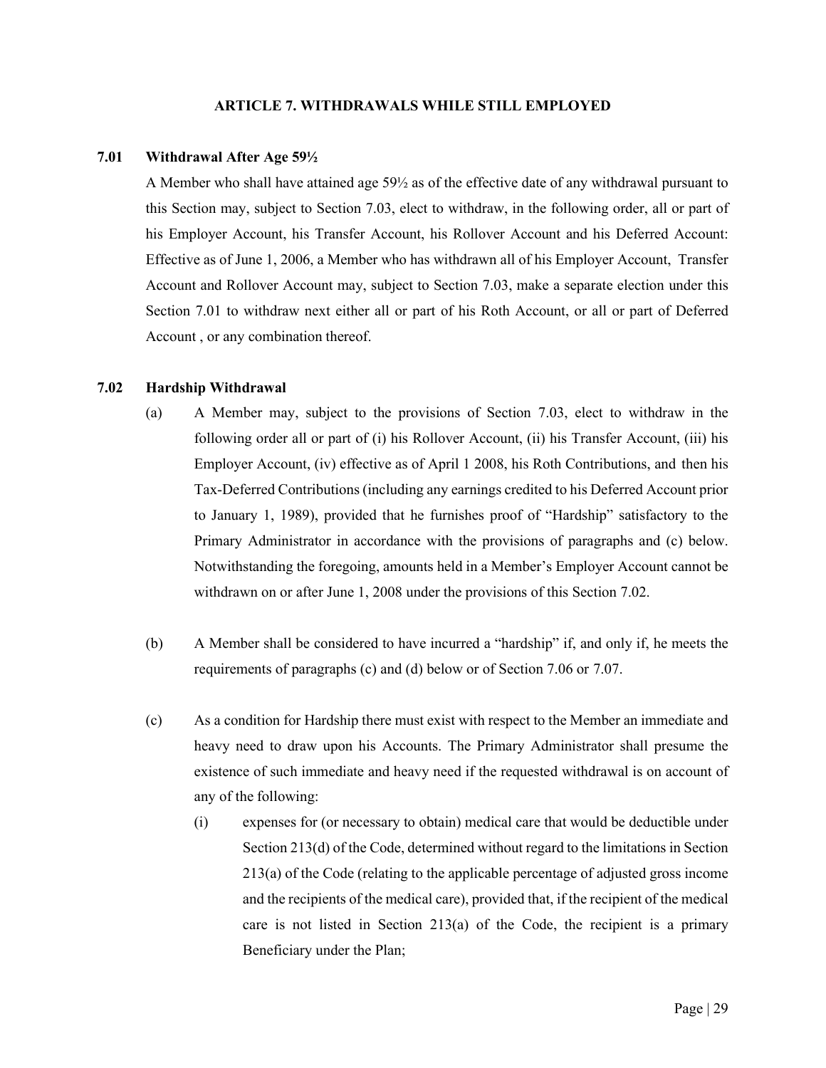## ARTICLE 7. WITHDRAWALS WHILE STILL EMPLOYED

### 7.01 Withdrawal After Age 59½

A Member who shall have attained age 59½ as of the effective date of any withdrawal pursuant to this Section may, subject to Section 7.03, elect to withdraw, in the following order, all or part of his Employer Account, his Transfer Account, his Rollover Account and his Deferred Account: Effective as of June 1, 2006, a Member who has withdrawn all of his Employer Account, Transfer Account and Rollover Account may, subject to Section 7.03, make a separate election under this Section 7.01 to withdraw next either all or part of his Roth Account, or all or part of Deferred Account , or any combination thereof.

### 7.02 Hardship Withdrawal

(a) A Member may, subject to the provisions of Section 7.03, elect to withdraw in the following order all or part of (i) his Rollover Account, (ii) his Transfer Account, (iii) his Employer Account, (iv) effective as of April 1 2008, his Roth Contributions, and then his Tax-Deferred Contributions (including any earnings credited to his Deferred Account prior to January 1, 1989), provided that he furnishes proof of "Hardship" satisfactory to the Primary Administrator in accordance with the provisions of paragraphs and (c) below. Notwithstanding the foregoing, amounts held in a Member's Employer Account cannot be withdrawn on or after June 1, 2008 under the provisions of this Section 7.02.

(b) A Member shall be considered to have incurred a "hardship" if, and only if, he meets the requirements of paragraphs (c) and (d) below or of Section 7.06 or 7.07.

(c) As a condition for Hardship there must exist with respect to the Member an immediate and heavy need to draw upon his Accounts. The Primary Administrator shall presume the existence of such immediate and heavy need if the requested withdrawal is on account of any of the following:

  (i) expenses for (or necessary to obtain) medical care that would be deductible under Section 213(d) of the Code, determined without regard to the limitations in Section 213(a) of the Code (relating to the applicable percentage of adjusted gross income and the recipients of the medical care), provided that, if the recipient of the medical care is not listed in Section 213(a) of the Code, the recipient is a primary Beneficiary under the Plan;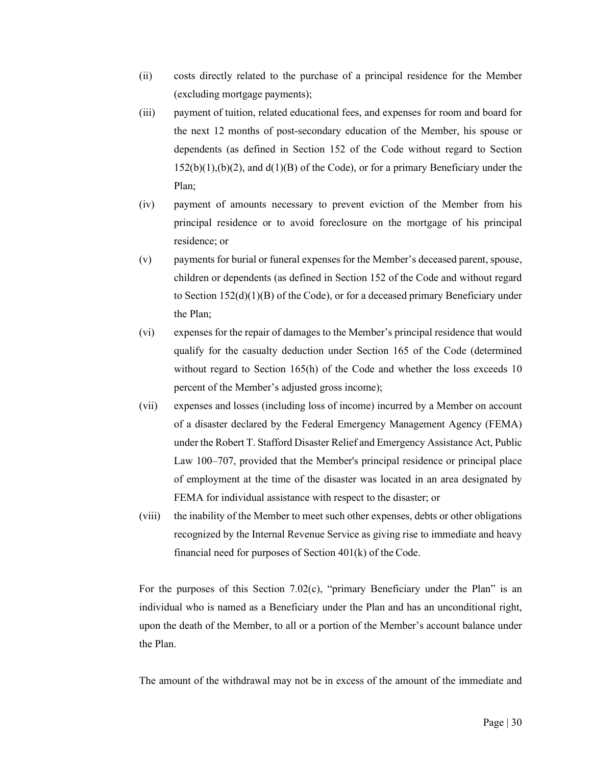(ii) costs directly related to the purchase of a principal residence for the Member (excluding mortgage payments);

(iii) payment of tuition, related educational fees, and expenses for room and board for the next 12 months of post-secondary education of the Member, his spouse or dependents (as defined in Section 152 of the Code without regard to Section 152(b)(1),(b)(2), and d(1)(B) of the Code), or for a primary Beneficiary under the Plan;

(iv) payment of amounts necessary to prevent eviction of the Member from his principal residence or to avoid foreclosure on the mortgage of his principal residence; or

(v) payments for burial or funeral expenses for the Member's deceased parent, spouse, children or dependents (as defined in Section 152 of the Code and without regard to Section 152(d)(1)(B) of the Code), or for a deceased primary Beneficiary under the Plan;

(vi) expenses for the repair of damages to the Member's principal residence that would qualify for the casualty deduction under Section 165 of the Code (determined without regard to Section 165(h) of the Code and whether the loss exceeds 10 percent of the Member's adjusted gross income);

(vii) expenses and losses (including loss of income) incurred by a Member on account of a disaster declared by the Federal Emergency Management Agency (FEMA) under the Robert T. Stafford Disaster Relief and Emergency Assistance Act, Public Law 100–707, provided that the Member's principal residence or principal place of employment at the time of the disaster was located in an area designated by FEMA for individual assistance with respect to the disaster; or

(viii) the inability of the Member to meet such other expenses, debts or other obligations recognized by the Internal Revenue Service as giving rise to immediate and heavy financial need for purposes of Section 401(k) of the Code.

For the purposes of this Section 7.02(c), "primary Beneficiary under the Plan" is an individual who is named as a Beneficiary under the Plan and has an unconditional right, upon the death of the Member, to all or a portion of the Member's account balance under the Plan.

The amount of the withdrawal may not be in excess of the amount of the immediate and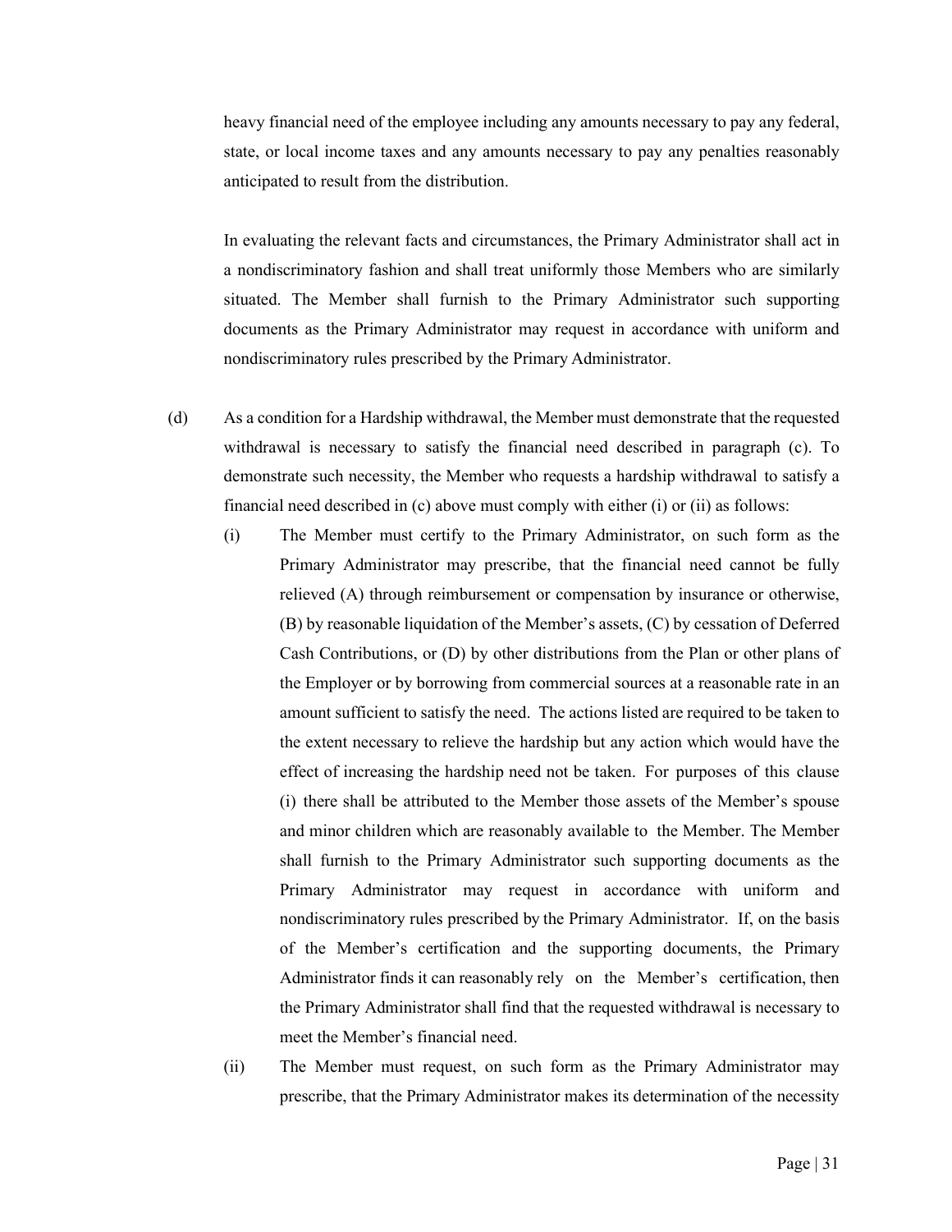heavy financial need of the employee including any amounts necessary to pay any federal, state, or local income taxes and any amounts necessary to pay any penalties reasonably anticipated to result from the distribution.

In evaluating the relevant facts and circumstances, the Primary Administrator shall act in a nondiscriminatory fashion and shall treat uniformly those Members who are similarly situated. The Member shall furnish to the Primary Administrator such supporting documents as the Primary Administrator may request in accordance with uniform and nondiscriminatory rules prescribed by the Primary Administrator.

(d) As a condition for a Hardship withdrawal, the Member must demonstrate that the requested withdrawal is necessary to satisfy the financial need described in paragraph (c). To demonstrate such necessity, the Member who requests a hardship withdrawal to satisfy a financial need described in (c) above must comply with either (i) or (ii) as follows:

(i) The Member must certify to the Primary Administrator, on such form as the Primary Administrator may prescribe, that the financial need cannot be fully relieved (A) through reimbursement or compensation by insurance or otherwise, (B) by reasonable liquidation of the Member's assets, (C) by cessation of Deferred Cash Contributions, or (D) by other distributions from the Plan or other plans of the Employer or by borrowing from commercial sources at a reasonable rate in an amount sufficient to satisfy the need. The actions listed are required to be taken to the extent necessary to relieve the hardship but any action which would have the effect of increasing the hardship need not be taken. For purposes of this clause (i) there shall be attributed to the Member those assets of the Member's spouse and minor children which are reasonably available to the Member. The Member shall furnish to the Primary Administrator such supporting documents as the Primary Administrator may request in accordance with uniform and nondiscriminatory rules prescribed by the Primary Administrator. If, on the basis of the Member's certification and the supporting documents, the Primary Administrator finds it can reasonably rely on the Member's certification, then the Primary Administrator shall find that the requested withdrawal is necessary to meet the Member's financial need.

(ii) The Member must request, on such form as the Primary Administrator may prescribe, that the Primary Administrator makes its determination of the necessity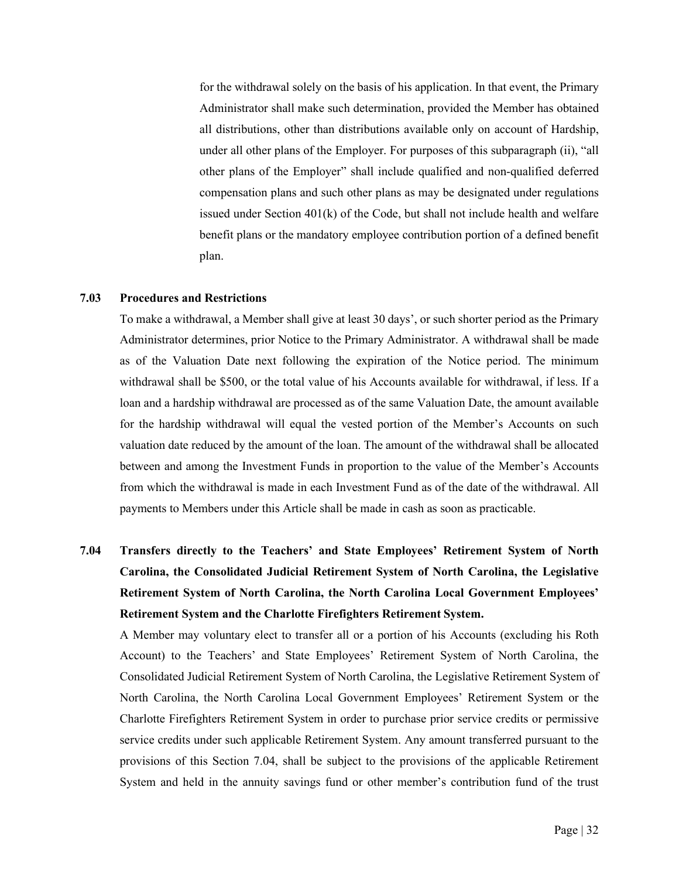for the withdrawal solely on the basis of his application. In that event, the Primary Administrator shall make such determination, provided the Member has obtained all distributions, other than distributions available only on account of Hardship, under all other plans of the Employer. For purposes of this subparagraph (ii), "all other plans of the Employer" shall include qualified and non-qualified deferred compensation plans and such other plans as may be designated under regulations issued under Section 401(k) of the Code, but shall not include health and welfare benefit plans or the mandatory employee contribution portion of a defined benefit plan.

### 7.03 Procedures and Restrictions

To make a withdrawal, a Member shall give at least 30 days', or such shorter period as the Primary Administrator determines, prior Notice to the Primary Administrator. A withdrawal shall be made as of the Valuation Date next following the expiration of the Notice period. The minimum withdrawal shall be $500, or the total value of his Accounts available for withdrawal, if less. If a loan and a hardship withdrawal are processed as of the same Valuation Date, the amount available for the hardship withdrawal will equal the vested portion of the Member's Accounts on such valuation date reduced by the amount of the loan. The amount of the withdrawal shall be allocated between and among the Investment Funds in proportion to the value of the Member's Accounts from which the withdrawal is made in each Investment Fund as of the date of the withdrawal. All payments to Members under this Article shall be made in cash as soon as practicable.

### 7.04 Transfers directly to the Teachers' and State Employees' Retirement System of North Carolina, the Consolidated Judicial Retirement System of North Carolina, the Legislative Retirement System of North Carolina, the North Carolina Local Government Employees' Retirement System and the Charlotte Firefighters Retirement System.

A Member may voluntary elect to transfer all or a portion of his Accounts (excluding his Roth Account) to the Teachers' and State Employees' Retirement System of North Carolina, the Consolidated Judicial Retirement System of North Carolina, the Legislative Retirement System of North Carolina, the North Carolina Local Government Employees' Retirement System or the Charlotte Firefighters Retirement System in order to purchase prior service credits or permissive service credits under such applicable Retirement System. Any amount transferred pursuant to the provisions of this Section 7.04, shall be subject to the provisions of the applicable Retirement System and held in the annuity savings fund or other member's contribution fund of the trust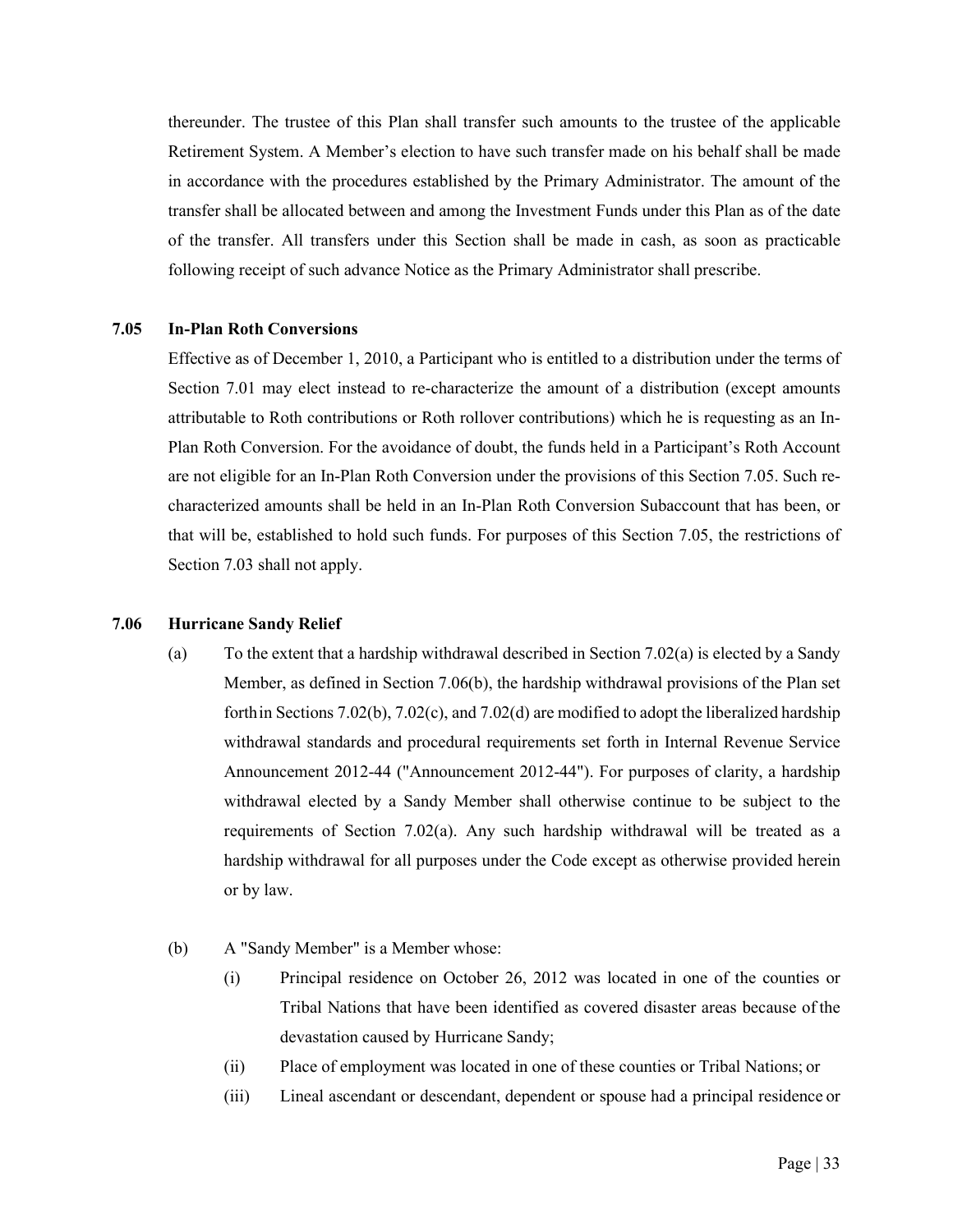thereunder. The trustee of this Plan shall transfer such amounts to the trustee of the applicable Retirement System. A Member's election to have such transfer made on his behalf shall be made in accordance with the procedures established by the Primary Administrator. The amount of the transfer shall be allocated between and among the Investment Funds under this Plan as of the date of the transfer. All transfers under this Section shall be made in cash, as soon as practicable following receipt of such advance Notice as the Primary Administrator shall prescribe.

### 7.05 In-Plan Roth Conversions

Effective as of December 1, 2010, a Participant who is entitled to a distribution under the terms of Section 7.01 may elect instead to re-characterize the amount of a distribution (except amounts attributable to Roth contributions or Roth rollover contributions) which he is requesting as an In-Plan Roth Conversion. For the avoidance of doubt, the funds held in a Participant's Roth Account are not eligible for an In-Plan Roth Conversion under the provisions of this Section 7.05. Such re-characterized amounts shall be held in an In-Plan Roth Conversion Subaccount that has been, or that will be, established to hold such funds. For purposes of this Section 7.05, the restrictions of Section 7.03 shall not apply.

### 7.06 Hurricane Sandy Relief

(a) To the extent that a hardship withdrawal described in Section 7.02(a) is elected by a Sandy Member, as defined in Section 7.06(b), the hardship withdrawal provisions of the Plan set forth in Sections 7.02(b), 7.02(c), and 7.02(d) are modified to adopt the liberalized hardship withdrawal standards and procedural requirements set forth in Internal Revenue Service Announcement 2012-44 ("Announcement 2012-44"). For purposes of clarity, a hardship withdrawal elected by a Sandy Member shall otherwise continue to be subject to the requirements of Section 7.02(a). Any such hardship withdrawal will be treated as a hardship withdrawal for all purposes under the Code except as otherwise provided herein or by law.

(b) A "Sandy Member" is a Member whose:

(i) Principal residence on October 26, 2012 was located in one of the counties or Tribal Nations that have been identified as covered disaster areas because of the devastation caused by Hurricane Sandy;

(ii) Place of employment was located in one of these counties or Tribal Nations; or

(iii) Lineal ascendant or descendant, dependent or spouse had a principal residence or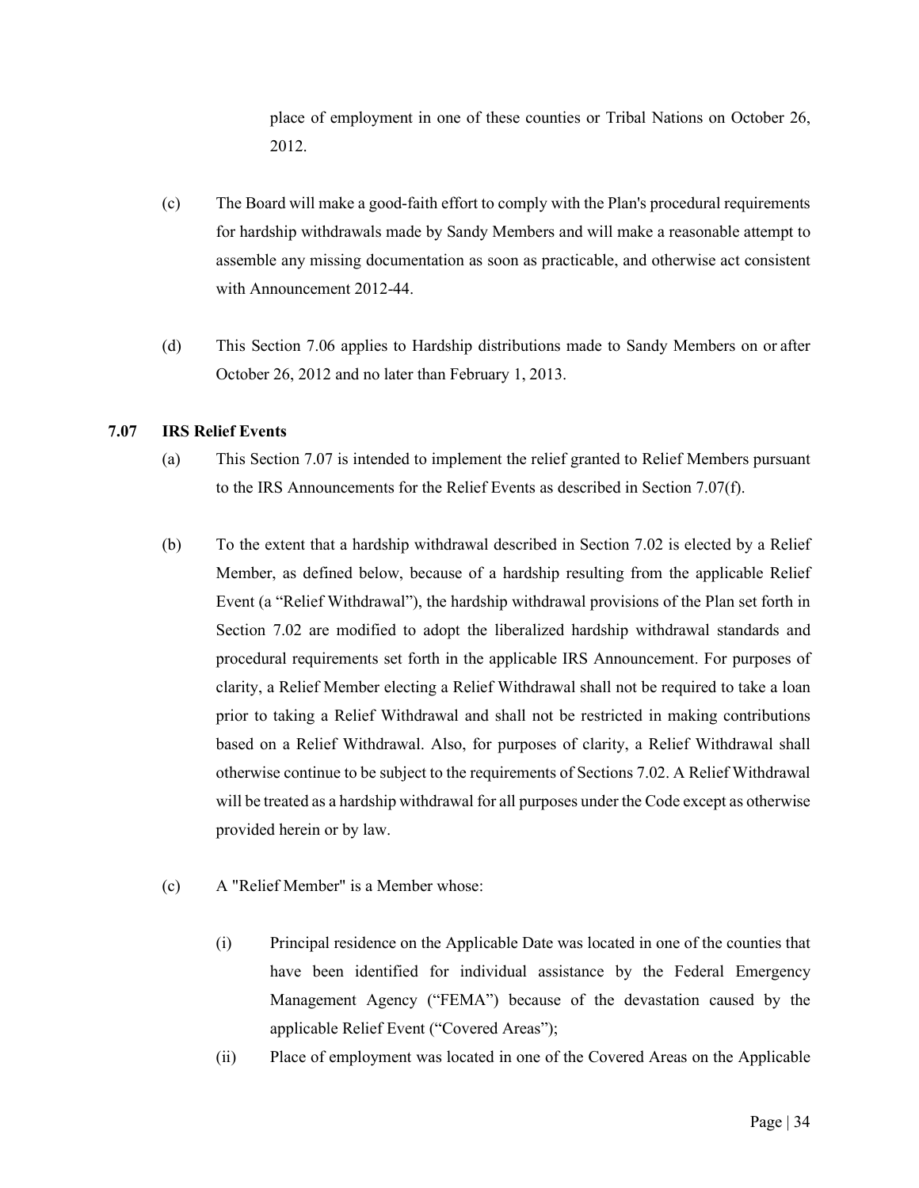place of employment in one of these counties or Tribal Nations on October 26, 2012.

(c) The Board will make a good-faith effort to comply with the Plan's procedural requirements for hardship withdrawals made by Sandy Members and will make a reasonable attempt to assemble any missing documentation as soon as practicable, and otherwise act consistent with Announcement 2012-44.

(d) This Section 7.06 applies to Hardship distributions made to Sandy Members on or after October 26, 2012 and no later than February 1, 2013.

### 7.07 IRS Relief Events

(a) This Section 7.07 is intended to implement the relief granted to Relief Members pursuant to the IRS Announcements for the Relief Events as described in Section 7.07(f).

(b) To the extent that a hardship withdrawal described in Section 7.02 is elected by a Relief Member, as defined below, because of a hardship resulting from the applicable Relief Event (a "Relief Withdrawal"), the hardship withdrawal provisions of the Plan set forth in Section 7.02 are modified to adopt the liberalized hardship withdrawal standards and procedural requirements set forth in the applicable IRS Announcement. For purposes of clarity, a Relief Member electing a Relief Withdrawal shall not be required to take a loan prior to taking a Relief Withdrawal and shall not be restricted in making contributions based on a Relief Withdrawal. Also, for purposes of clarity, a Relief Withdrawal shall otherwise continue to be subject to the requirements of Sections 7.02. A Relief Withdrawal will be treated as a hardship withdrawal for all purposes under the Code except as otherwise provided herein or by law.

(c) A "Relief Member" is a Member whose:

(i) Principal residence on the Applicable Date was located in one of the counties that have been identified for individual assistance by the Federal Emergency Management Agency ("FEMA") because of the devastation caused by the applicable Relief Event ("Covered Areas");

(ii) Place of employment was located in one of the Covered Areas on the Applicable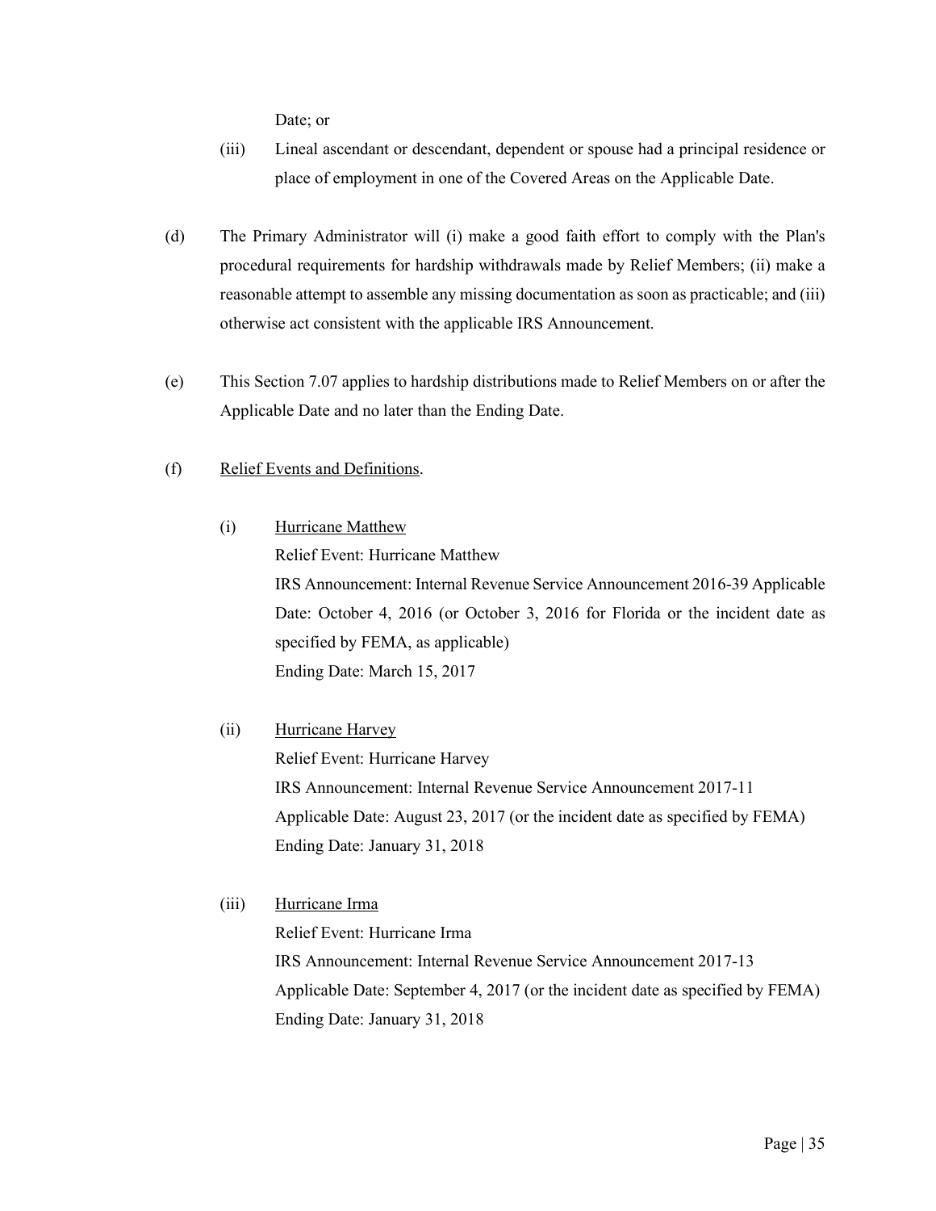Date; or

(iii) Lineal ascendant or descendant, dependent or spouse had a principal residence or place of employment in one of the Covered Areas on the Applicable Date.

(d) The Primary Administrator will (i) make a good faith effort to comply with the Plan's procedural requirements for hardship withdrawals made by Relief Members; (ii) make a reasonable attempt to assemble any missing documentation as soon as practicable; and (iii) otherwise act consistent with the applicable IRS Announcement.

(e) This Section 7.07 applies to hardship distributions made to Relief Members on or after the Applicable Date and no later than the Ending Date.

(f) <u>Relief Events and Definitions</u>.

(i) <u>Hurricane Matthew</u>

Relief Event: Hurricane Matthew

IRS Announcement: Internal Revenue Service Announcement 2016-39 Applicable Date: October 4, 2016 (or October 3, 2016 for Florida or the incident date as specified by FEMA, as applicable)

Ending Date: March 15, 2017

(ii) <u>Hurricane Harvey</u>

Relief Event: Hurricane Harvey

IRS Announcement: Internal Revenue Service Announcement 2017-11

Applicable Date: August 23, 2017 (or the incident date as specified by FEMA)

Ending Date: January 31, 2018

(iii) <u>Hurricane Irma</u>

Relief Event: Hurricane Irma

IRS Announcement: Internal Revenue Service Announcement 2017-13

Applicable Date: September 4, 2017 (or the incident date as specified by FEMA)

Ending Date: January 31, 2018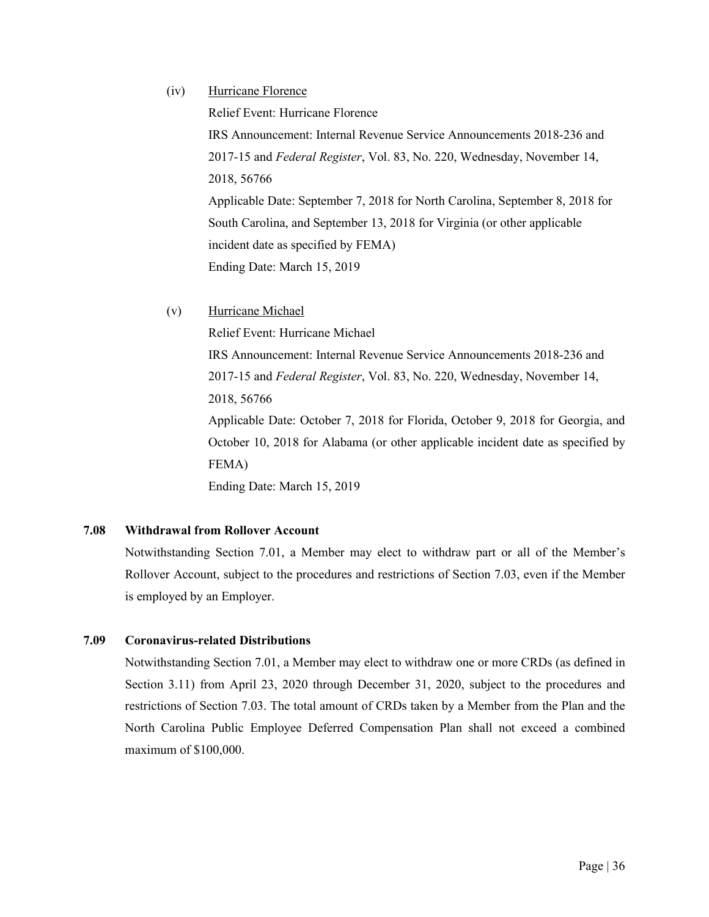(iv) Hurricane Florence

Relief Event: Hurricane Florence

IRS Announcement: Internal Revenue Service Announcements 2018-236 and 2017-15 and *Federal Register*, Vol. 83, No. 220, Wednesday, November 14, 2018, 56766

Applicable Date: September 7, 2018 for North Carolina, September 8, 2018 for South Carolina, and September 13, 2018 for Virginia (or other applicable incident date as specified by FEMA)

Ending Date: March 15, 2019

(v) Hurricane Michael

Relief Event: Hurricane Michael

IRS Announcement: Internal Revenue Service Announcements 2018-236 and 2017-15 and *Federal Register*, Vol. 83, No. 220, Wednesday, November 14, 2018, 56766

Applicable Date: October 7, 2018 for Florida, October 9, 2018 for Georgia, and October 10, 2018 for Alabama (or other applicable incident date as specified by FEMA)

Ending Date: March 15, 2019

### 7.08 Withdrawal from Rollover Account

Notwithstanding Section 7.01, a Member may elect to withdraw part or all of the Member's Rollover Account, subject to the procedures and restrictions of Section 7.03, even if the Member is employed by an Employer.

### 7.09 Coronavirus-related Distributions

Notwithstanding Section 7.01, a Member may elect to withdraw one or more CRDs (as defined in Section 3.11) from April 23, 2020 through December 31, 2020, subject to the procedures and restrictions of Section 7.03. The total amount of CRDs taken by a Member from the Plan and the North Carolina Public Employee Deferred Compensation Plan shall not exceed a combined maximum of $100,000.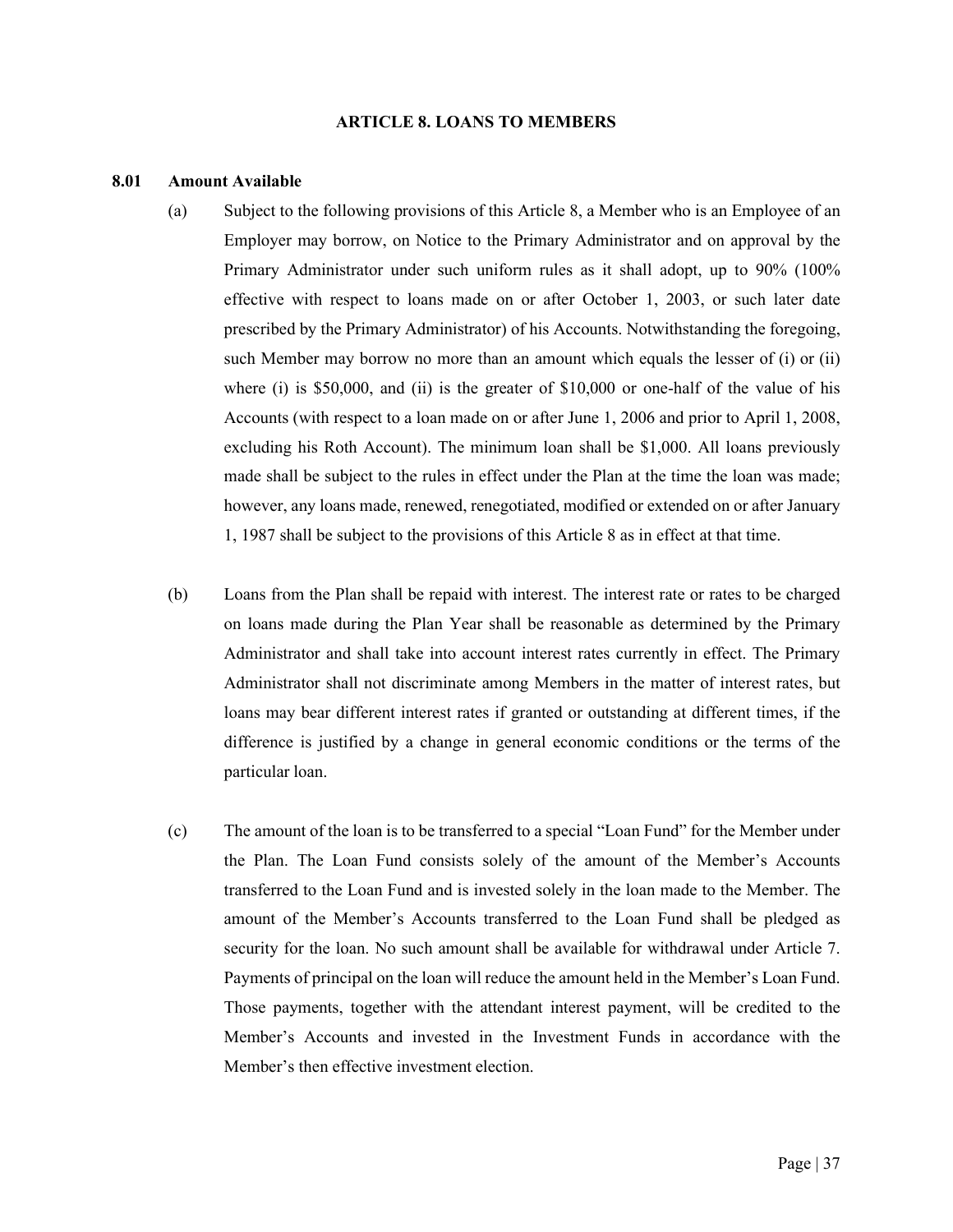# ARTICLE 8. LOANS TO MEMBERS

## 8.01 Amount Available

(a) Subject to the following provisions of this Article 8, a Member who is an Employee of an Employer may borrow, on Notice to the Primary Administrator and on approval by the Primary Administrator under such uniform rules as it shall adopt, up to 90% (100% effective with respect to loans made on or after October 1, 2003, or such later date prescribed by the Primary Administrator) of his Accounts. Notwithstanding the foregoing, such Member may borrow no more than an amount which equals the lesser of (i) or (ii) where (i) is $50,000, and (ii) is the greater of $10,000 or one-half of the value of his Accounts (with respect to a loan made on or after June 1, 2006 and prior to April 1, 2008, excluding his Roth Account). The minimum loan shall be $1,000. All loans previously made shall be subject to the rules in effect under the Plan at the time the loan was made; however, any loans made, renewed, renegotiated, modified or extended on or after January 1, 1987 shall be subject to the provisions of this Article 8 as in effect at that time.

(b) Loans from the Plan shall be repaid with interest. The interest rate or rates to be charged on loans made during the Plan Year shall be reasonable as determined by the Primary Administrator and shall take into account interest rates currently in effect. The Primary Administrator shall not discriminate among Members in the matter of interest rates, but loans may bear different interest rates if granted or outstanding at different times, if the difference is justified by a change in general economic conditions or the terms of the particular loan.

(c) The amount of the loan is to be transferred to a special "Loan Fund" for the Member under the Plan. The Loan Fund consists solely of the amount of the Member's Accounts transferred to the Loan Fund and is invested solely in the loan made to the Member. The amount of the Member's Accounts transferred to the Loan Fund shall be pledged as security for the loan. No such amount shall be available for withdrawal under Article 7. Payments of principal on the loan will reduce the amount held in the Member's Loan Fund. Those payments, together with the attendant interest payment, will be credited to the Member's Accounts and invested in the Investment Funds in accordance with the Member's then effective investment election.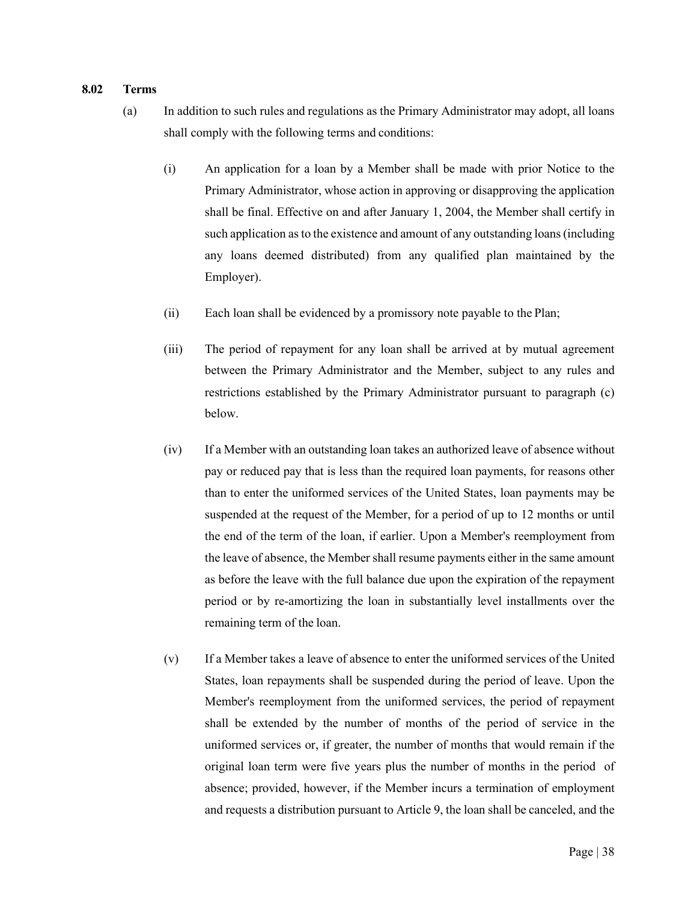**8.02 Terms**

(a) In addition to such rules and regulations as the Primary Administrator may adopt, all loans shall comply with the following terms and conditions:

(i) An application for a loan by a Member shall be made with prior Notice to the Primary Administrator, whose action in approving or disapproving the application shall be final. Effective on and after January 1, 2004, the Member shall certify in such application as to the existence and amount of any outstanding loans (including any loans deemed distributed) from any qualified plan maintained by the Employer).

(ii) Each loan shall be evidenced by a promissory note payable to the Plan;

(iii) The period of repayment for any loan shall be arrived at by mutual agreement between the Primary Administrator and the Member, subject to any rules and restrictions established by the Primary Administrator pursuant to paragraph (c) below.

(iv) If a Member with an outstanding loan takes an authorized leave of absence without pay or reduced pay that is less than the required loan payments, for reasons other than to enter the uniformed services of the United States, loan payments may be suspended at the request of the Member, for a period of up to 12 months or until the end of the term of the loan, if earlier. Upon a Member's reemployment from the leave of absence, the Member shall resume payments either in the same amount as before the leave with the full balance due upon the expiration of the repayment period or by re-amortizing the loan in substantially level installments over the remaining term of the loan.

(v) If a Member takes a leave of absence to enter the uniformed services of the United States, loan repayments shall be suspended during the period of leave. Upon the Member's reemployment from the uniformed services, the period of repayment shall be extended by the number of months of the period of service in the uniformed services or, if greater, the number of months that would remain if the original loan term were five years plus the number of months in the period of absence; provided, however, if the Member incurs a termination of employment and requests a distribution pursuant to Article 9, the loan shall be canceled, and the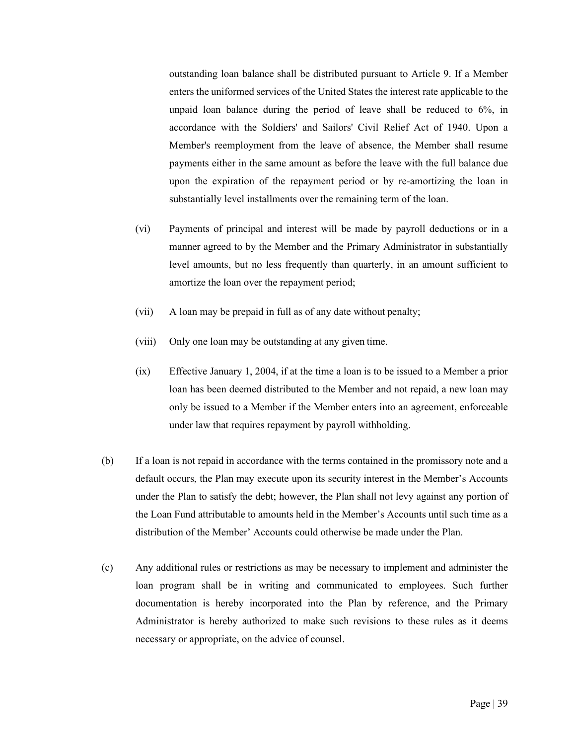outstanding loan balance shall be distributed pursuant to Article 9. If a Member enters the uniformed services of the United States the interest rate applicable to the unpaid loan balance during the period of leave shall be reduced to 6%, in accordance with the Soldiers' and Sailors' Civil Relief Act of 1940. Upon a Member's reemployment from the leave of absence, the Member shall resume payments either in the same amount as before the leave with the full balance due upon the expiration of the repayment period or by re-amortizing the loan in substantially level installments over the remaining term of the loan.

(vi) Payments of principal and interest will be made by payroll deductions or in a manner agreed to by the Member and the Primary Administrator in substantially level amounts, but no less frequently than quarterly, in an amount sufficient to amortize the loan over the repayment period;

(vii) A loan may be prepaid in full as of any date without penalty;

(viii) Only one loan may be outstanding at any given time.

(ix) Effective January 1, 2004, if at the time a loan is to be issued to a Member a prior loan has been deemed distributed to the Member and not repaid, a new loan may only be issued to a Member if the Member enters into an agreement, enforceable under law that requires repayment by payroll withholding.

(b) If a loan is not repaid in accordance with the terms contained in the promissory note and a default occurs, the Plan may execute upon its security interest in the Member's Accounts under the Plan to satisfy the debt; however, the Plan shall not levy against any portion of the Loan Fund attributable to amounts held in the Member's Accounts until such time as a distribution of the Member' Accounts could otherwise be made under the Plan.

(c) Any additional rules or restrictions as may be necessary to implement and administer the loan program shall be in writing and communicated to employees. Such further documentation is hereby incorporated into the Plan by reference, and the Primary Administrator is hereby authorized to make such revisions to these rules as it deems necessary or appropriate, on the advice of counsel.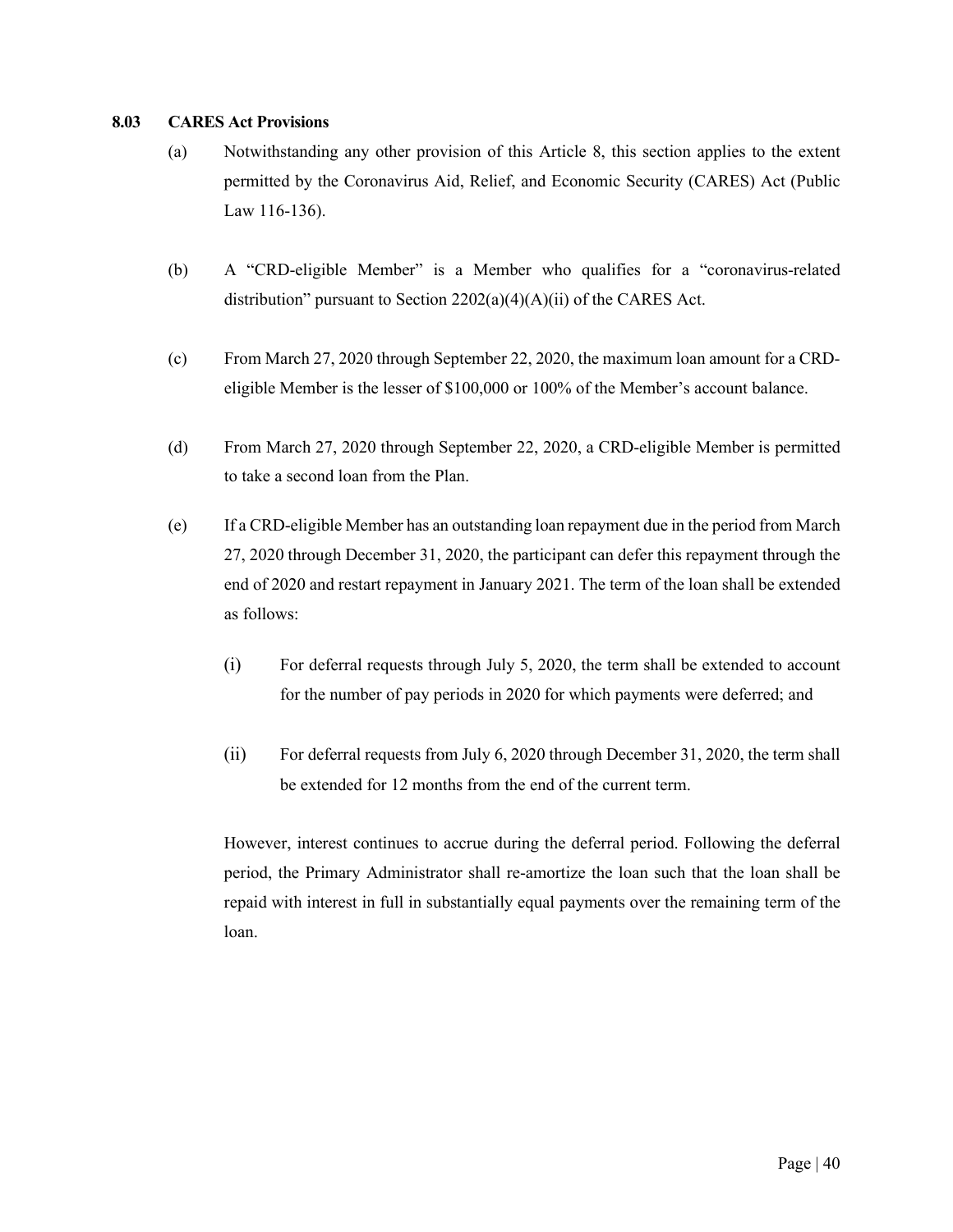**8.03 CARES Act Provisions**

(a) Notwithstanding any other provision of this Article 8, this section applies to the extent permitted by the Coronavirus Aid, Relief, and Economic Security (CARES) Act (Public Law 116-136).

(b) A "CRD-eligible Member" is a Member who qualifies for a "coronavirus-related distribution" pursuant to Section 2202(a)(4)(A)(ii) of the CARES Act.

(c) From March 27, 2020 through September 22, 2020, the maximum loan amount for a CRD-eligible Member is the lesser of $100,000 or 100% of the Member's account balance.

(d) From March 27, 2020 through September 22, 2020, a CRD-eligible Member is permitted to take a second loan from the Plan.

(e) If a CRD-eligible Member has an outstanding loan repayment due in the period from March 27, 2020 through December 31, 2020, the participant can defer this repayment through the end of 2020 and restart repayment in January 2021. The term of the loan shall be extended as follows:

  (i) For deferral requests through July 5, 2020, the term shall be extended to account for the number of pay periods in 2020 for which payments were deferred; and

  (ii) For deferral requests from July 6, 2020 through December 31, 2020, the term shall be extended for 12 months from the end of the current term.

  However, interest continues to accrue during the deferral period. Following the deferral period, the Primary Administrator shall re-amortize the loan such that the loan shall be repaid with interest in full in substantially equal payments over the remaining term of the loan.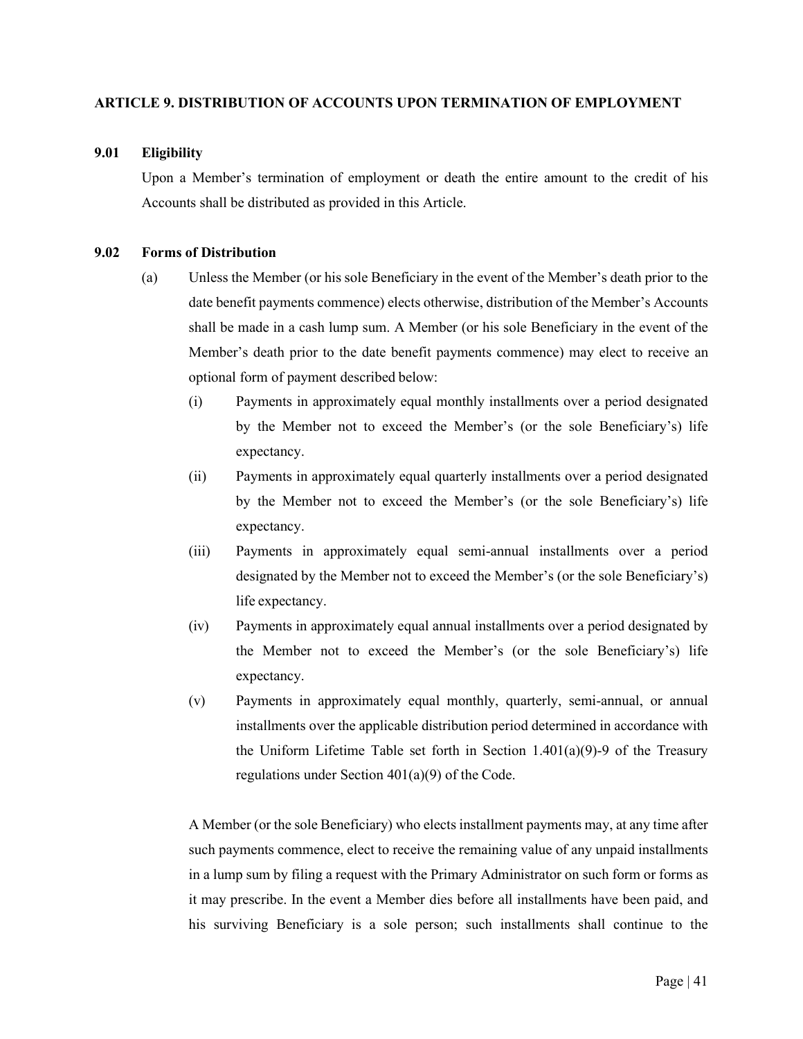## ARTICLE 9. DISTRIBUTION OF ACCOUNTS UPON TERMINATION OF EMPLOYMENT

### 9.01 Eligibility

Upon a Member's termination of employment or death the entire amount to the credit of his Accounts shall be distributed as provided in this Article.

### 9.02 Forms of Distribution

(a) Unless the Member (or his sole Beneficiary in the event of the Member's death prior to the date benefit payments commence) elects otherwise, distribution of the Member's Accounts shall be made in a cash lump sum. A Member (or his sole Beneficiary in the event of the Member's death prior to the date benefit payments commence) may elect to receive an optional form of payment described below:

(i) Payments in approximately equal monthly installments over a period designated by the Member not to exceed the Member's (or the sole Beneficiary's) life expectancy.

(ii) Payments in approximately equal quarterly installments over a period designated by the Member not to exceed the Member's (or the sole Beneficiary's) life expectancy.

(iii) Payments in approximately equal semi-annual installments over a period designated by the Member not to exceed the Member's (or the sole Beneficiary's) life expectancy.

(iv) Payments in approximately equal annual installments over a period designated by the Member not to exceed the Member's (or the sole Beneficiary's) life expectancy.

(v) Payments in approximately equal monthly, quarterly, semi-annual, or annual installments over the applicable distribution period determined in accordance with the Uniform Lifetime Table set forth in Section 1.401(a)(9)-9 of the Treasury regulations under Section 401(a)(9) of the Code.

A Member (or the sole Beneficiary) who elects installment payments may, at any time after such payments commence, elect to receive the remaining value of any unpaid installments in a lump sum by filing a request with the Primary Administrator on such form or forms as it may prescribe. In the event a Member dies before all installments have been paid, and his surviving Beneficiary is a sole person; such installments shall continue to the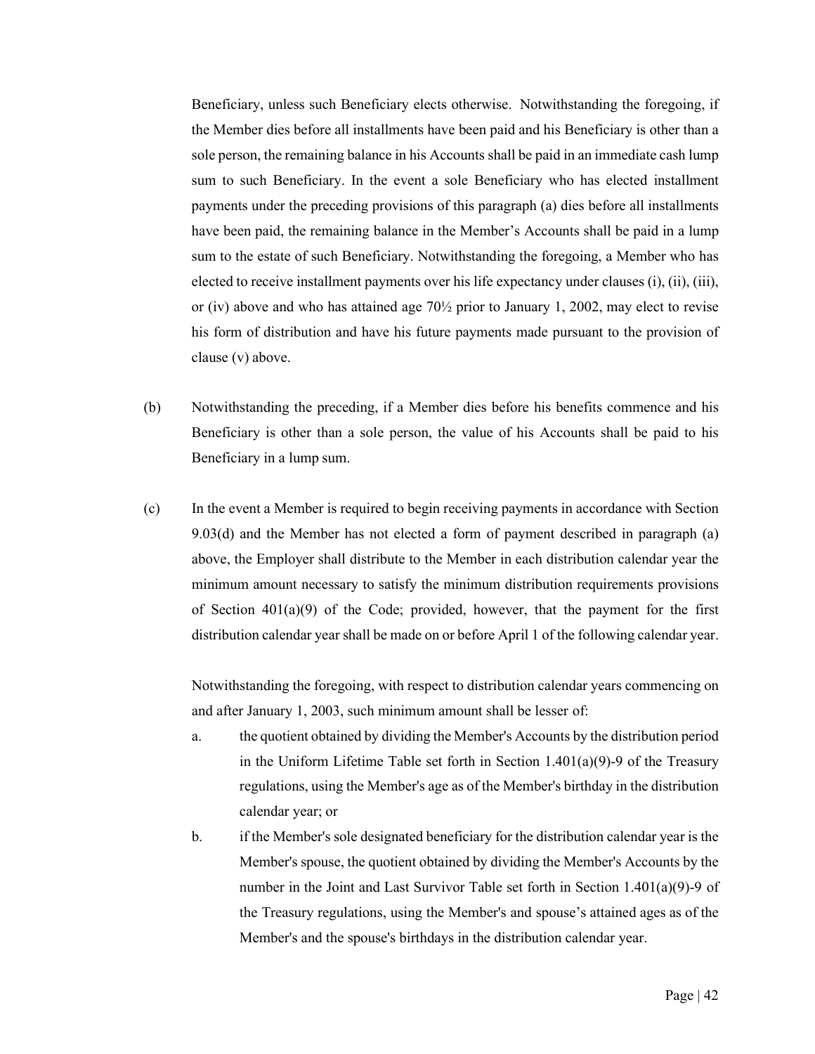Beneficiary, unless such Beneficiary elects otherwise. Notwithstanding the foregoing, if the Member dies before all installments have been paid and his Beneficiary is other than a sole person, the remaining balance in his Accounts shall be paid in an immediate cash lump sum to such Beneficiary. In the event a sole Beneficiary who has elected installment payments under the preceding provisions of this paragraph (a) dies before all installments have been paid, the remaining balance in the Member's Accounts shall be paid in a lump sum to the estate of such Beneficiary. Notwithstanding the foregoing, a Member who has elected to receive installment payments over his life expectancy under clauses (i), (ii), (iii), or (iv) above and who has attained age 70½ prior to January 1, 2002, may elect to revise his form of distribution and have his future payments made pursuant to the provision of clause (v) above.

(b) Notwithstanding the preceding, if a Member dies before his benefits commence and his Beneficiary is other than a sole person, the value of his Accounts shall be paid to his Beneficiary in a lump sum.

(c) In the event a Member is required to begin receiving payments in accordance with Section 9.03(d) and the Member has not elected a form of payment described in paragraph (a) above, the Employer shall distribute to the Member in each distribution calendar year the minimum amount necessary to satisfy the minimum distribution requirements provisions of Section 401(a)(9) of the Code; provided, however, that the payment for the first distribution calendar year shall be made on or before April 1 of the following calendar year.

Notwithstanding the foregoing, with respect to distribution calendar years commencing on and after January 1, 2003, such minimum amount shall be lesser of:

a. the quotient obtained by dividing the Member's Accounts by the distribution period in the Uniform Lifetime Table set forth in Section 1.401(a)(9)-9 of the Treasury regulations, using the Member's age as of the Member's birthday in the distribution calendar year; or

b. if the Member's sole designated beneficiary for the distribution calendar year is the Member's spouse, the quotient obtained by dividing the Member's Accounts by the number in the Joint and Last Survivor Table set forth in Section 1.401(a)(9)-9 of the Treasury regulations, using the Member's and spouse's attained ages as of the Member's and the spouse's birthdays in the distribution calendar year.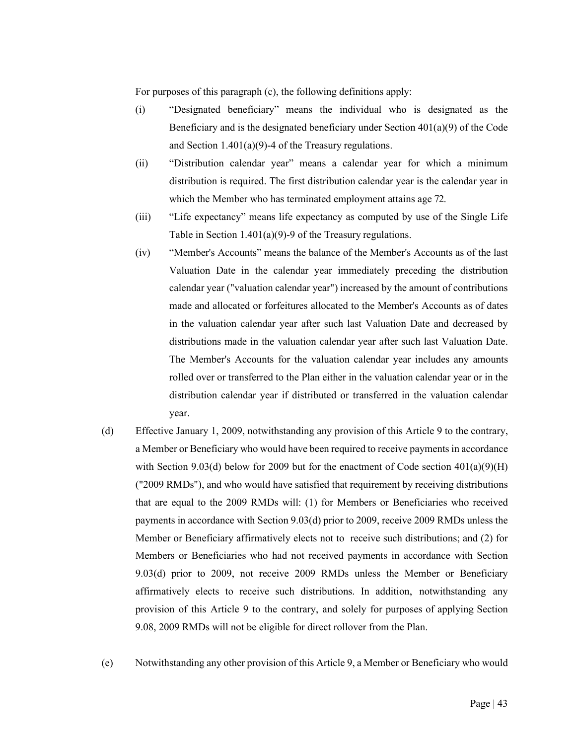For purposes of this paragraph (c), the following definitions apply:

(i) "Designated beneficiary" means the individual who is designated as the Beneficiary and is the designated beneficiary under Section 401(a)(9) of the Code and Section 1.401(a)(9)-4 of the Treasury regulations.

(ii) "Distribution calendar year" means a calendar year for which a minimum distribution is required. The first distribution calendar year is the calendar year in which the Member who has terminated employment attains age 72.

(iii) "Life expectancy" means life expectancy as computed by use of the Single Life Table in Section 1.401(a)(9)-9 of the Treasury regulations.

(iv) "Member's Accounts" means the balance of the Member's Accounts as of the last Valuation Date in the calendar year immediately preceding the distribution calendar year ("valuation calendar year") increased by the amount of contributions made and allocated or forfeitures allocated to the Member's Accounts as of dates in the valuation calendar year after such last Valuation Date and decreased by distributions made in the valuation calendar year after such last Valuation Date. The Member's Accounts for the valuation calendar year includes any amounts rolled over or transferred to the Plan either in the valuation calendar year or in the distribution calendar year if distributed or transferred in the valuation calendar year.

(d) Effective January 1, 2009, notwithstanding any provision of this Article 9 to the contrary, a Member or Beneficiary who would have been required to receive payments in accordance with Section 9.03(d) below for 2009 but for the enactment of Code section 401(a)(9)(H) ("2009 RMDs"), and who would have satisfied that requirement by receiving distributions that are equal to the 2009 RMDs will: (1) for Members or Beneficiaries who received payments in accordance with Section 9.03(d) prior to 2009, receive 2009 RMDs unless the Member or Beneficiary affirmatively elects not to receive such distributions; and (2) for Members or Beneficiaries who had not received payments in accordance with Section 9.03(d) prior to 2009, not receive 2009 RMDs unless the Member or Beneficiary affirmatively elects to receive such distributions. In addition, notwithstanding any provision of this Article 9 to the contrary, and solely for purposes of applying Section 9.08, 2009 RMDs will not be eligible for direct rollover from the Plan.

(e) Notwithstanding any other provision of this Article 9, a Member or Beneficiary who would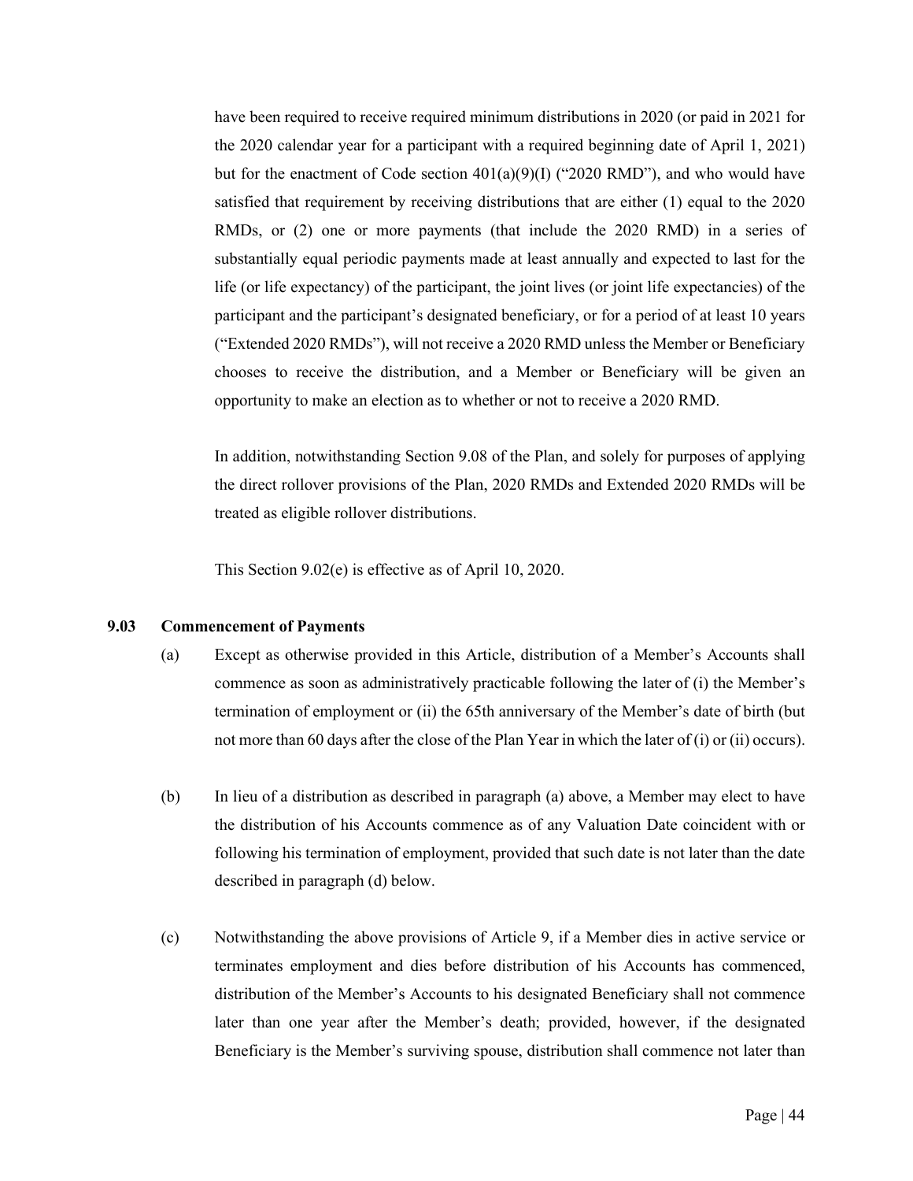have been required to receive required minimum distributions in 2020 (or paid in 2021 for the 2020 calendar year for a participant with a required beginning date of April 1, 2021) but for the enactment of Code section 401(a)(9)(I) ("2020 RMD"), and who would have satisfied that requirement by receiving distributions that are either (1) equal to the 2020 RMDs, or (2) one or more payments (that include the 2020 RMD) in a series of substantially equal periodic payments made at least annually and expected to last for the life (or life expectancy) of the participant, the joint lives (or joint life expectancies) of the participant and the participant's designated beneficiary, or for a period of at least 10 years ("Extended 2020 RMDs"), will not receive a 2020 RMD unless the Member or Beneficiary chooses to receive the distribution, and a Member or Beneficiary will be given an opportunity to make an election as to whether or not to receive a 2020 RMD.

In addition, notwithstanding Section 9.08 of the Plan, and solely for purposes of applying the direct rollover provisions of the Plan, 2020 RMDs and Extended 2020 RMDs will be treated as eligible rollover distributions.

This Section 9.02(e) is effective as of April 10, 2020.

### 9.03 Commencement of Payments

(a) Except as otherwise provided in this Article, distribution of a Member's Accounts shall commence as soon as administratively practicable following the later of (i) the Member's termination of employment or (ii) the 65th anniversary of the Member's date of birth (but not more than 60 days after the close of the Plan Year in which the later of (i) or (ii) occurs).

(b) In lieu of a distribution as described in paragraph (a) above, a Member may elect to have the distribution of his Accounts commence as of any Valuation Date coincident with or following his termination of employment, provided that such date is not later than the date described in paragraph (d) below.

(c) Notwithstanding the above provisions of Article 9, if a Member dies in active service or terminates employment and dies before distribution of his Accounts has commenced, distribution of the Member's Accounts to his designated Beneficiary shall not commence later than one year after the Member's death; provided, however, if the designated Beneficiary is the Member's surviving spouse, distribution shall commence not later than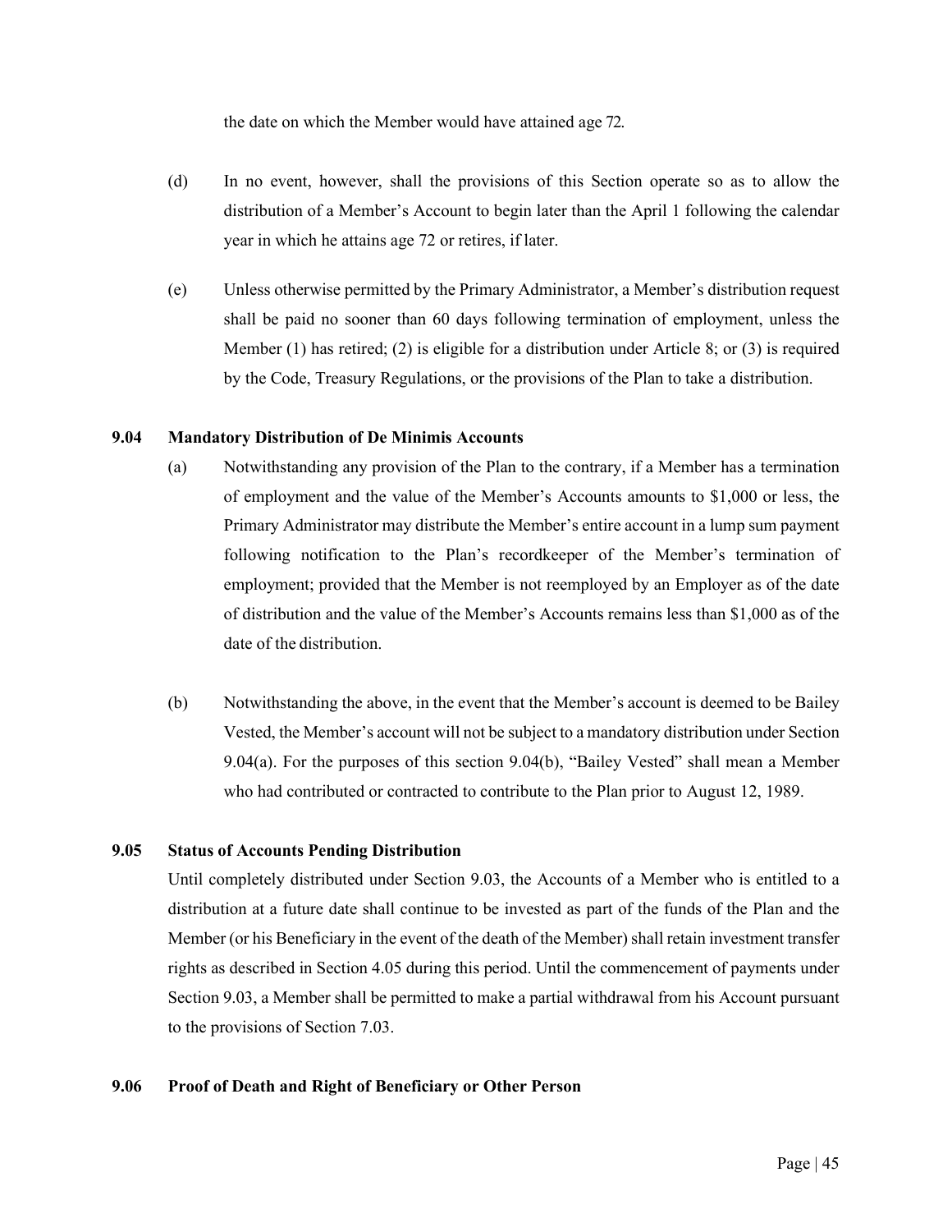the date on which the Member would have attained age 72.

(d) In no event, however, shall the provisions of this Section operate so as to allow the distribution of a Member's Account to begin later than the April 1 following the calendar year in which he attains age 72 or retires, if later.

(e) Unless otherwise permitted by the Primary Administrator, a Member's distribution request shall be paid no sooner than 60 days following termination of employment, unless the Member (1) has retired; (2) is eligible for a distribution under Article 8; or (3) is required by the Code, Treasury Regulations, or the provisions of the Plan to take a distribution.

### 9.04 Mandatory Distribution of De Minimis Accounts

(a) Notwithstanding any provision of the Plan to the contrary, if a Member has a termination of employment and the value of the Member's Accounts amounts to $1,000 or less, the Primary Administrator may distribute the Member's entire account in a lump sum payment following notification to the Plan's recordkeeper of the Member's termination of employment; provided that the Member is not reemployed by an Employer as of the date of distribution and the value of the Member's Accounts remains less than $1,000 as of the date of the distribution.

(b) Notwithstanding the above, in the event that the Member's account is deemed to be Bailey Vested, the Member's account will not be subject to a mandatory distribution under Section 9.04(a). For the purposes of this section 9.04(b), "Bailey Vested" shall mean a Member who had contributed or contracted to contribute to the Plan prior to August 12, 1989.

### 9.05 Status of Accounts Pending Distribution

Until completely distributed under Section 9.03, the Accounts of a Member who is entitled to a distribution at a future date shall continue to be invested as part of the funds of the Plan and the Member (or his Beneficiary in the event of the death of the Member) shall retain investment transfer rights as described in Section 4.05 during this period. Until the commencement of payments under Section 9.03, a Member shall be permitted to make a partial withdrawal from his Account pursuant to the provisions of Section 7.03.

### 9.06 Proof of Death and Right of Beneficiary or Other Person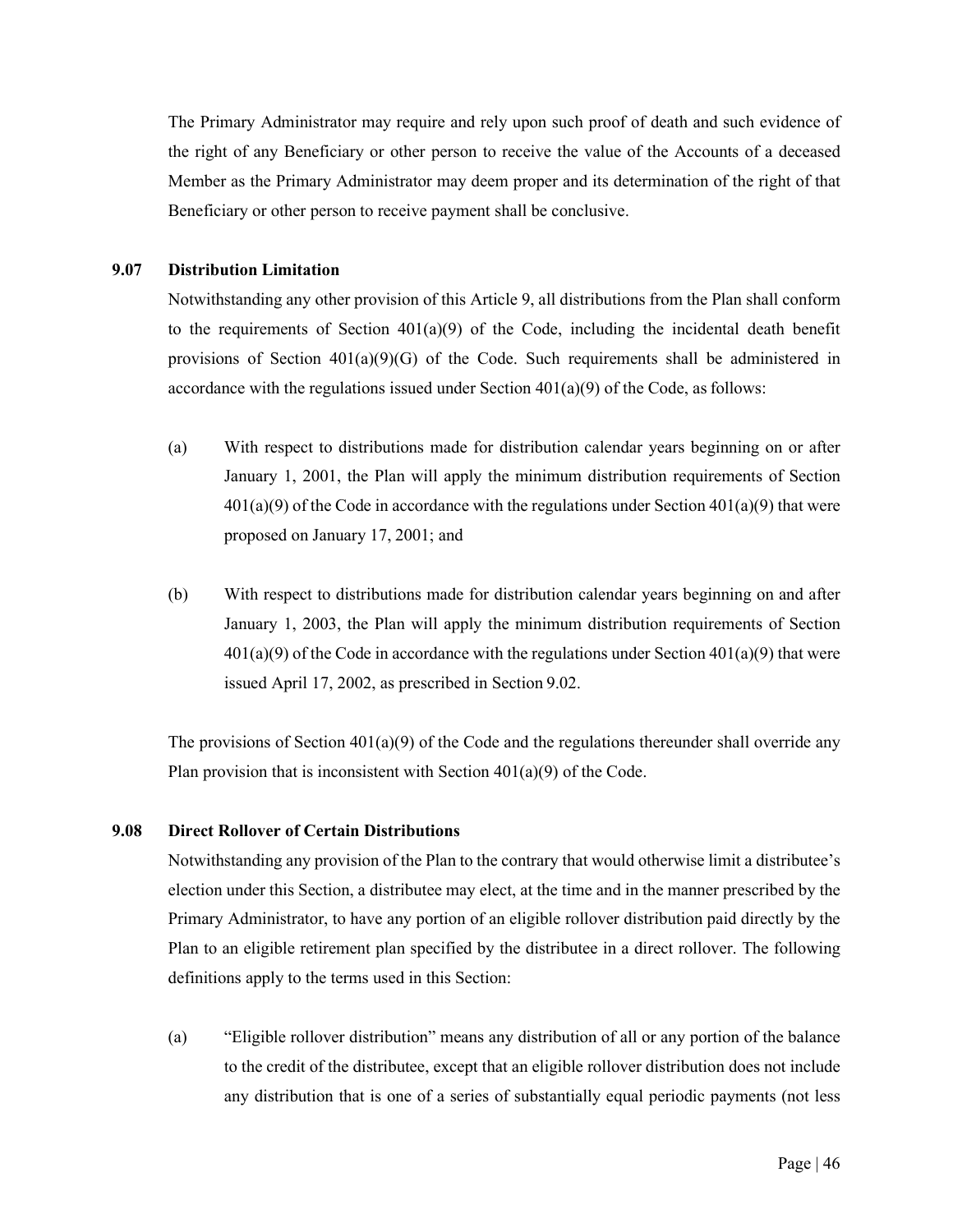The Primary Administrator may require and rely upon such proof of death and such evidence of the right of any Beneficiary or other person to receive the value of the Accounts of a deceased Member as the Primary Administrator may deem proper and its determination of the right of that Beneficiary or other person to receive payment shall be conclusive.

### 9.07 Distribution Limitation

Notwithstanding any other provision of this Article 9, all distributions from the Plan shall conform to the requirements of Section 401(a)(9) of the Code, including the incidental death benefit provisions of Section 401(a)(9)(G) of the Code. Such requirements shall be administered in accordance with the regulations issued under Section 401(a)(9) of the Code, as follows:

(a) With respect to distributions made for distribution calendar years beginning on or after January 1, 2001, the Plan will apply the minimum distribution requirements of Section 401(a)(9) of the Code in accordance with the regulations under Section 401(a)(9) that were proposed on January 17, 2001; and

(b) With respect to distributions made for distribution calendar years beginning on and after January 1, 2003, the Plan will apply the minimum distribution requirements of Section 401(a)(9) of the Code in accordance with the regulations under Section 401(a)(9) that were issued April 17, 2002, as prescribed in Section 9.02.

The provisions of Section 401(a)(9) of the Code and the regulations thereunder shall override any Plan provision that is inconsistent with Section 401(a)(9) of the Code.

### 9.08 Direct Rollover of Certain Distributions

Notwithstanding any provision of the Plan to the contrary that would otherwise limit a distributee's election under this Section, a distributee may elect, at the time and in the manner prescribed by the Primary Administrator, to have any portion of an eligible rollover distribution paid directly by the Plan to an eligible retirement plan specified by the distributee in a direct rollover. The following definitions apply to the terms used in this Section:

(a) "Eligible rollover distribution" means any distribution of all or any portion of the balance to the credit of the distributee, except that an eligible rollover distribution does not include any distribution that is one of a series of substantially equal periodic payments (not less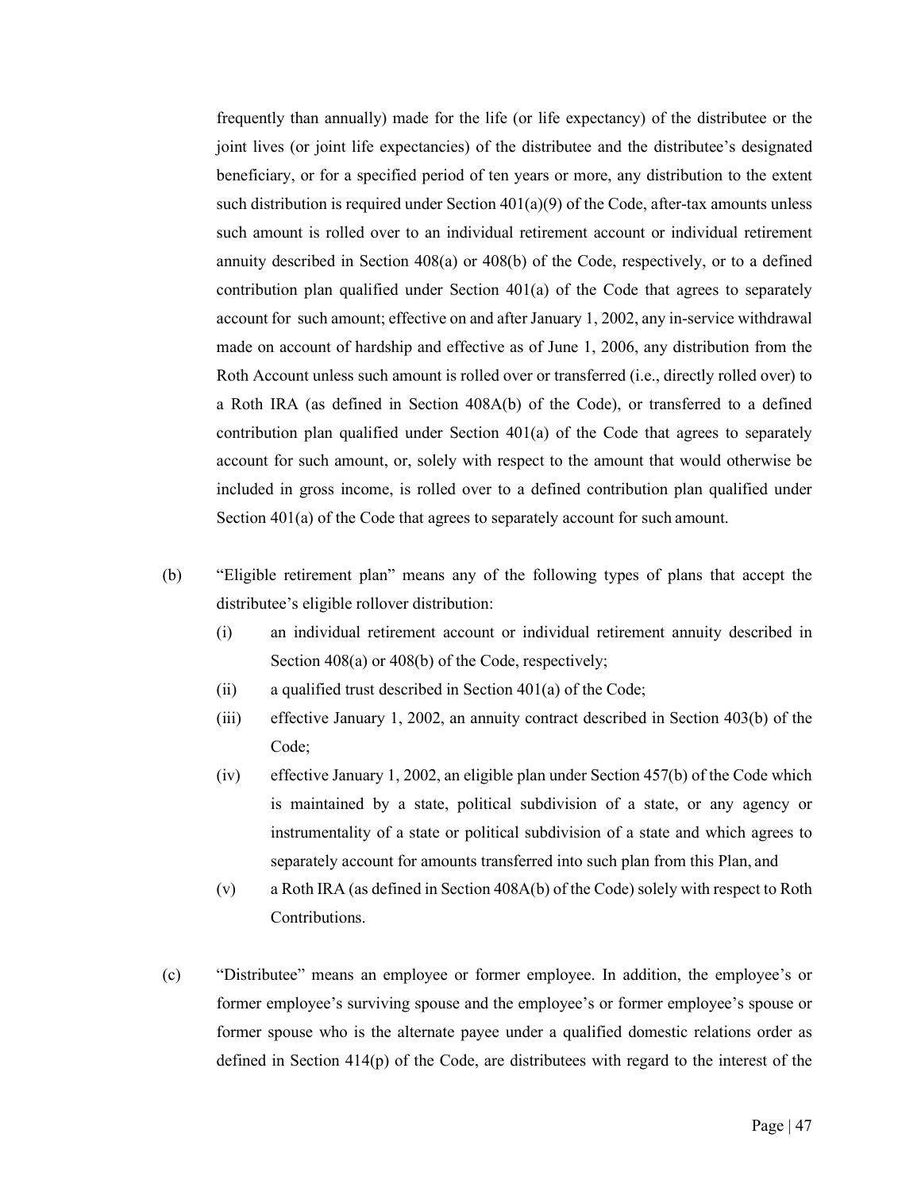frequently than annually) made for the life (or life expectancy) of the distributee or the joint lives (or joint life expectancies) of the distributee and the distributee's designated beneficiary, or for a specified period of ten years or more, any distribution to the extent such distribution is required under Section 401(a)(9) of the Code, after-tax amounts unless such amount is rolled over to an individual retirement account or individual retirement annuity described in Section 408(a) or 408(b) of the Code, respectively, or to a defined contribution plan qualified under Section 401(a) of the Code that agrees to separately account for such amount; effective on and after January 1, 2002, any in-service withdrawal made on account of hardship and effective as of June 1, 2006, any distribution from the Roth Account unless such amount is rolled over or transferred (i.e., directly rolled over) to a Roth IRA (as defined in Section 408A(b) of the Code), or transferred to a defined contribution plan qualified under Section 401(a) of the Code that agrees to separately account for such amount, or, solely with respect to the amount that would otherwise be included in gross income, is rolled over to a defined contribution plan qualified under Section 401(a) of the Code that agrees to separately account for such amount.

(b) "Eligible retirement plan" means any of the following types of plans that accept the distributee's eligible rollover distribution:

  (i) an individual retirement account or individual retirement annuity described in Section 408(a) or 408(b) of the Code, respectively;

  (ii) a qualified trust described in Section 401(a) of the Code;

  (iii) effective January 1, 2002, an annuity contract described in Section 403(b) of the Code;

  (iv) effective January 1, 2002, an eligible plan under Section 457(b) of the Code which is maintained by a state, political subdivision of a state, or any agency or instrumentality of a state or political subdivision of a state and which agrees to separately account for amounts transferred into such plan from this Plan, and

  (v) a Roth IRA (as defined in Section 408A(b) of the Code) solely with respect to Roth Contributions.

(c) "Distributee" means an employee or former employee. In addition, the employee's or former employee's surviving spouse and the employee's or former employee's spouse or former spouse who is the alternate payee under a qualified domestic relations order as defined in Section 414(p) of the Code, are distributees with regard to the interest of the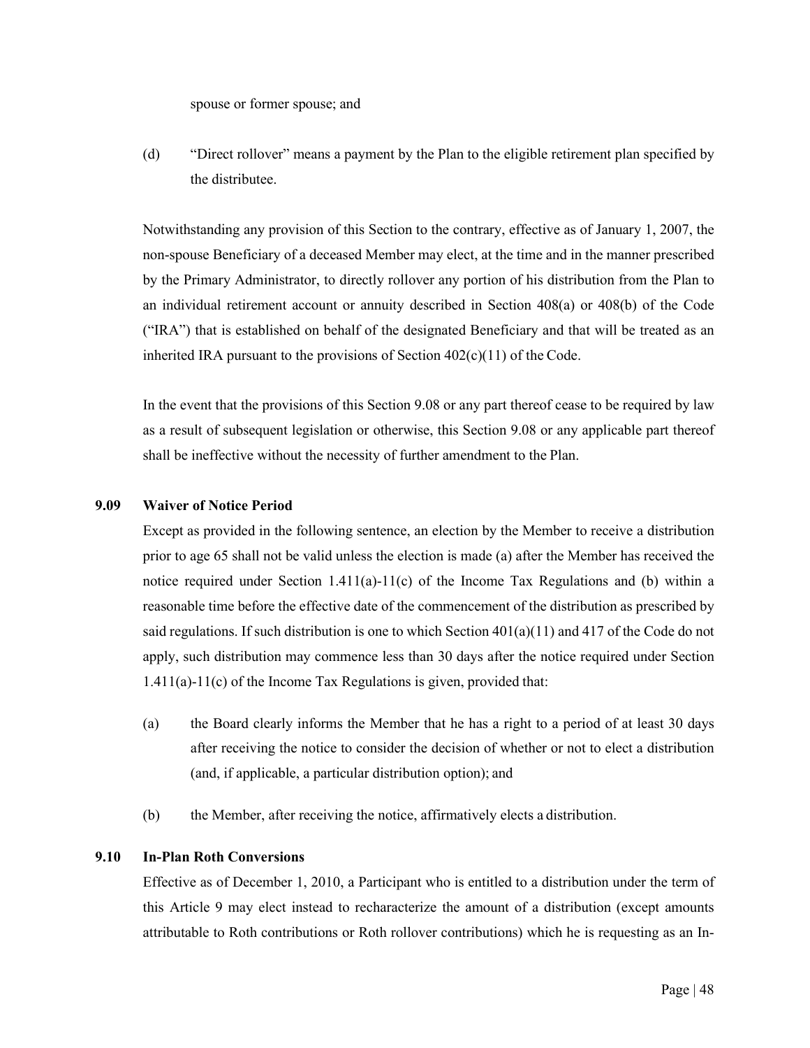spouse or former spouse; and

(d) "Direct rollover" means a payment by the Plan to the eligible retirement plan specified by the distributee.

Notwithstanding any provision of this Section to the contrary, effective as of January 1, 2007, the non-spouse Beneficiary of a deceased Member may elect, at the time and in the manner prescribed by the Primary Administrator, to directly rollover any portion of his distribution from the Plan to an individual retirement account or annuity described in Section 408(a) or 408(b) of the Code ("IRA") that is established on behalf of the designated Beneficiary and that will be treated as an inherited IRA pursuant to the provisions of Section 402(c)(11) of the Code.

In the event that the provisions of this Section 9.08 or any part thereof cease to be required by law as a result of subsequent legislation or otherwise, this Section 9.08 or any applicable part thereof shall be ineffective without the necessity of further amendment to the Plan.

### 9.09 Waiver of Notice Period

Except as provided in the following sentence, an election by the Member to receive a distribution prior to age 65 shall not be valid unless the election is made (a) after the Member has received the notice required under Section 1.411(a)-11(c) of the Income Tax Regulations and (b) within a reasonable time before the effective date of the commencement of the distribution as prescribed by said regulations. If such distribution is one to which Section 401(a)(11) and 417 of the Code do not apply, such distribution may commence less than 30 days after the notice required under Section 1.411(a)-11(c) of the Income Tax Regulations is given, provided that:

(a) the Board clearly informs the Member that he has a right to a period of at least 30 days after receiving the notice to consider the decision of whether or not to elect a distribution (and, if applicable, a particular distribution option); and

(b) the Member, after receiving the notice, affirmatively elects a distribution.

### 9.10 In-Plan Roth Conversions

Effective as of December 1, 2010, a Participant who is entitled to a distribution under the term of this Article 9 may elect instead to recharacterize the amount of a distribution (except amounts attributable to Roth contributions or Roth rollover contributions) which he is requesting as an In-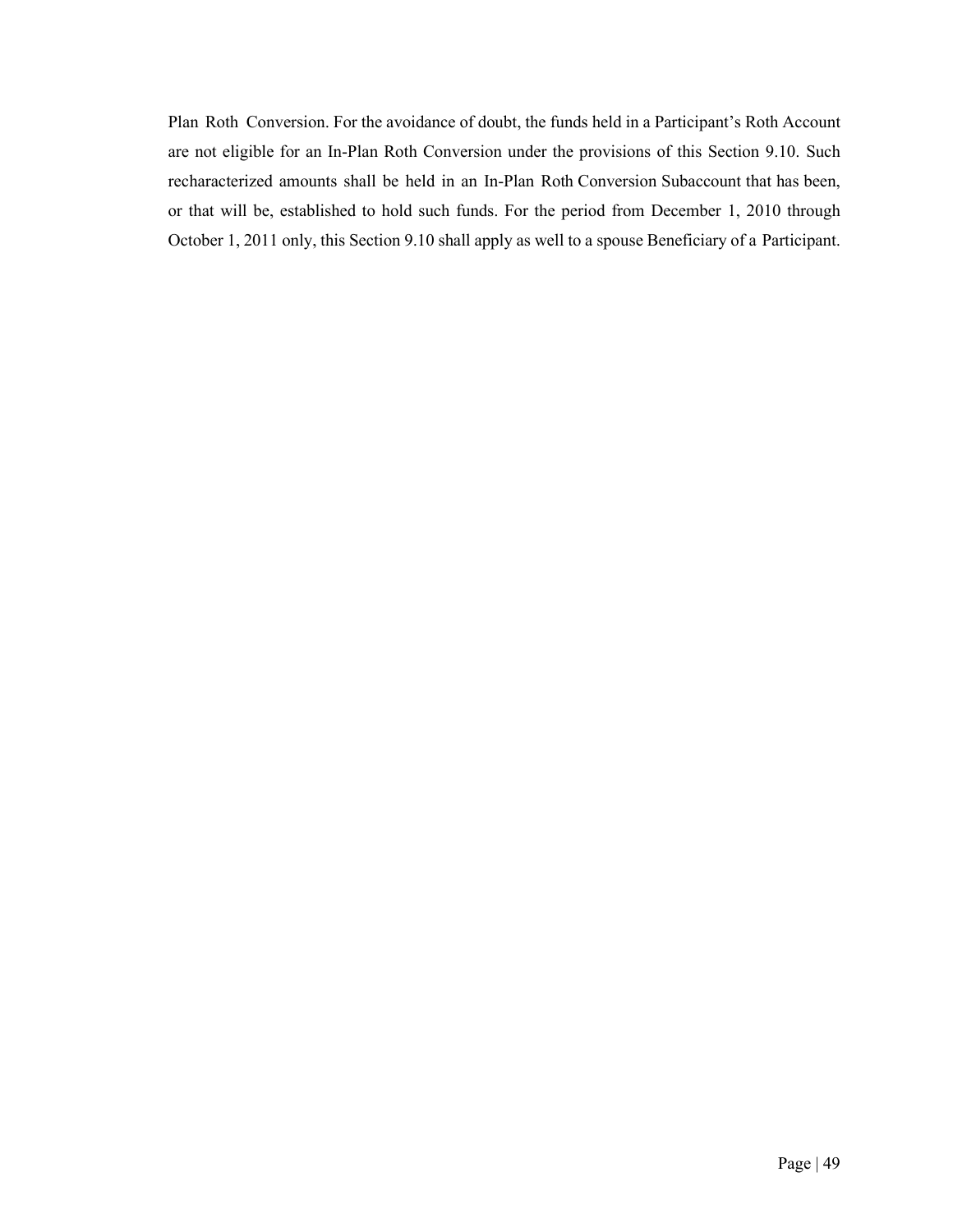Plan Roth Conversion. For the avoidance of doubt, the funds held in a Participant's Roth Account are not eligible for an In-Plan Roth Conversion under the provisions of this Section 9.10. Such recharacterized amounts shall be held in an In-Plan Roth Conversion Subaccount that has been, or that will be, established to hold such funds. For the period from December 1, 2010 through October 1, 2011 only, this Section 9.10 shall apply as well to a spouse Beneficiary of a Participant.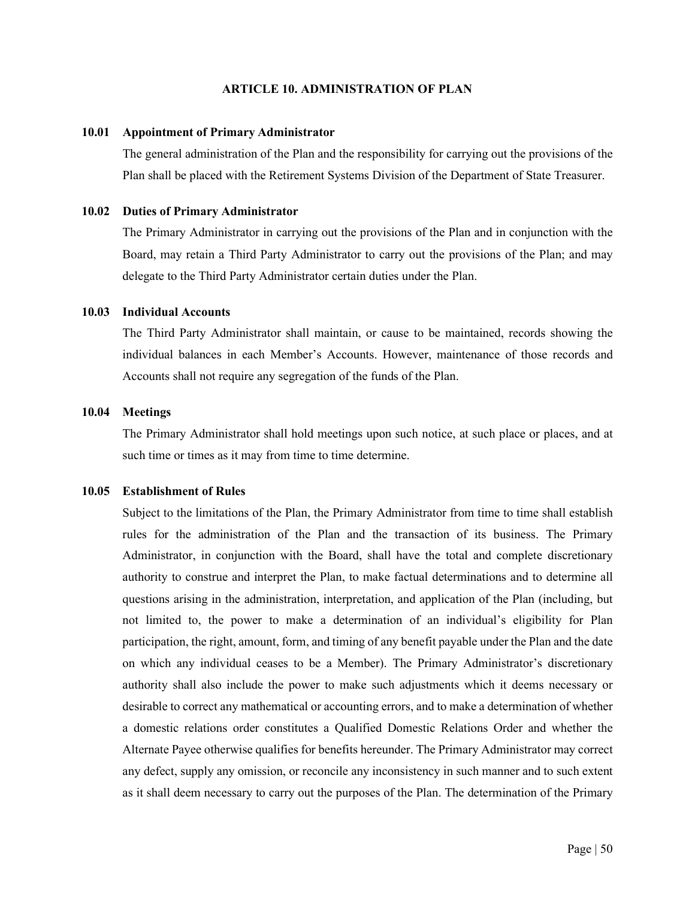## ARTICLE 10. ADMINISTRATION OF PLAN

### 10.01 Appointment of Primary Administrator

The general administration of the Plan and the responsibility for carrying out the provisions of the Plan shall be placed with the Retirement Systems Division of the Department of State Treasurer.

### 10.02 Duties of Primary Administrator

The Primary Administrator in carrying out the provisions of the Plan and in conjunction with the Board, may retain a Third Party Administrator to carry out the provisions of the Plan; and may delegate to the Third Party Administrator certain duties under the Plan.

### 10.03 Individual Accounts

The Third Party Administrator shall maintain, or cause to be maintained, records showing the individual balances in each Member's Accounts. However, maintenance of those records and Accounts shall not require any segregation of the funds of the Plan.

### 10.04 Meetings

The Primary Administrator shall hold meetings upon such notice, at such place or places, and at such time or times as it may from time to time determine.

### 10.05 Establishment of Rules

Subject to the limitations of the Plan, the Primary Administrator from time to time shall establish rules for the administration of the Plan and the transaction of its business. The Primary Administrator, in conjunction with the Board, shall have the total and complete discretionary authority to construe and interpret the Plan, to make factual determinations and to determine all questions arising in the administration, interpretation, and application of the Plan (including, but not limited to, the power to make a determination of an individual's eligibility for Plan participation, the right, amount, form, and timing of any benefit payable under the Plan and the date on which any individual ceases to be a Member). The Primary Administrator's discretionary authority shall also include the power to make such adjustments which it deems necessary or desirable to correct any mathematical or accounting errors, and to make a determination of whether a domestic relations order constitutes a Qualified Domestic Relations Order and whether the Alternate Payee otherwise qualifies for benefits hereunder. The Primary Administrator may correct any defect, supply any omission, or reconcile any inconsistency in such manner and to such extent as it shall deem necessary to carry out the purposes of the Plan. The determination of the Primary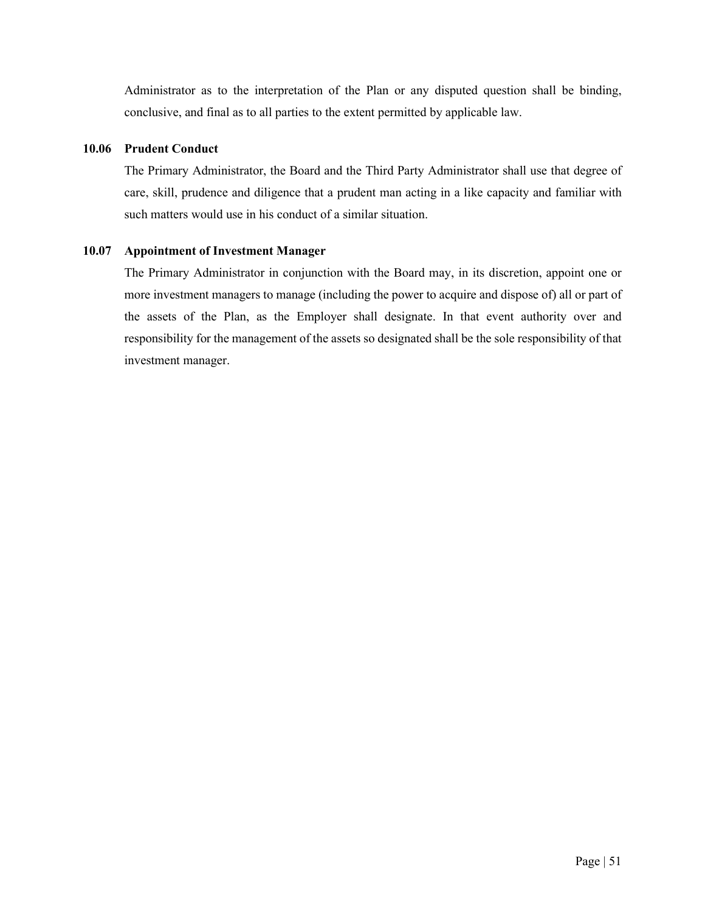Administrator as to the interpretation of the Plan or any disputed question shall be binding, conclusive, and final as to all parties to the extent permitted by applicable law.

### 10.06 Prudent Conduct

The Primary Administrator, the Board and the Third Party Administrator shall use that degree of care, skill, prudence and diligence that a prudent man acting in a like capacity and familiar with such matters would use in his conduct of a similar situation.

### 10.07 Appointment of Investment Manager

The Primary Administrator in conjunction with the Board may, in its discretion, appoint one or more investment managers to manage (including the power to acquire and dispose of) all or part of the assets of the Plan, as the Employer shall designate. In that event authority over and responsibility for the management of the assets so designated shall be the sole responsibility of that investment manager.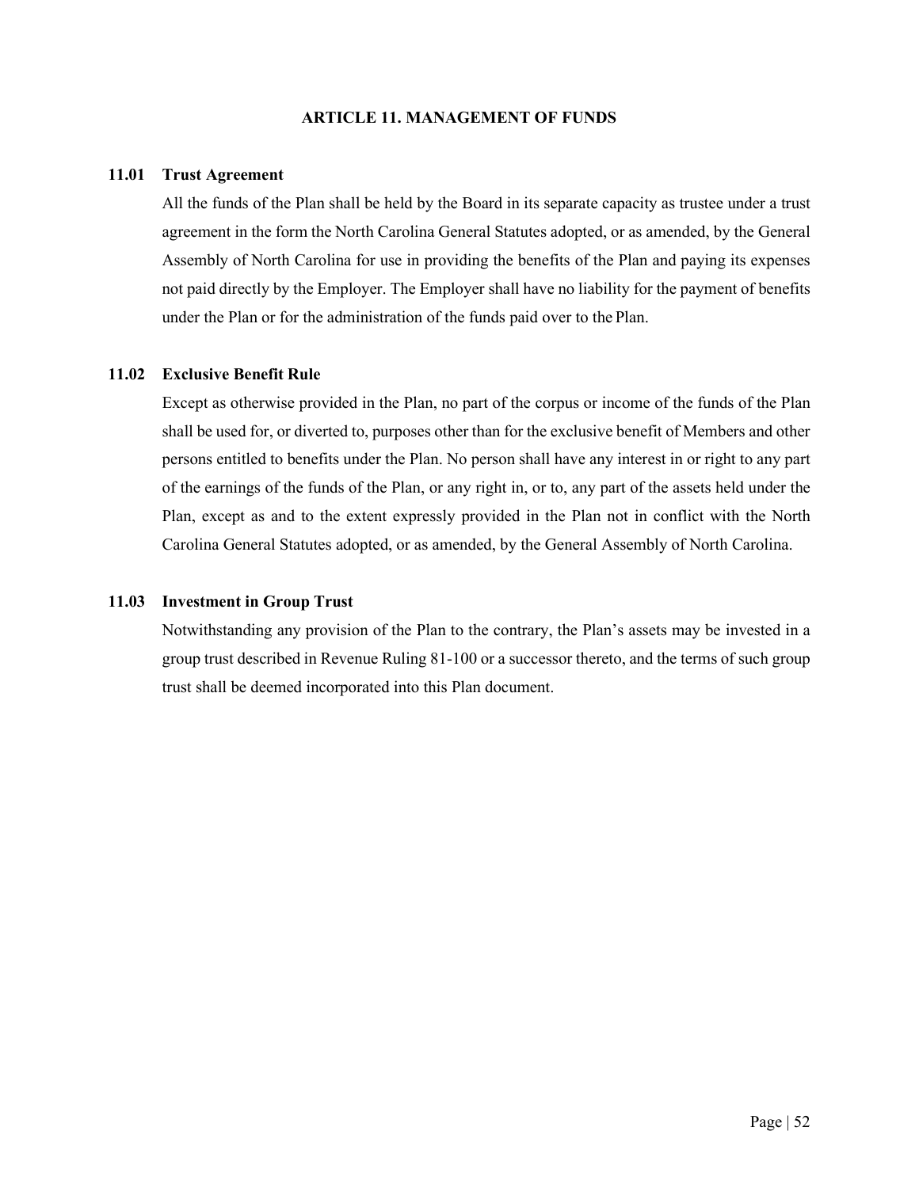## ARTICLE 11. MANAGEMENT OF FUNDS

### 11.01 Trust Agreement

All the funds of the Plan shall be held by the Board in its separate capacity as trustee under a trust agreement in the form the North Carolina General Statutes adopted, or as amended, by the General Assembly of North Carolina for use in providing the benefits of the Plan and paying its expenses not paid directly by the Employer. The Employer shall have no liability for the payment of benefits under the Plan or for the administration of the funds paid over to the Plan.

### 11.02 Exclusive Benefit Rule

Except as otherwise provided in the Plan, no part of the corpus or income of the funds of the Plan shall be used for, or diverted to, purposes other than for the exclusive benefit of Members and other persons entitled to benefits under the Plan. No person shall have any interest in or right to any part of the earnings of the funds of the Plan, or any right in, or to, any part of the assets held under the Plan, except as and to the extent expressly provided in the Plan not in conflict with the North Carolina General Statutes adopted, or as amended, by the General Assembly of North Carolina.

### 11.03 Investment in Group Trust

Notwithstanding any provision of the Plan to the contrary, the Plan's assets may be invested in a group trust described in Revenue Ruling 81-100 or a successor thereto, and the terms of such group trust shall be deemed incorporated into this Plan document.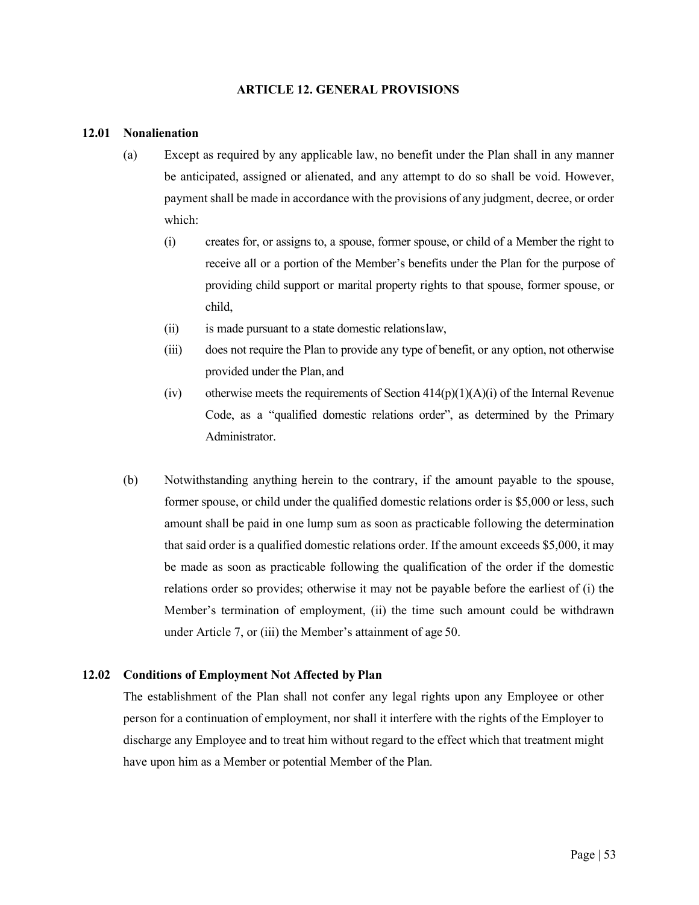## ARTICLE 12. GENERAL PROVISIONS

### 12.01 Nonalienation

(a) Except as required by any applicable law, no benefit under the Plan shall in any manner be anticipated, assigned or alienated, and any attempt to do so shall be void. However, payment shall be made in accordance with the provisions of any judgment, decree, or order which:

(i) creates for, or assigns to, a spouse, former spouse, or child of a Member the right to receive all or a portion of the Member's benefits under the Plan for the purpose of providing child support or marital property rights to that spouse, former spouse, or child,

(ii) is made pursuant to a state domestic relationslaw,

(iii) does not require the Plan to provide any type of benefit, or any option, not otherwise provided under the Plan, and

(iv) otherwise meets the requirements of Section 414(p)(1)(A)(i) of the Internal Revenue Code, as a "qualified domestic relations order", as determined by the Primary Administrator.

(b) Notwithstanding anything herein to the contrary, if the amount payable to the spouse, former spouse, or child under the qualified domestic relations order is $5,000 or less, such amount shall be paid in one lump sum as soon as practicable following the determination that said order is a qualified domestic relations order. If the amount exceeds $5,000, it may be made as soon as practicable following the qualification of the order if the domestic relations order so provides; otherwise it may not be payable before the earliest of (i) the Member's termination of employment, (ii) the time such amount could be withdrawn under Article 7, or (iii) the Member's attainment of age 50.

### 12.02 Conditions of Employment Not Affected by Plan

The establishment of the Plan shall not confer any legal rights upon any Employee or other person for a continuation of employment, nor shall it interfere with the rights of the Employer to discharge any Employee and to treat him without regard to the effect which that treatment might have upon him as a Member or potential Member of the Plan.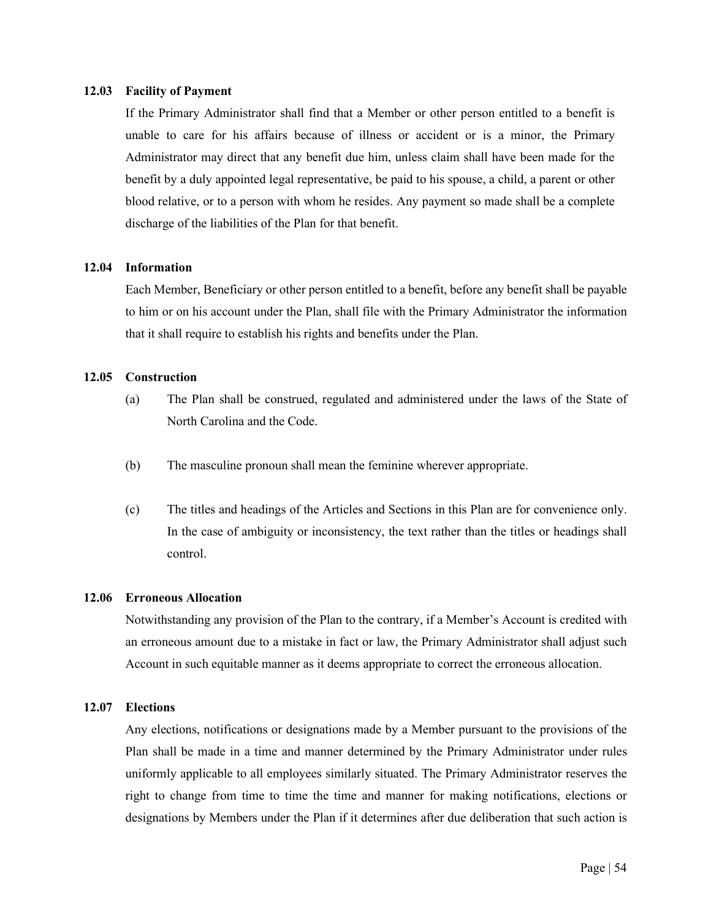### 12.03 Facility of Payment

If the Primary Administrator shall find that a Member or other person entitled to a benefit is unable to care for his affairs because of illness or accident or is a minor, the Primary Administrator may direct that any benefit due him, unless claim shall have been made for the benefit by a duly appointed legal representative, be paid to his spouse, a child, a parent or other blood relative, or to a person with whom he resides. Any payment so made shall be a complete discharge of the liabilities of the Plan for that benefit.

### 12.04 Information

Each Member, Beneficiary or other person entitled to a benefit, before any benefit shall be payable to him or on his account under the Plan, shall file with the Primary Administrator the information that it shall require to establish his rights and benefits under the Plan.

### 12.05 Construction

(a) The Plan shall be construed, regulated and administered under the laws of the State of North Carolina and the Code.

(b) The masculine pronoun shall mean the feminine wherever appropriate.

(c) The titles and headings of the Articles and Sections in this Plan are for convenience only. In the case of ambiguity or inconsistency, the text rather than the titles or headings shall control.

### 12.06 Erroneous Allocation

Notwithstanding any provision of the Plan to the contrary, if a Member's Account is credited with an erroneous amount due to a mistake in fact or law, the Primary Administrator shall adjust such Account in such equitable manner as it deems appropriate to correct the erroneous allocation.

### 12.07 Elections

Any elections, notifications or designations made by a Member pursuant to the provisions of the Plan shall be made in a time and manner determined by the Primary Administrator under rules uniformly applicable to all employees similarly situated. The Primary Administrator reserves the right to change from time to time the time and manner for making notifications, elections or designations by Members under the Plan if it determines after due deliberation that such action is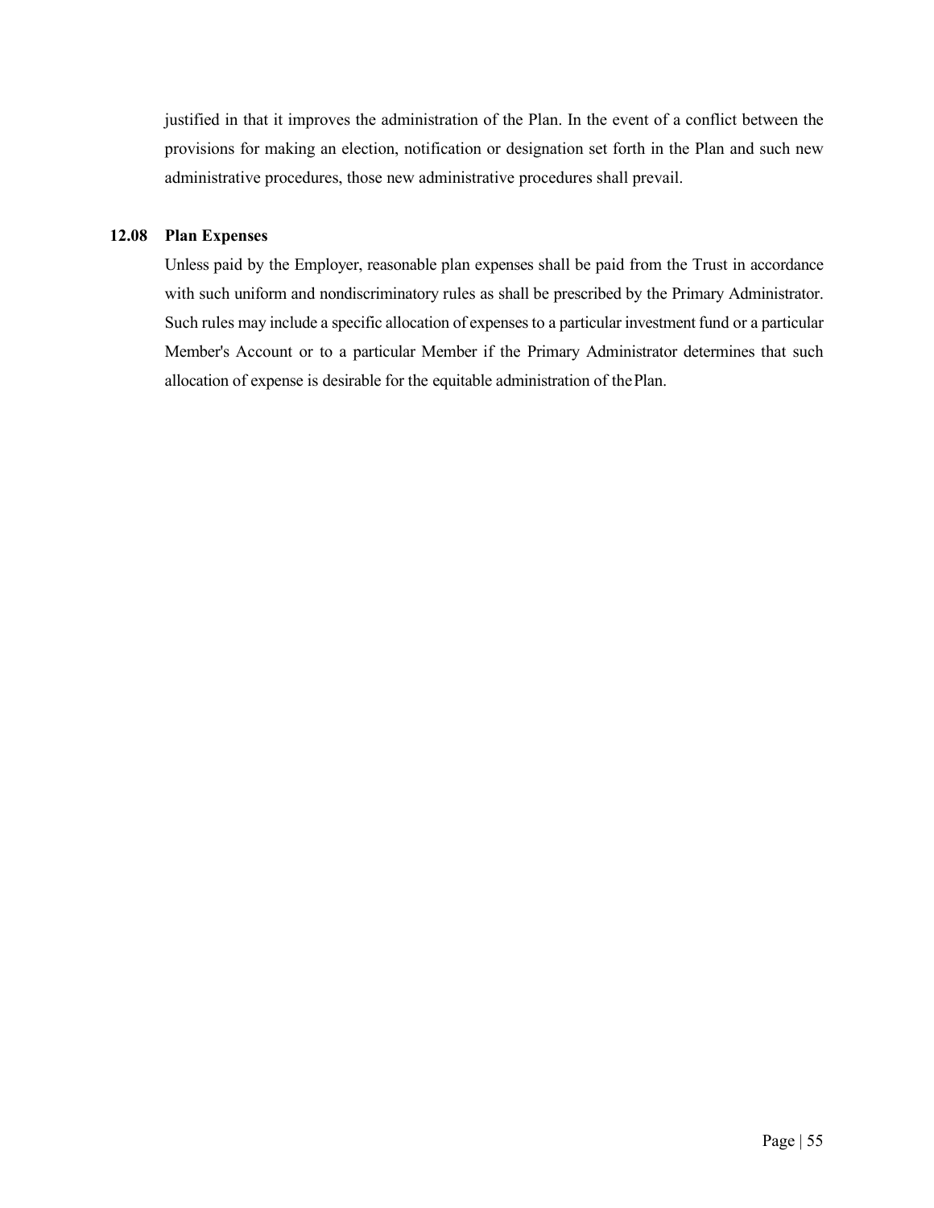justified in that it improves the administration of the Plan. In the event of a conflict between the provisions for making an election, notification or designation set forth in the Plan and such new administrative procedures, those new administrative procedures shall prevail.

**12.08 Plan Expenses**

Unless paid by the Employer, reasonable plan expenses shall be paid from the Trust in accordance with such uniform and nondiscriminatory rules as shall be prescribed by the Primary Administrator. Such rules may include a specific allocation of expenses to a particular investment fund or a particular Member's Account or to a particular Member if the Primary Administrator determines that such allocation of expense is desirable for the equitable administration of the Plan.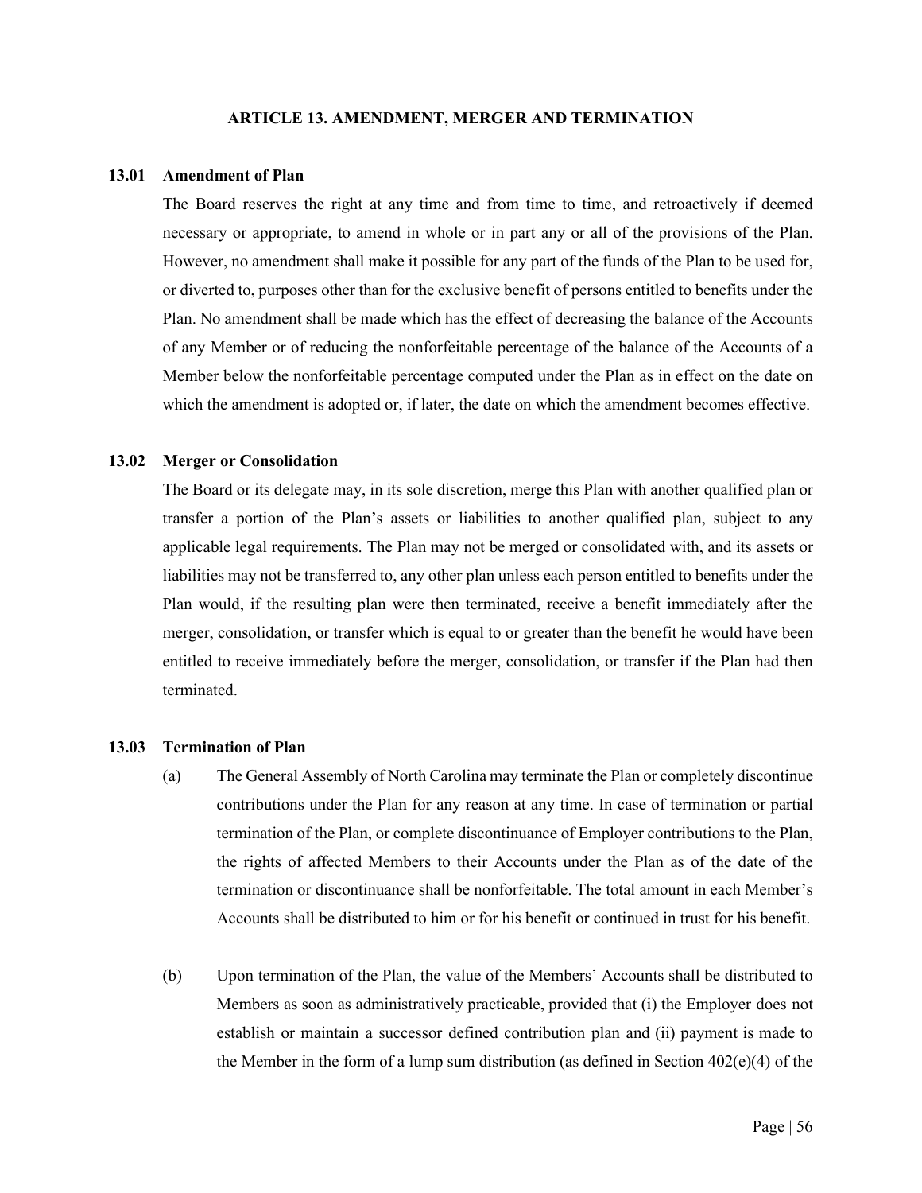## ARTICLE 13. AMENDMENT, MERGER AND TERMINATION

### 13.01 Amendment of Plan

The Board reserves the right at any time and from time to time, and retroactively if deemed necessary or appropriate, to amend in whole or in part any or all of the provisions of the Plan. However, no amendment shall make it possible for any part of the funds of the Plan to be used for, or diverted to, purposes other than for the exclusive benefit of persons entitled to benefits under the Plan. No amendment shall be made which has the effect of decreasing the balance of the Accounts of any Member or of reducing the nonforfeitable percentage of the balance of the Accounts of a Member below the nonforfeitable percentage computed under the Plan as in effect on the date on which the amendment is adopted or, if later, the date on which the amendment becomes effective.

### 13.02 Merger or Consolidation

The Board or its delegate may, in its sole discretion, merge this Plan with another qualified plan or transfer a portion of the Plan's assets or liabilities to another qualified plan, subject to any applicable legal requirements. The Plan may not be merged or consolidated with, and its assets or liabilities may not be transferred to, any other plan unless each person entitled to benefits under the Plan would, if the resulting plan were then terminated, receive a benefit immediately after the merger, consolidation, or transfer which is equal to or greater than the benefit he would have been entitled to receive immediately before the merger, consolidation, or transfer if the Plan had then terminated.

### 13.03 Termination of Plan

(a) The General Assembly of North Carolina may terminate the Plan or completely discontinue contributions under the Plan for any reason at any time. In case of termination or partial termination of the Plan, or complete discontinuance of Employer contributions to the Plan, the rights of affected Members to their Accounts under the Plan as of the date of the termination or discontinuance shall be nonforfeitable. The total amount in each Member's Accounts shall be distributed to him or for his benefit or continued in trust for his benefit.

(b) Upon termination of the Plan, the value of the Members' Accounts shall be distributed to Members as soon as administratively practicable, provided that (i) the Employer does not establish or maintain a successor defined contribution plan and (ii) payment is made to the Member in the form of a lump sum distribution (as defined in Section 402(e)(4) of the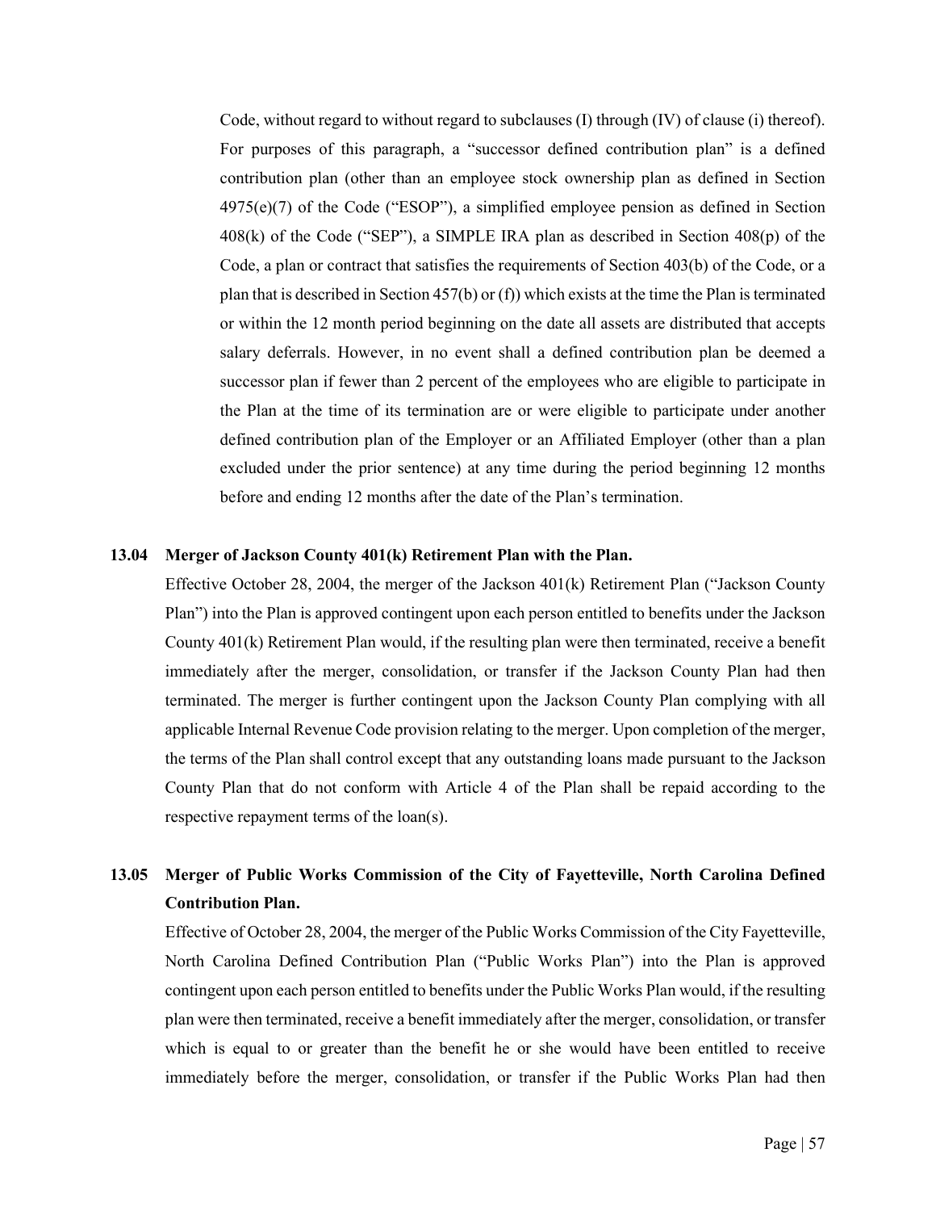Code, without regard to without regard to subclauses (I) through (IV) of clause (i) thereof). For purposes of this paragraph, a "successor defined contribution plan" is a defined contribution plan (other than an employee stock ownership plan as defined in Section 4975(e)(7) of the Code ("ESOP"), a simplified employee pension as defined in Section 408(k) of the Code ("SEP"), a SIMPLE IRA plan as described in Section 408(p) of the Code, a plan or contract that satisfies the requirements of Section 403(b) of the Code, or a plan that is described in Section 457(b) or (f)) which exists at the time the Plan is terminated or within the 12 month period beginning on the date all assets are distributed that accepts salary deferrals. However, in no event shall a defined contribution plan be deemed a successor plan if fewer than 2 percent of the employees who are eligible to participate in the Plan at the time of its termination are or were eligible to participate under another defined contribution plan of the Employer or an Affiliated Employer (other than a plan excluded under the prior sentence) at any time during the period beginning 12 months before and ending 12 months after the date of the Plan's termination.

**13.04 Merger of Jackson County 401(k) Retirement Plan with the Plan.**

Effective October 28, 2004, the merger of the Jackson 401(k) Retirement Plan ("Jackson County Plan") into the Plan is approved contingent upon each person entitled to benefits under the Jackson County 401(k) Retirement Plan would, if the resulting plan were then terminated, receive a benefit immediately after the merger, consolidation, or transfer if the Jackson County Plan had then terminated. The merger is further contingent upon the Jackson County Plan complying with all applicable Internal Revenue Code provision relating to the merger. Upon completion of the merger, the terms of the Plan shall control except that any outstanding loans made pursuant to the Jackson County Plan that do not conform with Article 4 of the Plan shall be repaid according to the respective repayment terms of the loan(s).

**13.05 Merger of Public Works Commission of the City of Fayetteville, North Carolina Defined Contribution Plan.**

Effective of October 28, 2004, the merger of the Public Works Commission of the City Fayetteville, North Carolina Defined Contribution Plan ("Public Works Plan") into the Plan is approved contingent upon each person entitled to benefits under the Public Works Plan would, if the resulting plan were then terminated, receive a benefit immediately after the merger, consolidation, or transfer which is equal to or greater than the benefit he or she would have been entitled to receive immediately before the merger, consolidation, or transfer if the Public Works Plan had then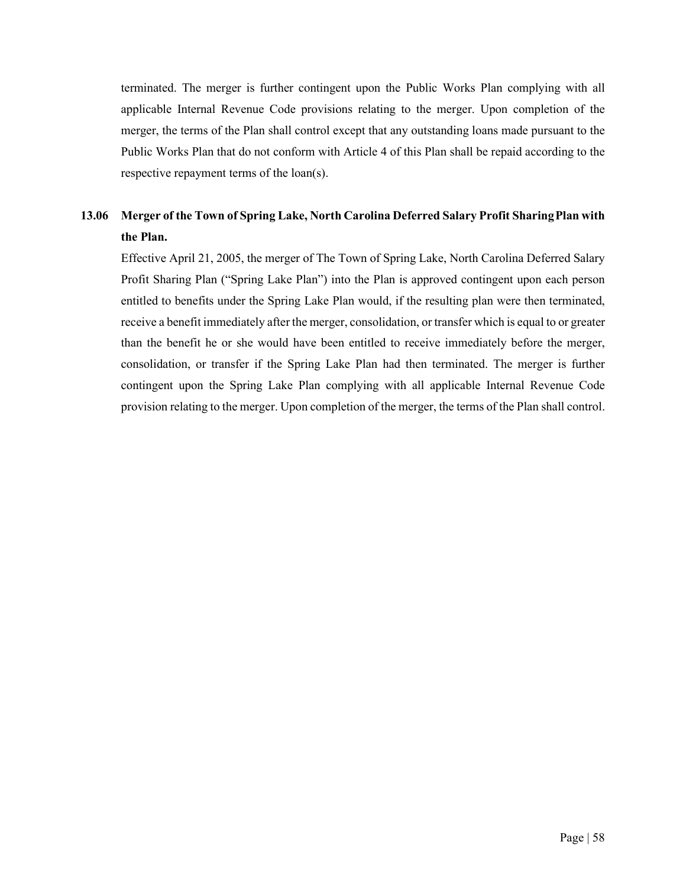terminated. The merger is further contingent upon the Public Works Plan complying with all applicable Internal Revenue Code provisions relating to the merger. Upon completion of the merger, the terms of the Plan shall control except that any outstanding loans made pursuant to the Public Works Plan that do not conform with Article 4 of this Plan shall be repaid according to the respective repayment terms of the loan(s).

**13.06 Merger of the Town of Spring Lake, North Carolina Deferred Salary Profit Sharing Plan with the Plan.**

Effective April 21, 2005, the merger of The Town of Spring Lake, North Carolina Deferred Salary Profit Sharing Plan ("Spring Lake Plan") into the Plan is approved contingent upon each person entitled to benefits under the Spring Lake Plan would, if the resulting plan were then terminated, receive a benefit immediately after the merger, consolidation, or transfer which is equal to or greater than the benefit he or she would have been entitled to receive immediately before the merger, consolidation, or transfer if the Spring Lake Plan had then terminated. The merger is further contingent upon the Spring Lake Plan complying with all applicable Internal Revenue Code provision relating to the merger. Upon completion of the merger, the terms of the Plan shall control.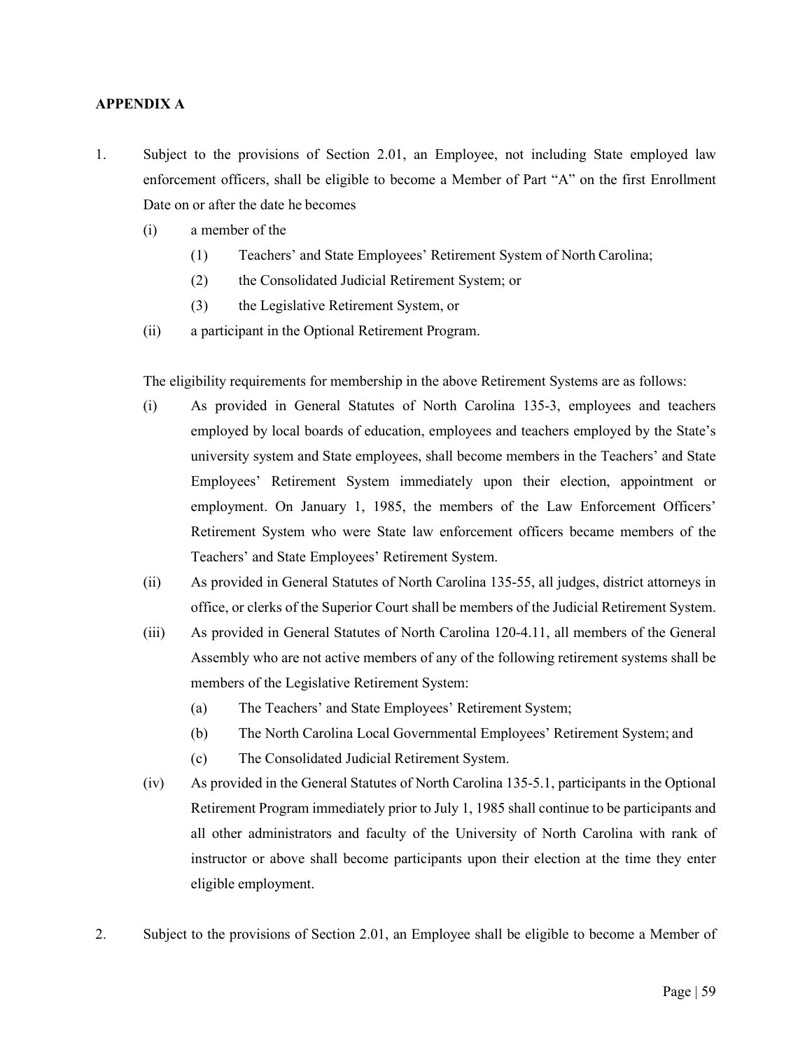**APPENDIX A**

1. Subject to the provisions of Section 2.01, an Employee, not including State employed law enforcement officers, shall be eligible to become a Member of Part "A" on the first Enrollment Date on or after the date he becomes

    (i) a member of the

        (1) Teachers' and State Employees' Retirement System of North Carolina;

        (2) the Consolidated Judicial Retirement System; or

        (3) the Legislative Retirement System, or

    (ii) a participant in the Optional Retirement Program.

    The eligibility requirements for membership in the above Retirement Systems are as follows:

    (i) As provided in General Statutes of North Carolina 135-3, employees and teachers employed by local boards of education, employees and teachers employed by the State's university system and State employees, shall become members in the Teachers' and State Employees' Retirement System immediately upon their election, appointment or employment. On January 1, 1985, the members of the Law Enforcement Officers' Retirement System who were State law enforcement officers became members of the Teachers' and State Employees' Retirement System.

    (ii) As provided in General Statutes of North Carolina 135-55, all judges, district attorneys in office, or clerks of the Superior Court shall be members of the Judicial Retirement System.

    (iii) As provided in General Statutes of North Carolina 120-4.11, all members of the General Assembly who are not active members of any of the following retirement systems shall be members of the Legislative Retirement System:

        (a) The Teachers' and State Employees' Retirement System;

        (b) The North Carolina Local Governmental Employees' Retirement System; and

        (c) The Consolidated Judicial Retirement System.

    (iv) As provided in the General Statutes of North Carolina 135-5.1, participants in the Optional Retirement Program immediately prior to July 1, 1985 shall continue to be participants and all other administrators and faculty of the University of North Carolina with rank of instructor or above shall become participants upon their election at the time they enter eligible employment.

2. Subject to the provisions of Section 2.01, an Employee shall be eligible to become a Member of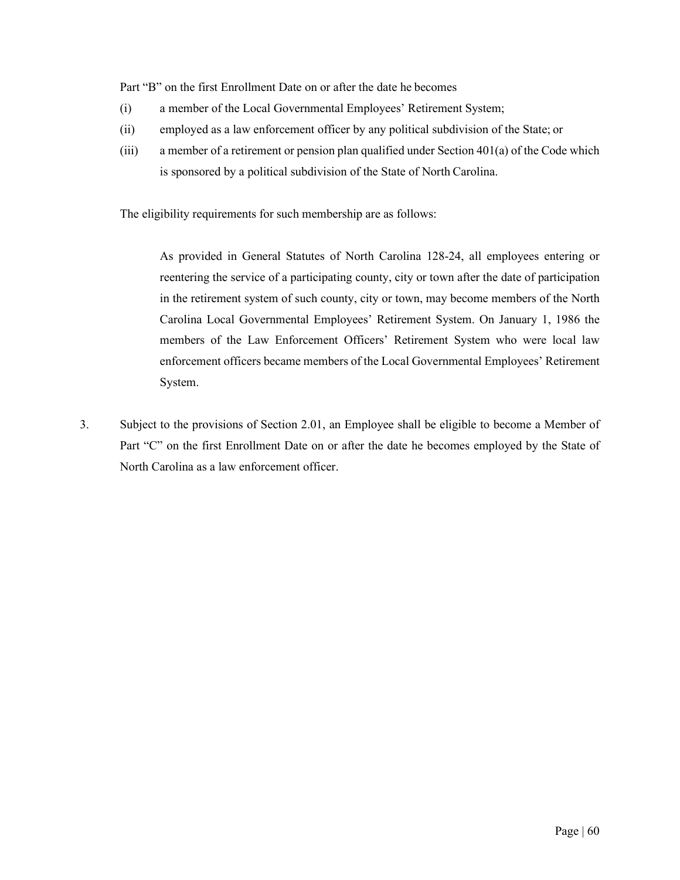Part "B" on the first Enrollment Date on or after the date he becomes

(i) a member of the Local Governmental Employees' Retirement System;

(ii) employed as a law enforcement officer by any political subdivision of the State; or

(iii) a member of a retirement or pension plan qualified under Section 401(a) of the Code which is sponsored by a political subdivision of the State of North Carolina.

The eligibility requirements for such membership are as follows:

> As provided in General Statutes of North Carolina 128-24, all employees entering or reentering the service of a participating county, city or town after the date of participation in the retirement system of such county, city or town, may become members of the North Carolina Local Governmental Employees' Retirement System. On January 1, 1986 the members of the Law Enforcement Officers' Retirement System who were local law enforcement officers became members of the Local Governmental Employees' Retirement System.

3. Subject to the provisions of Section 2.01, an Employee shall be eligible to become a Member of Part "C" on the first Enrollment Date on or after the date he becomes employed by the State of North Carolina as a law enforcement officer.